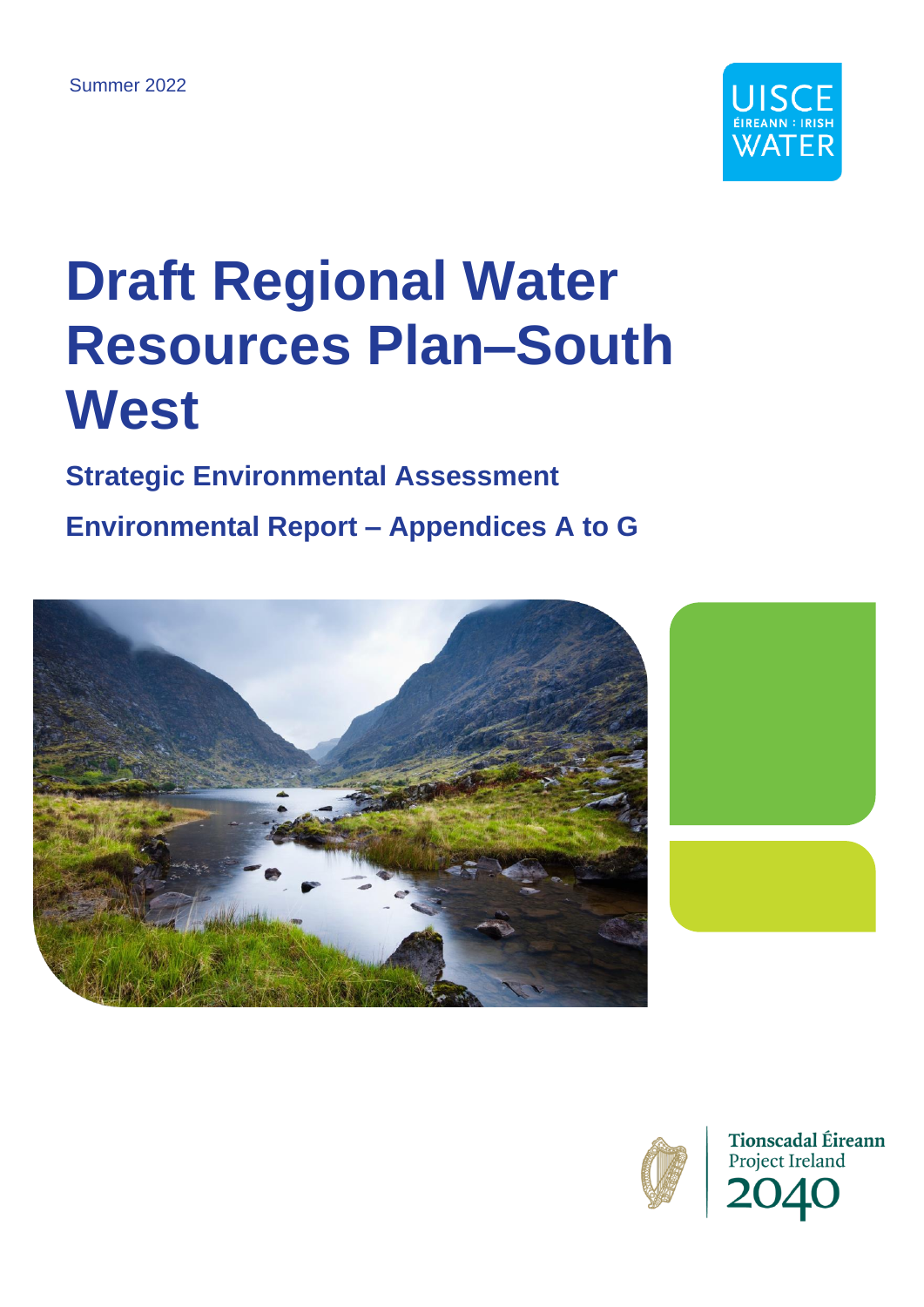Summer 2022

UISCE ÉIREANN : IRISH WATER

# Draft Regional Water Resources Plan–South West

## Strategic Environmental Assessment

## Environmental Report – Appendices A to G

Tionscadal Éireann
Project Ireland
2040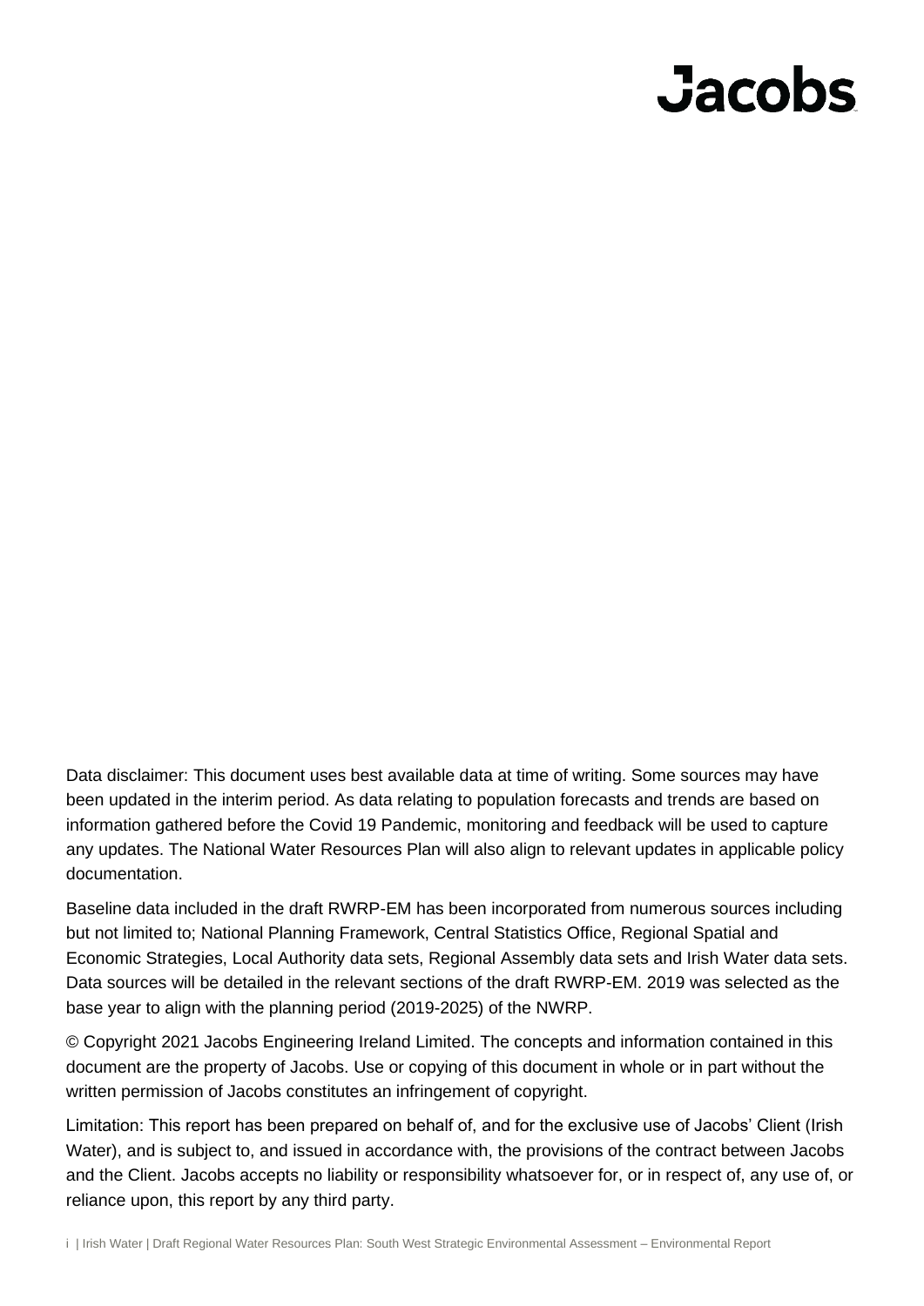Data disclaimer: This document uses best available data at time of writing. Some sources may have been updated in the interim period. As data relating to population forecasts and trends are based on information gathered before the Covid 19 Pandemic, monitoring and feedback will be used to capture any updates. The National Water Resources Plan will also align to relevant updates in applicable policy documentation.

Baseline data included in the draft RWRP-EM has been incorporated from numerous sources including but not limited to; National Planning Framework, Central Statistics Office, Regional Spatial and Economic Strategies, Local Authority data sets, Regional Assembly data sets and Irish Water data sets. Data sources will be detailed in the relevant sections of the draft RWRP-EM. 2019 was selected as the base year to align with the planning period (2019-2025) of the NWRP.

© Copyright 2021 Jacobs Engineering Ireland Limited. The concepts and information contained in this document are the property of Jacobs. Use or copying of this document in whole or in part without the written permission of Jacobs constitutes an infringement of copyright.

Limitation: This report has been prepared on behalf of, and for the exclusive use of Jacobs' Client (Irish Water), and is subject to, and issued in accordance with, the provisions of the contract between Jacobs and the Client. Jacobs accepts no liability or responsibility whatsoever for, or in respect of, any use of, or reliance upon, this report by any third party.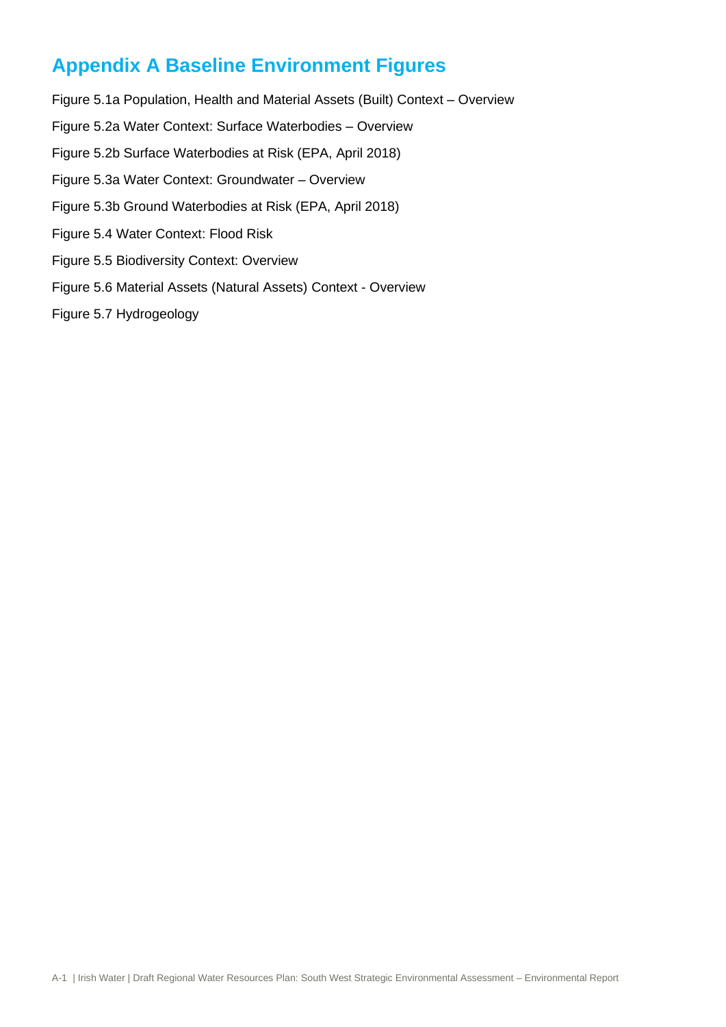# Appendix A Baseline Environment Figures

Figure 5.1a Population, Health and Material Assets (Built) Context – Overview

Figure 5.2a Water Context: Surface Waterbodies – Overview

Figure 5.2b Surface Waterbodies at Risk (EPA, April 2018)

Figure 5.3a Water Context: Groundwater – Overview

Figure 5.3b Ground Waterbodies at Risk (EPA, April 2018)

Figure 5.4 Water Context: Flood Risk

Figure 5.5 Biodiversity Context: Overview

Figure 5.6 Material Assets (Natural Assets) Context - Overview

Figure 5.7 Hydrogeology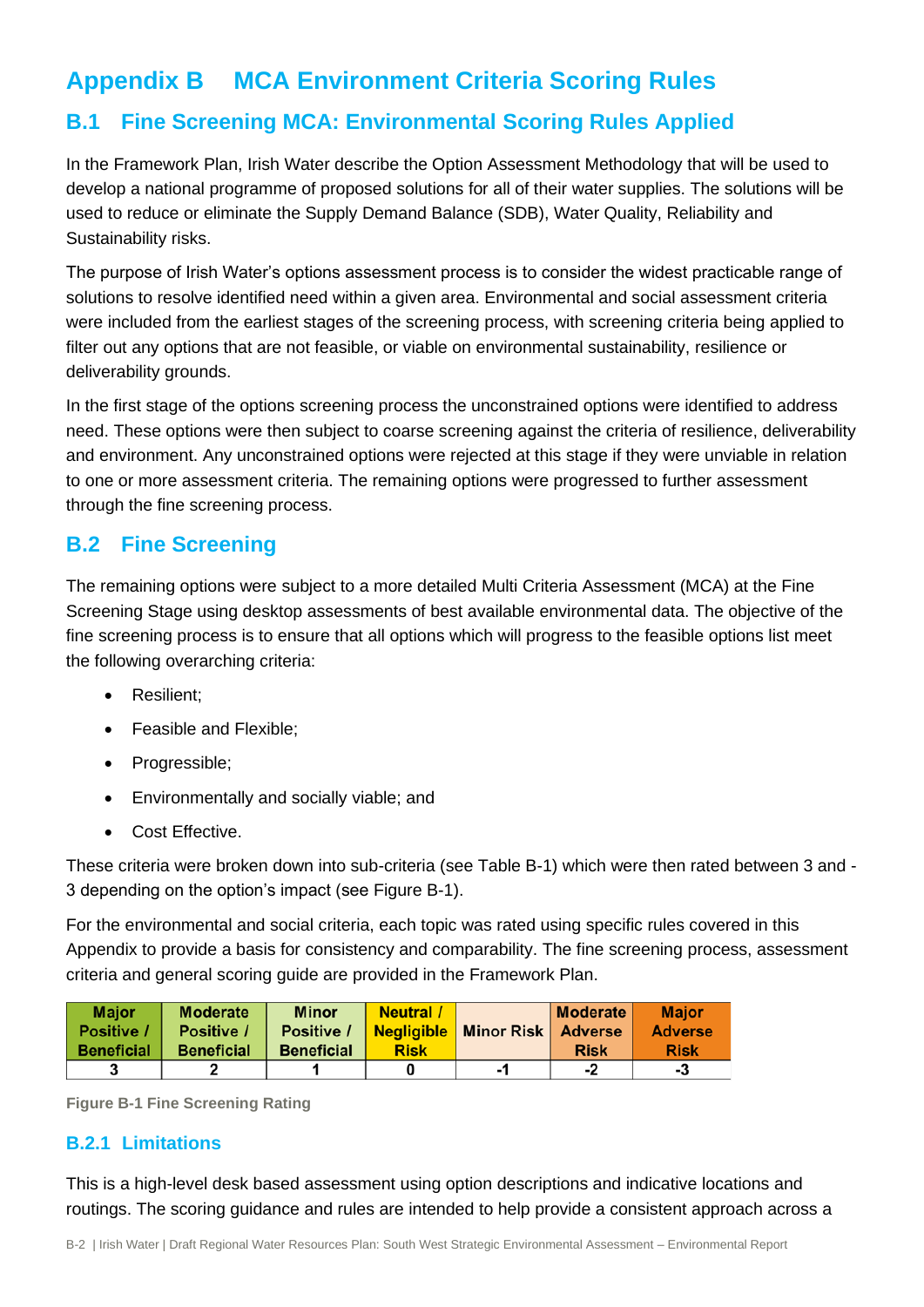# Appendix B MCA Environment Criteria Scoring Rules

## B.1 Fine Screening MCA: Environmental Scoring Rules Applied

In the Framework Plan, Irish Water describe the Option Assessment Methodology that will be used to develop a national programme of proposed solutions for all of their water supplies. The solutions will be used to reduce or eliminate the Supply Demand Balance (SDB), Water Quality, Reliability and Sustainability risks.

The purpose of Irish Water's options assessment process is to consider the widest practicable range of solutions to resolve identified need within a given area. Environmental and social assessment criteria were included from the earliest stages of the screening process, with screening criteria being applied to filter out any options that are not feasible, or viable on environmental sustainability, resilience or deliverability grounds.

In the first stage of the options screening process the unconstrained options were identified to address need. These options were then subject to coarse screening against the criteria of resilience, deliverability and environment. Any unconstrained options were rejected at this stage if they were unviable in relation to one or more assessment criteria. The remaining options were progressed to further assessment through the fine screening process.

## B.2 Fine Screening

The remaining options were subject to a more detailed Multi Criteria Assessment (MCA) at the Fine Screening Stage using desktop assessments of best available environmental data. The objective of the fine screening process is to ensure that all options which will progress to the feasible options list meet the following overarching criteria:

- Resilient;
- Feasible and Flexible;
- Progressible;
- Environmentally and socially viable; and
- Cost Effective.

These criteria were broken down into sub-criteria (see Table B-1) which were then rated between 3 and -3 depending on the option's impact (see Figure B-1).

For the environmental and social criteria, each topic was rated using specific rules covered in this Appendix to provide a basis for consistency and comparability. The fine screening process, assessment criteria and general scoring guide are provided in the Framework Plan.

| Major Positive / Beneficial | Moderate Positive / Beneficial | Minor Positive / Beneficial | Neutral / Negligible Risk | Minor Risk | Moderate Adverse Risk | Major Adverse Risk |
|---|---|---|---|---|---|---|
| 3 | 2 | 1 | 0 | -1 | -2 | -3 |

Figure B-1 Fine Screening Rating

### B.2.1 Limitations

This is a high-level desk based assessment using option descriptions and indicative locations and routings. The scoring guidance and rules are intended to help provide a consistent approach across a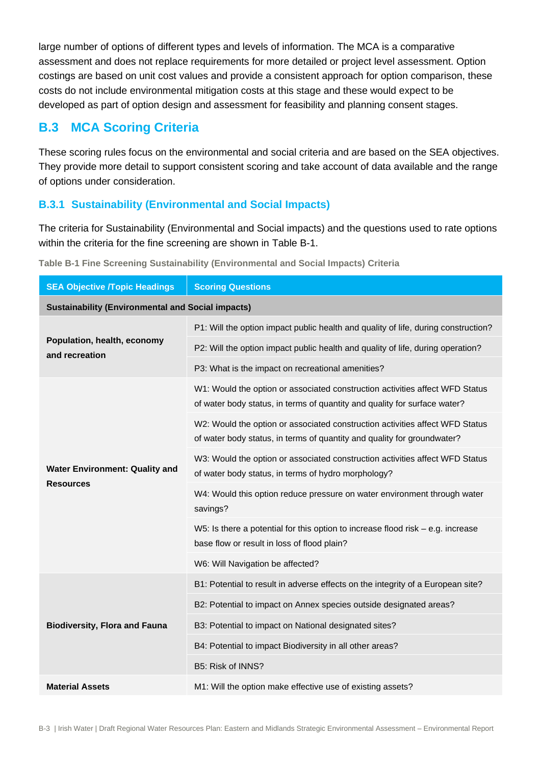large number of options of different types and levels of information. The MCA is a comparative assessment and does not replace requirements for more detailed or project level assessment. Option costings are based on unit cost values and provide a consistent approach for option comparison, these costs do not include environmental mitigation costs at this stage and these would expect to be developed as part of option design and assessment for feasibility and planning consent stages.

## B.3 MCA Scoring Criteria

These scoring rules focus on the environmental and social criteria and are based on the SEA objectives. They provide more detail to support consistent scoring and take account of data available and the range of options under consideration.

### B.3.1 Sustainability (Environmental and Social Impacts)

The criteria for Sustainability (Environmental and Social impacts) and the questions used to rate options within the criteria for the fine screening are shown in Table B-1.

**Table B-1 Fine Screening Sustainability (Environmental and Social Impacts) Criteria**

| SEA Objective /Topic Headings | Scoring Questions |
|---|---|
| **Sustainability (Environmental and Social impacts)** | |
| **Population, health, economy and recreation** | P1: Will the option impact public health and quality of life, during construction? |
| | P2: Will the option impact public health and quality of life, during operation? |
| | P3: What is the impact on recreational amenities? |
| **Water Environment: Quality and Resources** | W1: Would the option or associated construction activities affect WFD Status of water body status, in terms of quantity and quality for surface water? |
| | W2: Would the option or associated construction activities affect WFD Status of water body status, in terms of quantity and quality for groundwater? |
| | W3: Would the option or associated construction activities affect WFD Status of water body status, in terms of hydro morphology? |
| | W4: Would this option reduce pressure on water environment through water savings? |
| | W5: Is there a potential for this option to increase flood risk – e.g. increase base flow or result in loss of flood plain? |
| | W6: Will Navigation be affected? |
| **Biodiversity, Flora and Fauna** | B1: Potential to result in adverse effects on the integrity of a European site? |
| | B2: Potential to impact on Annex species outside designated areas? |
| | B3: Potential to impact on National designated sites? |
| | B4: Potential to impact Biodiversity in all other areas? |
| | B5: Risk of INNS? |
| **Material Assets** | M1: Will the option make effective use of existing assets? |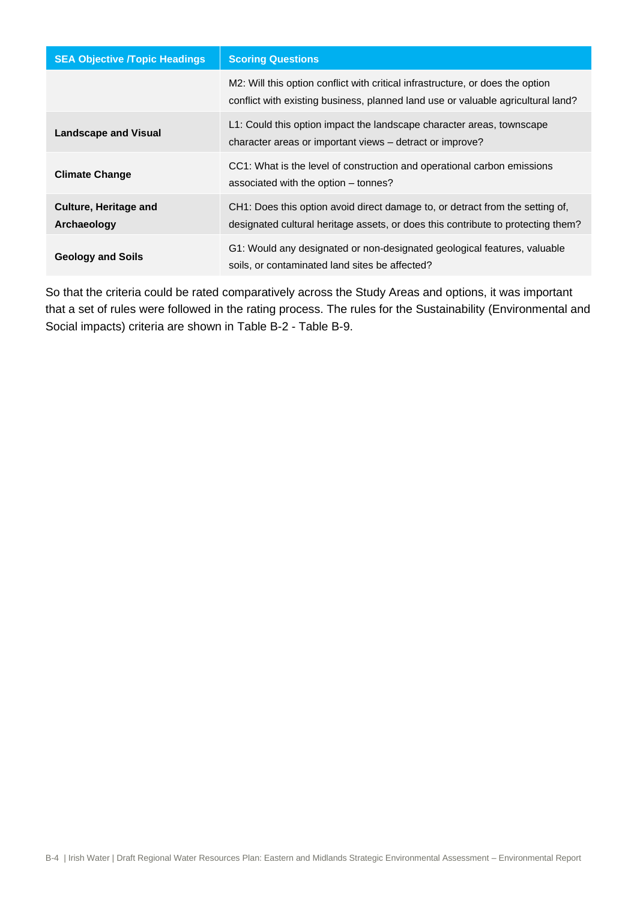| SEA Objective /Topic Headings | Scoring Questions |
| --- | --- |
| | M2: Will this option conflict with critical infrastructure, or does the option conflict with existing business, planned land use or valuable agricultural land? |
| **Landscape and Visual** | L1: Could this option impact the landscape character areas, townscape character areas or important views – detract or improve? |
| **Climate Change** | CC1: What is the level of construction and operational carbon emissions associated with the option – tonnes? |
| **Culture, Heritage and Archaeology** | CH1: Does this option avoid direct damage to, or detract from the setting of, designated cultural heritage assets, or does this contribute to protecting them? |
| **Geology and Soils** | G1: Would any designated or non-designated geological features, valuable soils, or contaminated land sites be affected? |

So that the criteria could be rated comparatively across the Study Areas and options, it was important that a set of rules were followed in the rating process. The rules for the Sustainability (Environmental and Social impacts) criteria are shown in Table B-2 - Table B-9.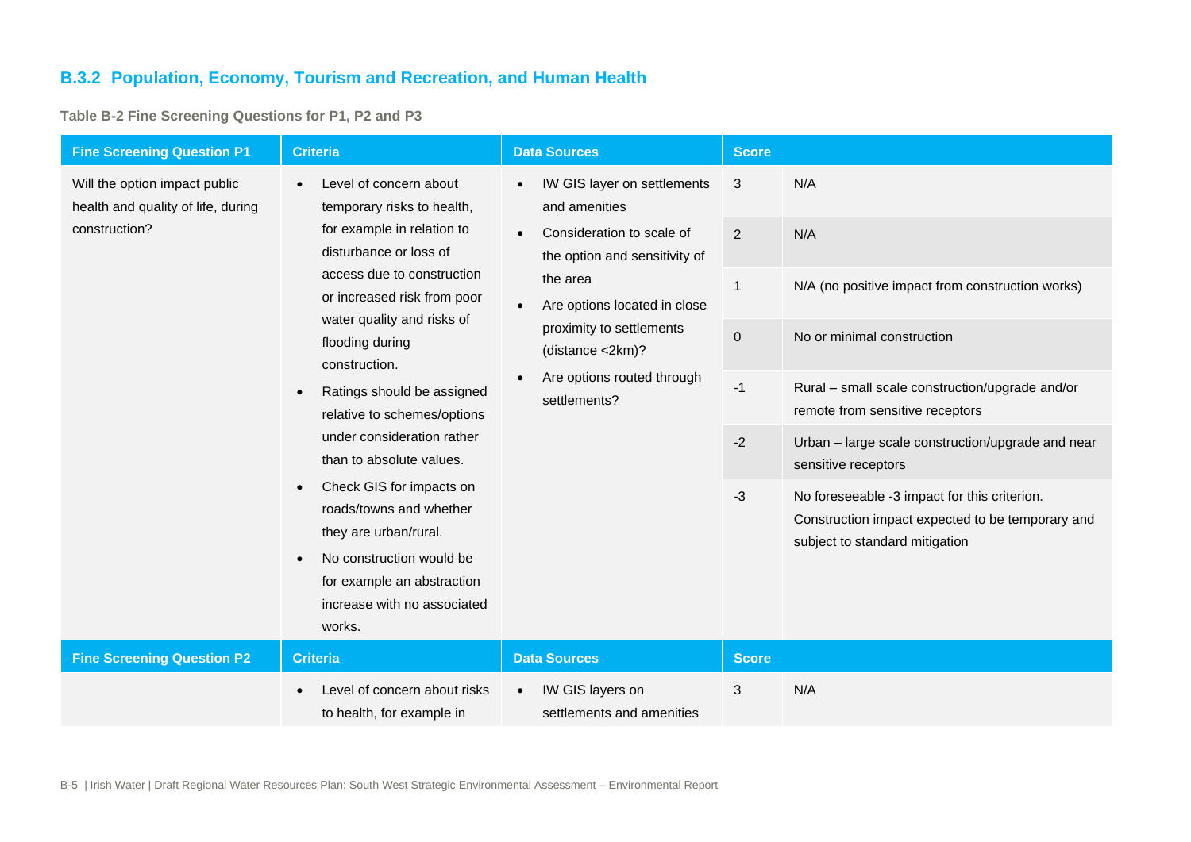### B.3.2 Population, Economy, Tourism and Recreation, and Human Health

**Table B-2 Fine Screening Questions for P1, P2 and P3**

| Fine Screening Question P1 | Criteria | Data Sources | Score | |
|---|---|---|---|---|
| Will the option impact public health and quality of life, during construction? | • Level of concern about temporary risks to health, for example in relation to disturbance or loss of access due to construction or increased risk from poor water quality and risks of flooding during construction.<br>• Ratings should be assigned relative to schemes/options under consideration rather than to absolute values.<br>• Check GIS for impacts on roads/towns and whether they are urban/rural.<br>• No construction would be for example an abstraction increase with no associated works. | • IW GIS layer on settlements and amenities<br>• Consideration to scale of the option and sensitivity of the area<br>• Are options located in close proximity to settlements (distance <2km)?<br>• Are options routed through settlements? | 3 | N/A |
| | | | 2 | N/A |
| | | | 1 | N/A (no positive impact from construction works) |
| | | | 0 | No or minimal construction |
| | | | -1 | Rural – small scale construction/upgrade and/or remote from sensitive receptors |
| | | | -2 | Urban – large scale construction/upgrade and near sensitive receptors |
| | | | -3 | No foreseeable -3 impact for this criterion. Construction impact expected to be temporary and subject to standard mitigation |
| **Fine Screening Question P2** | **Criteria** | **Data Sources** | **Score** | |
| | • Level of concern about risks to health, for example in | • IW GIS layers on settlements and amenities | 3 | N/A |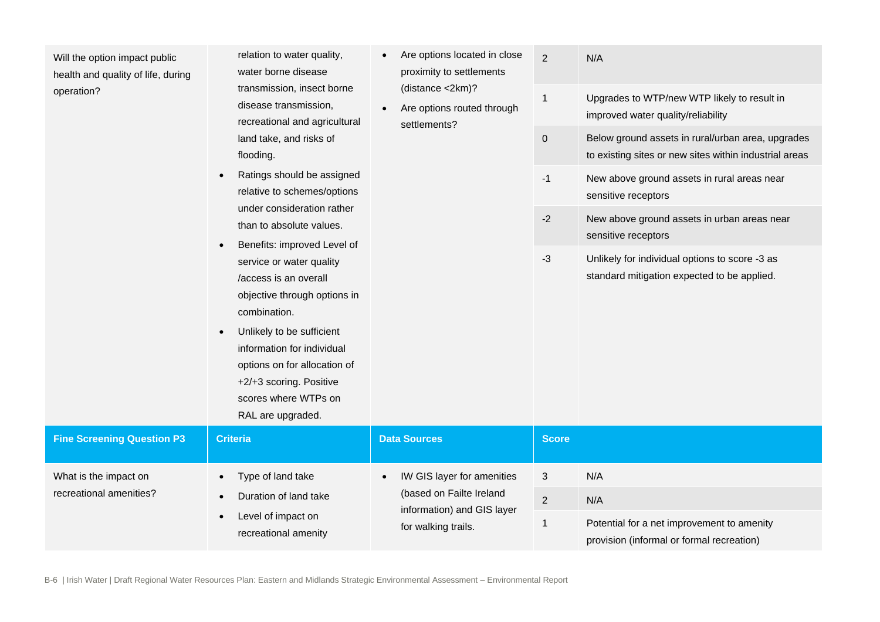| | | | | |
|---|---|---|---|---|
| Will the option impact public health and quality of life, during operation? | relation to water quality, water borne disease transmission, insect borne disease transmission, recreational and agricultural land take, and risks of flooding.<br>• Ratings should be assigned relative to schemes/options under consideration rather than to absolute values.<br>• Benefits: improved Level of service or water quality /access is an overall objective through options in combination.<br>• Unlikely to be sufficient information for individual options on for allocation of +2/+3 scoring. Positive scores where WTPs on RAL are upgraded. | • Are options located in close proximity to settlements (distance <2km)?<br>• Are options routed through settlements? | 2 | N/A |
| | | | 1 | Upgrades to WTP/new WTP likely to result in improved water quality/reliability |
| | | | 0 | Below ground assets in rural/urban area, upgrades to existing sites or new sites within industrial areas |
| | | | -1 | New above ground assets in rural areas near sensitive receptors |
| | | | -2 | New above ground assets in urban areas near sensitive receptors |
| | | | -3 | Unlikely for individual options to score -3 as standard mitigation expected to be applied. |
| **Fine Screening Question P3** | **Criteria** | **Data Sources** | **Score** | |
| What is the impact on recreational amenities? | • Type of land take<br>• Duration of land take<br>• Level of impact on recreational amenity | • IW GIS layer for amenities (based on Failte Ireland information) and GIS layer for walking trails. | 3 | N/A |
| | | | 2 | N/A |
| | | | 1 | Potential for a net improvement to amenity provision (informal or formal recreation) |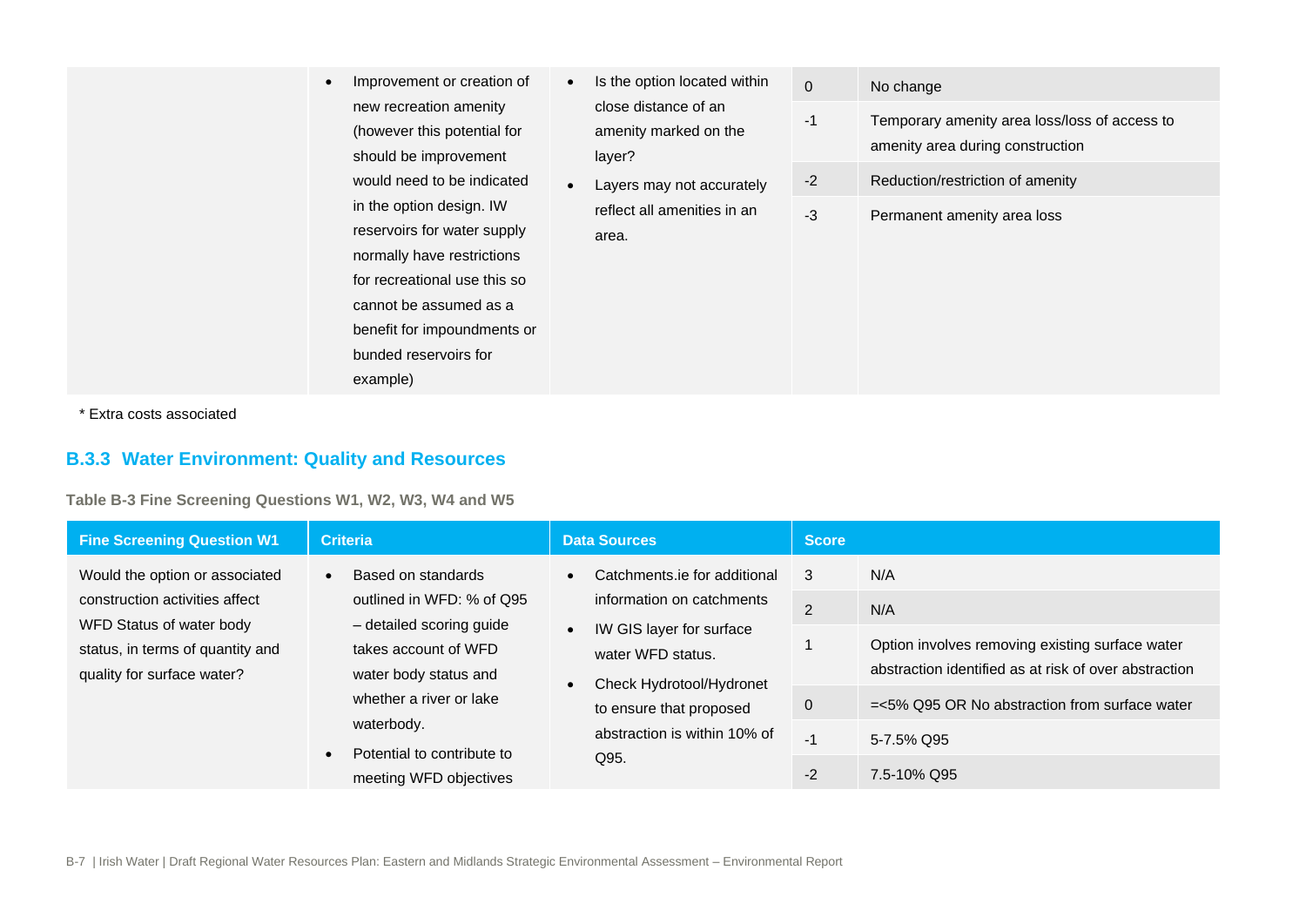| | | | | |
|---|---|---|---|---|
| | • Improvement or creation of new recreation amenity (however this potential for should be improvement would need to be indicated in the option design. IW reservoirs for water supply normally have restrictions for recreational use this so cannot be assumed as a benefit for impoundments or bunded reservoirs for example) | • Is the option located within close distance of an amenity marked on the layer?<br>• Layers may not accurately reflect all amenities in an area. | 0 | No change |
| | | | -1 | Temporary amenity area loss/loss of access to amenity area during construction |
| | | | -2 | Reduction/restriction of amenity |
| | | | -3 | Permanent amenity area loss |

\* Extra costs associated

### B.3.3 Water Environment: Quality and Resources

**Table B-3 Fine Screening Questions W1, W2, W3, W4 and W5**

| Fine Screening Question W1 | Criteria | Data Sources | Score | |
|---|---|---|---|---|
| Would the option or associated construction activities affect WFD Status of water body status, in terms of quantity and quality for surface water? | • Based on standards outlined in WFD: % of Q95 – detailed scoring guide takes account of WFD water body status and whether a river or lake waterbody.<br>• Potential to contribute to meeting WFD objectives | • Catchments.ie for additional information on catchments<br>• IW GIS layer for surface water WFD status.<br>• Check Hydrotool/Hydronet to ensure that proposed abstraction is within 10% of Q95. | 3 | N/A |
| | | | 2 | N/A |
| | | | 1 | Option involves removing existing surface water abstraction identified as at risk of over abstraction |
| | | | 0 | =<5% Q95 OR No abstraction from surface water |
| | | | -1 | 5-7.5% Q95 |
| | | | -2 | 7.5-10% Q95 |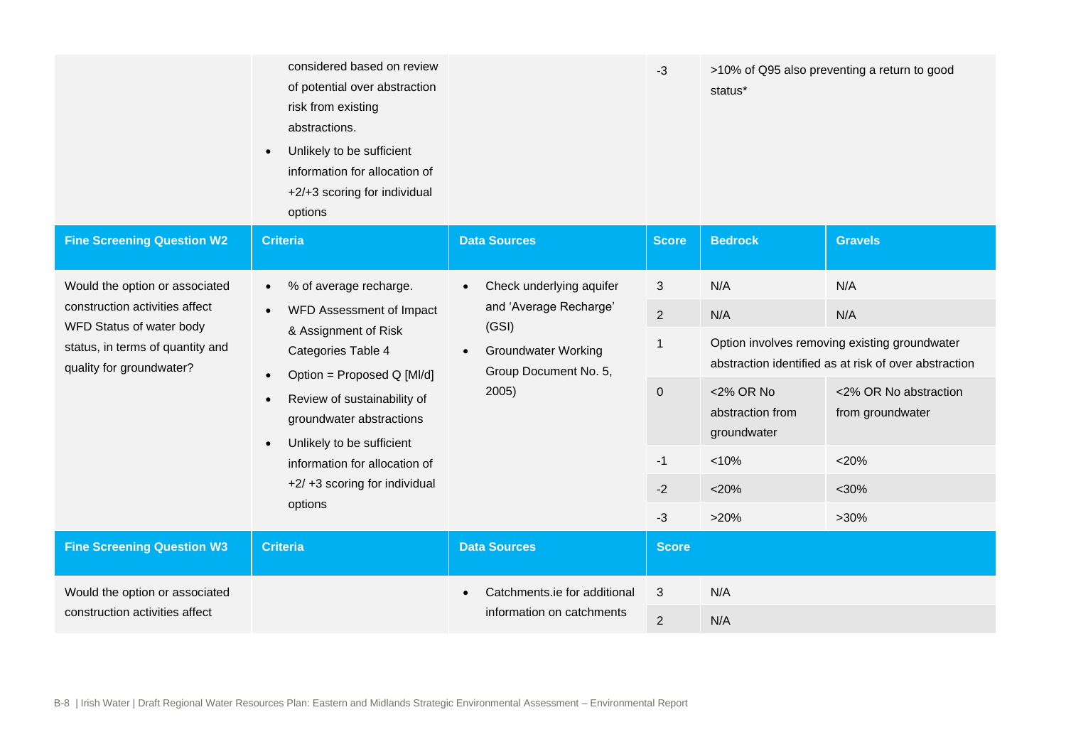| | | | | | |
|---|---|---|---|---|---|
| | considered based on review of potential over abstraction risk from existing abstractions.<br>• Unlikely to be sufficient information for allocation of +2/+3 scoring for individual options | | -3 | >10% of Q95 also preventing a return to good status* | |
| **Fine Screening Question W2** | **Criteria** | **Data Sources** | **Score** | **Bedrock** | **Gravels** |
| Would the option or associated construction activities affect WFD Status of water body status, in terms of quantity and quality for groundwater? | • % of average recharge.<br>• WFD Assessment of Impact & Assignment of Risk Categories Table 4<br>• Option = Proposed Q [Ml/d]<br>• Review of sustainability of groundwater abstractions<br>• Unlikely to be sufficient information for allocation of +2/ +3 scoring for individual options | • Check underlying aquifer and 'Average Recharge' (GSI)<br>• Groundwater Working Group Document No. 5, 2005) | 3 | N/A | N/A |
| | | | 2 | N/A | N/A |
| | | | 1 | Option involves removing existing groundwater abstraction identified as at risk of over abstraction | |
| | | | 0 | <2% OR No abstraction from groundwater | <2% OR No abstraction from groundwater |
| | | | -1 | <10% | <20% |
| | | | -2 | <20% | <30% |
| | | | -3 | >20% | >30% |
| **Fine Screening Question W3** | **Criteria** | **Data Sources** | **Score** | | |
| Would the option or associated construction activities affect | | • Catchments.ie for additional information on catchments | 3 | N/A | |
| | | | 2 | N/A | |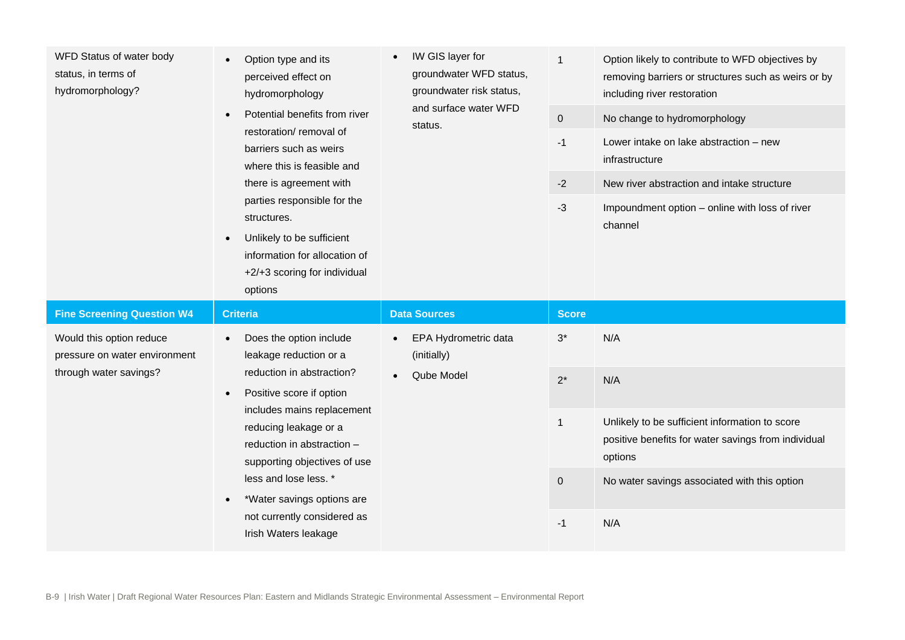| WFD Status of water body status, in terms of hydromorphology? | • Option type and its perceived effect on hydromorphology<br>• Potential benefits from river restoration/ removal of barriers such as weirs where this is feasible and there is agreement with parties responsible for the structures.<br>• Unlikely to be sufficient information for allocation of +2/+3 scoring for individual options | • IW GIS layer for groundwater WFD status, groundwater risk status, and surface water WFD status. | 1 | Option likely to contribute to WFD objectives by removing barriers or structures such as weirs or by including river restoration |
|---|---|---|---|---|
| | | | 0 | No change to hydromorphology |
| | | | -1 | Lower intake on lake abstraction – new infrastructure |
| | | | -2 | New river abstraction and intake structure |
| | | | -3 | Impoundment option – online with loss of river channel |
| **Fine Screening Question W4** | **Criteria** | **Data Sources** | **Score** | |
| Would this option reduce pressure on water environment through water savings? | • Does the option include leakage reduction or a reduction in abstraction?<br>• Positive score if option includes mains replacement reducing leakage or a reduction in abstraction – supporting objectives of use less and lose less. *<br>• *Water savings options are not currently considered as Irish Waters leakage | • EPA Hydrometric data (initially)<br>• Qube Model | 3* | N/A |
| | | | 2* | N/A |
| | | | 1 | Unlikely to be sufficient information to score positive benefits for water savings from individual options |
| | | | 0 | No water savings associated with this option |
| | | | -1 | N/A |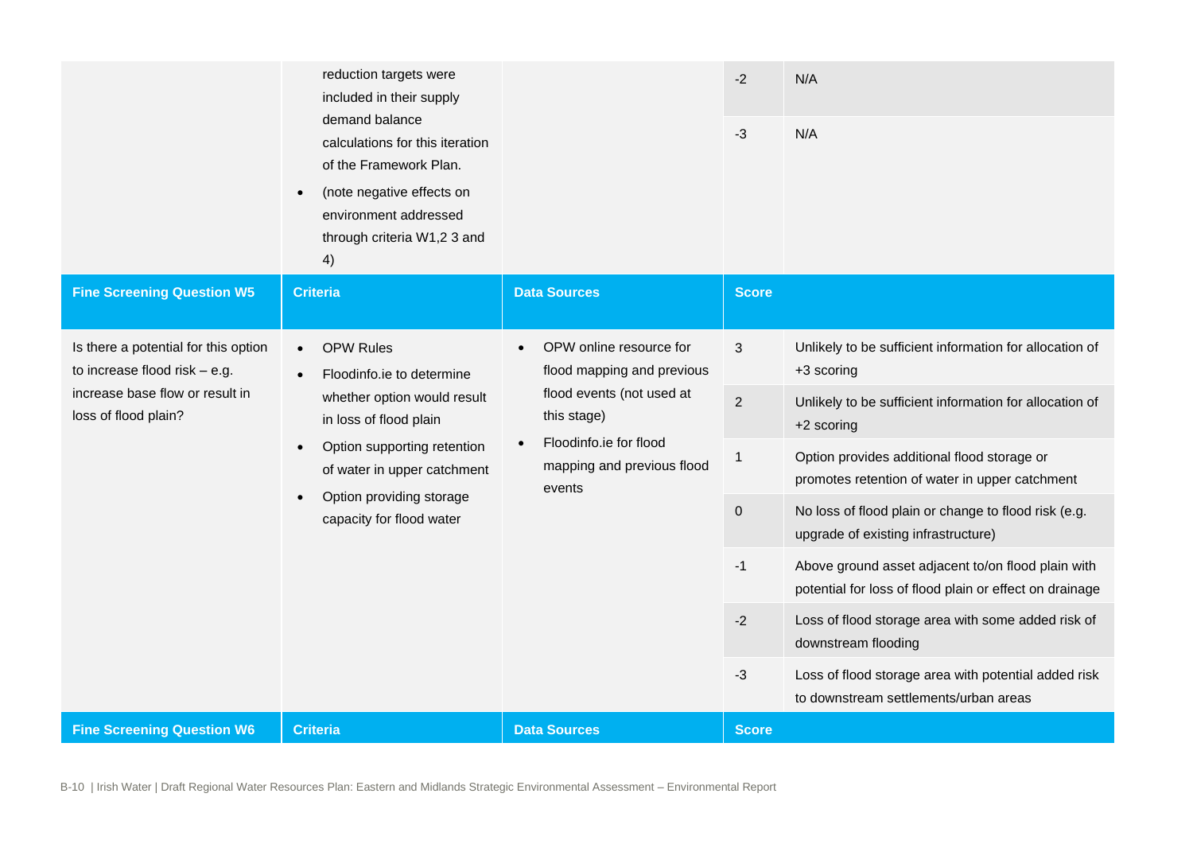| | | | | |
|---|---|---|---|---|
| | reduction targets were included in their supply demand balance calculations for this iteration of the Framework Plan.<br>• (note negative effects on environment addressed through criteria W1,2 3 and 4) | | -2 | N/A |
| | | | -3 | N/A |
| **Fine Screening Question W5** | **Criteria** | **Data Sources** | **Score** | |
| Is there a potential for this option to increase flood risk – e.g. increase base flow or result in loss of flood plain? | • OPW Rules<br>• Floodinfo.ie to determine whether option would result in loss of flood plain<br>• Option supporting retention of water in upper catchment<br>• Option providing storage capacity for flood water | • OPW online resource for flood mapping and previous flood events (not used at this stage)<br>• Floodinfo.ie for flood mapping and previous flood events | 3 | Unlikely to be sufficient information for allocation of +3 scoring |
| | | | 2 | Unlikely to be sufficient information for allocation of +2 scoring |
| | | | 1 | Option provides additional flood storage or promotes retention of water in upper catchment |
| | | | 0 | No loss of flood plain or change to flood risk (e.g. upgrade of existing infrastructure) |
| | | | -1 | Above ground asset adjacent to/on flood plain with potential for loss of flood plain or effect on drainage |
| | | | -2 | Loss of flood storage area with some added risk of downstream flooding |
| | | | -3 | Loss of flood storage area with potential added risk to downstream settlements/urban areas |
| **Fine Screening Question W6** | **Criteria** | **Data Sources** | **Score** | |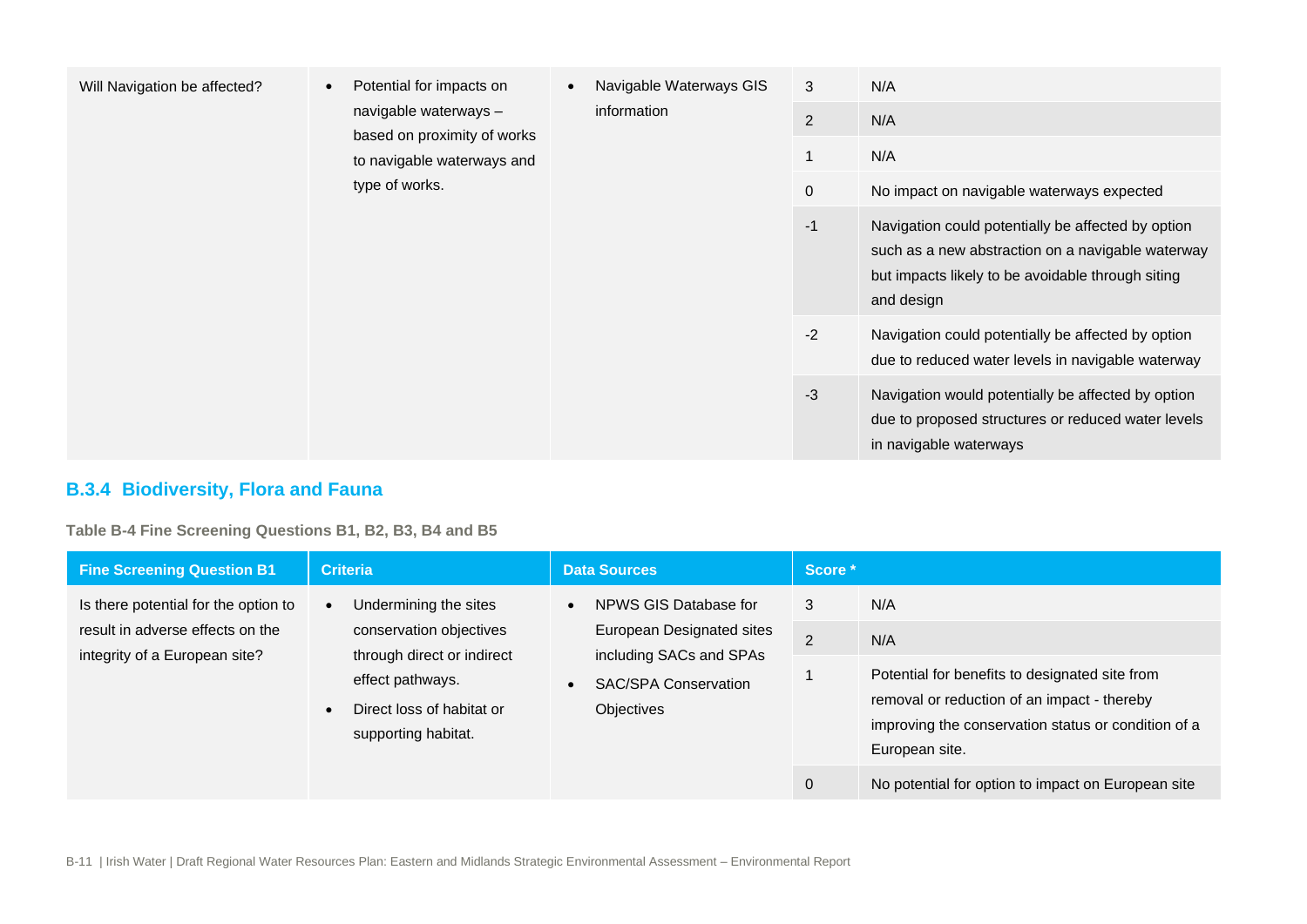| | | | | |
|---|---|---|---|---|
| Will Navigation be affected? | • Potential for impacts on navigable waterways – based on proximity of works to navigable waterways and type of works. | • Navigable Waterways GIS information | 3 | N/A |
| | | | 2 | N/A |
| | | | 1 | N/A |
| | | | 0 | No impact on navigable waterways expected |
| | | | -1 | Navigation could potentially be affected by option such as a new abstraction on a navigable waterway but impacts likely to be avoidable through siting and design |
| | | | -2 | Navigation could potentially be affected by option due to reduced water levels in navigable waterway |
| | | | -3 | Navigation would potentially be affected by option due to proposed structures or reduced water levels in navigable waterways |

### B.3.4 Biodiversity, Flora and Fauna

**Table B-4 Fine Screening Questions B1, B2, B3, B4 and B5**

| Fine Screening Question B1 | Criteria | Data Sources | Score * | |
|---|---|---|---|---|
| Is there potential for the option to result in adverse effects on the integrity of a European site? | • Undermining the sites conservation objectives through direct or indirect effect pathways.<br>• Direct loss of habitat or supporting habitat. | • NPWS GIS Database for European Designated sites including SACs and SPAs<br>• SAC/SPA Conservation Objectives | 3 | N/A |
| | | | 2 | N/A |
| | | | 1 | Potential for benefits to designated site from removal or reduction of an impact - thereby improving the conservation status or condition of a European site. |
| | | | 0 | No potential for option to impact on European site |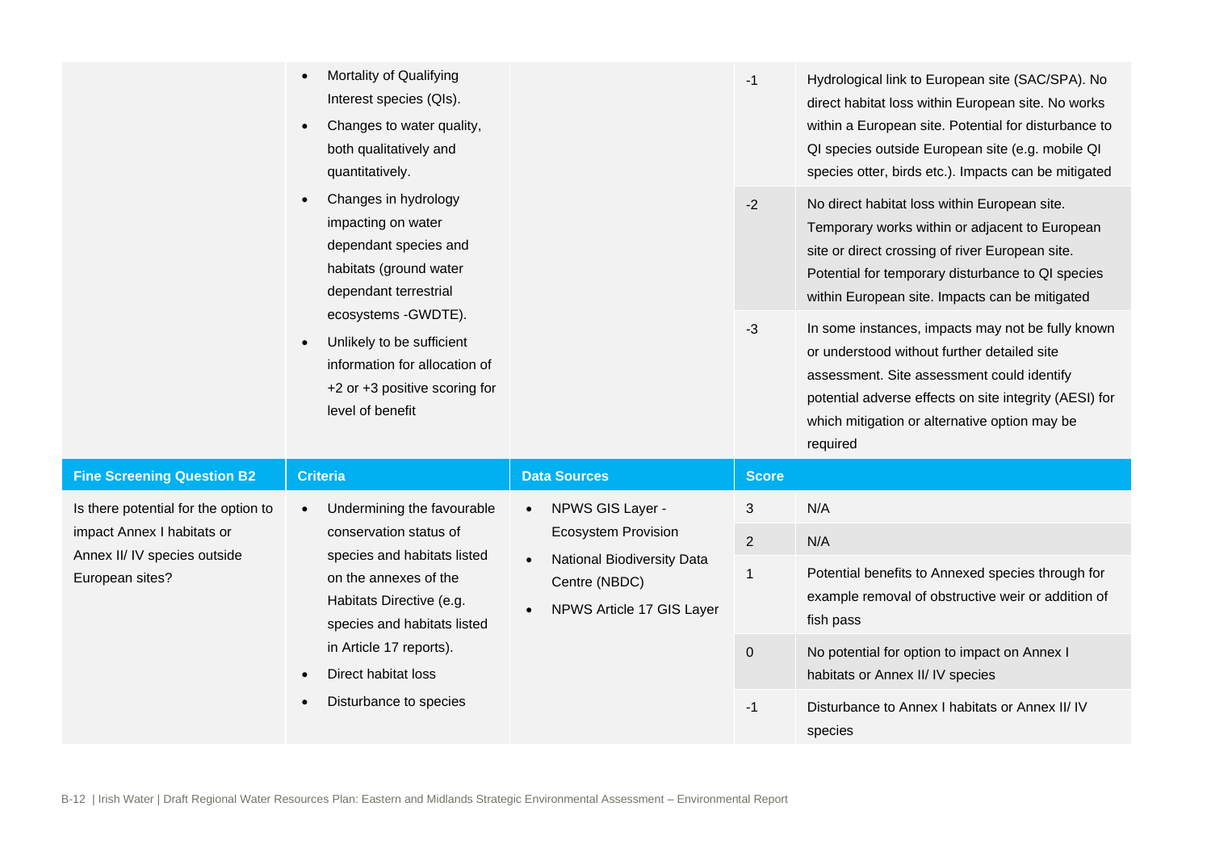| | | | | |
|---|---|---|---|---|
| | • Mortality of Qualifying Interest species (QIs).<br>• Changes to water quality, both qualitatively and quantitatively.<br>• Changes in hydrology impacting on water dependant species and habitats (ground water dependant terrestrial ecosystems -GWDTE).<br>• Unlikely to be sufficient information for allocation of +2 or +3 positive scoring for level of benefit | | -1 | Hydrological link to European site (SAC/SPA). No direct habitat loss within European site. No works within a European site. Potential for disturbance to QI species outside European site (e.g. mobile QI species otter, birds etc.). Impacts can be mitigated |
| | | | -2 | No direct habitat loss within European site. Temporary works within or adjacent to European site or direct crossing of river European site. Potential for temporary disturbance to QI species within European site. Impacts can be mitigated |
| | | | -3 | In some instances, impacts may not be fully known or understood without further detailed site assessment. Site assessment could identify potential adverse effects on site integrity (AESI) for which mitigation or alternative option may be required |
| **Fine Screening Question B2** | **Criteria** | **Data Sources** | **Score** | |
| Is there potential for the option to impact Annex I habitats or Annex II/ IV species outside European sites? | • Undermining the favourable conservation status of species and habitats listed on the annexes of the Habitats Directive (e.g. species and habitats listed in Article 17 reports).<br>• Direct habitat loss<br>• Disturbance to species | • NPWS GIS Layer - Ecosystem Provision<br>• National Biodiversity Data Centre (NBDC)<br>• NPWS Article 17 GIS Layer | 3 | N/A |
| | | | 2 | N/A |
| | | | 1 | Potential benefits to Annexed species through for example removal of obstructive weir or addition of fish pass |
| | | | 0 | No potential for option to impact on Annex I habitats or Annex II/ IV species |
| | | | -1 | Disturbance to Annex I habitats or Annex II/ IV species |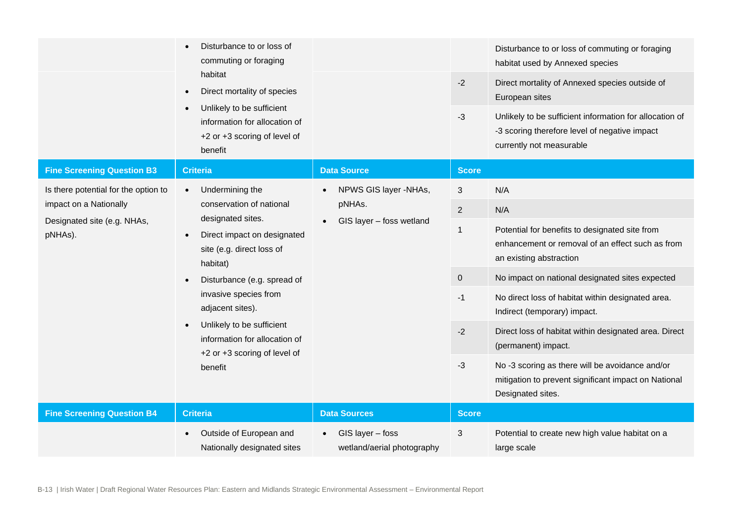| | | | | |
|---|---|---|---|---|
| | • Disturbance to or loss of commuting or foraging habitat<br>• Direct mortality of species<br>• Unlikely to be sufficient information for allocation of +2 or +3 scoring of level of benefit | | | Disturbance to or loss of commuting or foraging habitat used by Annexed species |
| | | | -2 | Direct mortality of Annexed species outside of European sites |
| | | | -3 | Unlikely to be sufficient information for allocation of -3 scoring therefore level of negative impact currently not measurable |
| **Fine Screening Question B3** | **Criteria** | **Data Source** | **Score** | |
| Is there potential for the option to impact on a Nationally<br>Designated site (e.g. NHAs, pNHAs). | • Undermining the conservation of national designated sites.<br>• Direct impact on designated site (e.g. direct loss of habitat)<br>• Disturbance (e.g. spread of invasive species from adjacent sites).<br>• Unlikely to be sufficient information for allocation of +2 or +3 scoring of level of benefit | • NPWS GIS layer -NHAs, pNHAs.<br>• GIS layer – foss wetland | 3 | N/A |
| | | | 2 | N/A |
| | | | 1 | Potential for benefits to designated site from enhancement or removal of an effect such as from an existing abstraction |
| | | | 0 | No impact on national designated sites expected |
| | | | -1 | No direct loss of habitat within designated area. Indirect (temporary) impact. |
| | | | -2 | Direct loss of habitat within designated area. Direct (permanent) impact. |
| | | | -3 | No -3 scoring as there will be avoidance and/or mitigation to prevent significant impact on National Designated sites. |
| **Fine Screening Question B4** | **Criteria** | **Data Sources** | **Score** | |
| | • Outside of European and Nationally designated sites | • GIS layer – foss wetland/aerial photography | 3 | Potential to create new high value habitat on a large scale |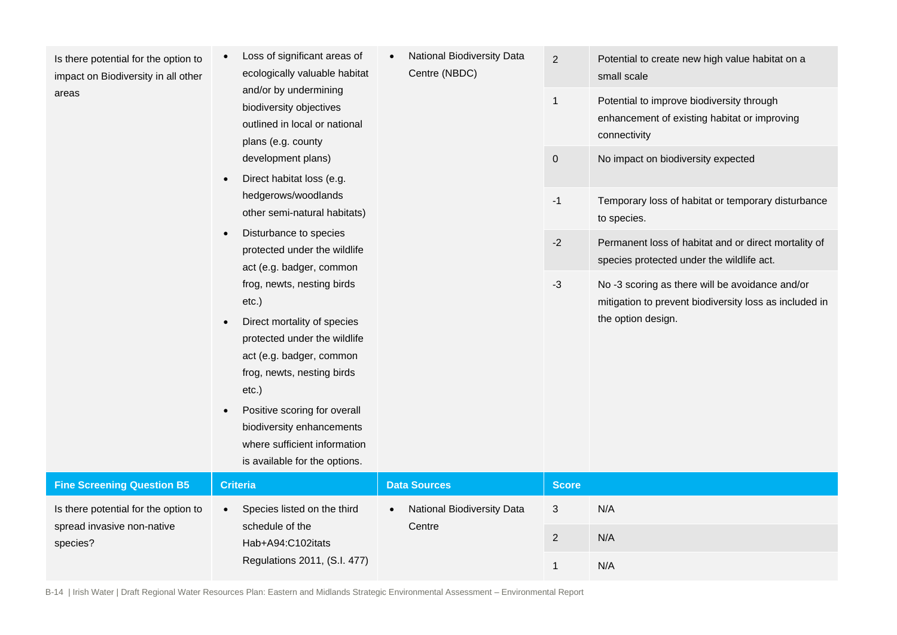| | | | | |
|---|---|---|---|---|
| Is there potential for the option to impact on Biodiversity in all other areas | • Loss of significant areas of ecologically valuable habitat and/or by undermining biodiversity objectives outlined in local or national plans (e.g. county development plans)<br>• Direct habitat loss (e.g. hedgerows/woodlands other semi-natural habitats)<br>• Disturbance to species protected under the wildlife act (e.g. badger, common frog, newts, nesting birds etc.)<br>• Direct mortality of species protected under the wildlife act (e.g. badger, common frog, newts, nesting birds etc.)<br>• Positive scoring for overall biodiversity enhancements where sufficient information is available for the options. | • National Biodiversity Data Centre (NBDC) | 2 | Potential to create new high value habitat on a small scale |
| | | | 1 | Potential to improve biodiversity through enhancement of existing habitat or improving connectivity |
| | | | 0 | No impact on biodiversity expected |
| | | | -1 | Temporary loss of habitat or temporary disturbance to species. |
| | | | -2 | Permanent loss of habitat and or direct mortality of species protected under the wildlife act. |
| | | | -3 | No -3 scoring as there will be avoidance and/or mitigation to prevent biodiversity loss as included in the option design. |
| **Fine Screening Question B5** | **Criteria** | **Data Sources** | **Score** | |
| Is there potential for the option to spread invasive non-native species? | • Species listed on the third schedule of the Hab+A94:C102itats Regulations 2011, (S.I. 477) | • National Biodiversity Data Centre | 3 | N/A |
| | | | 2 | N/A |
| | | | 1 | N/A |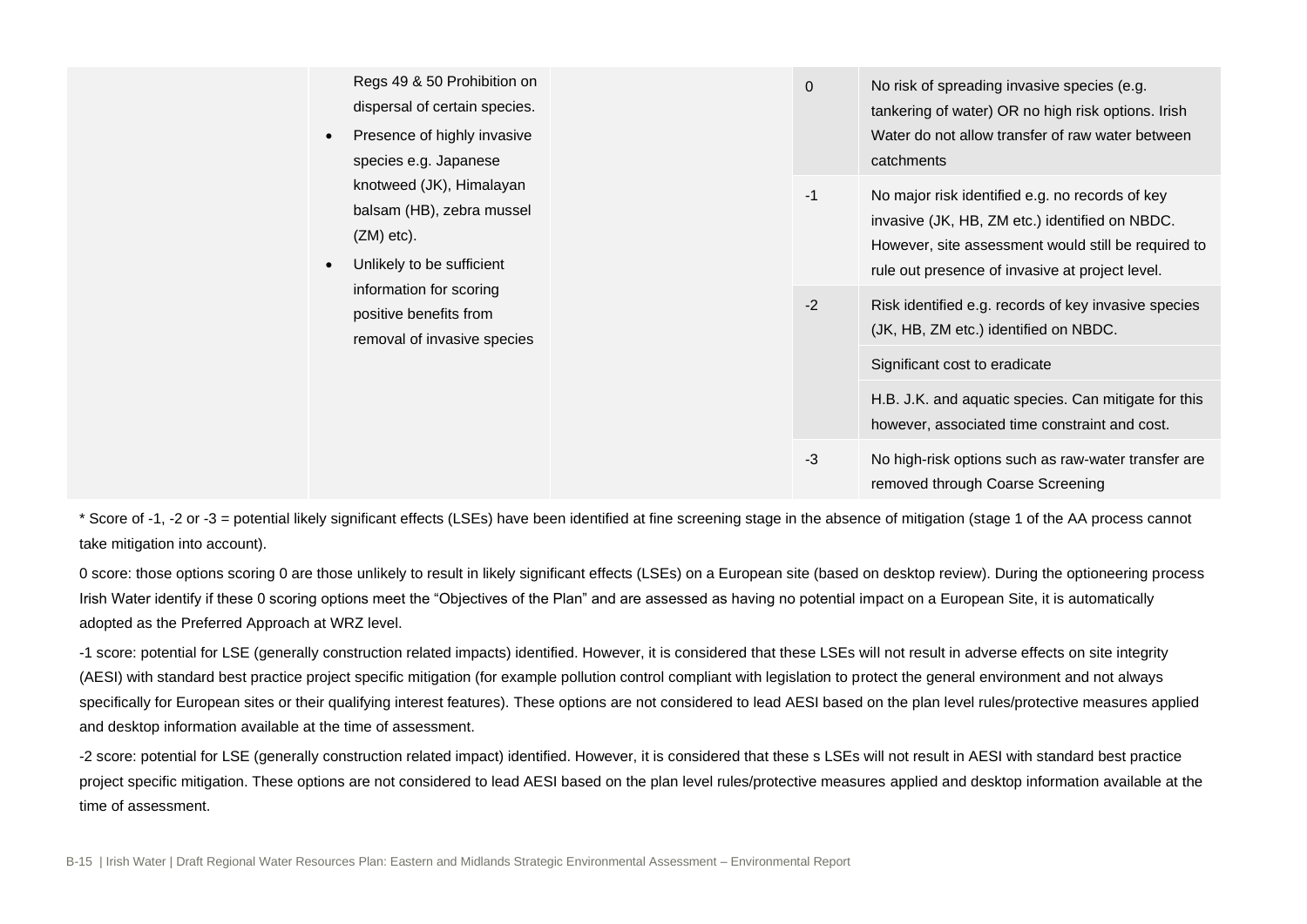| | | | | |
|---|---|---|---|---|
| | Regs 49 & 50 Prohibition on dispersal of certain species.<br>• Presence of highly invasive species e.g. Japanese knotweed (JK), Himalayan balsam (HB), zebra mussel (ZM) etc).<br>• Unlikely to be sufficient information for scoring positive benefits from removal of invasive species | | 0 | No risk of spreading invasive species (e.g. tankering of water) OR no high risk options. Irish Water do not allow transfer of raw water between catchments |
| | | | -1 | No major risk identified e.g. no records of key invasive (JK, HB, ZM etc.) identified on NBDC. However, site assessment would still be required to rule out presence of invasive at project level. |
| | | | -2 | Risk identified e.g. records of key invasive species (JK, HB, ZM etc.) identified on NBDC. |
| | | | | Significant cost to eradicate |
| | | | | H.B. J.K. and aquatic species. Can mitigate for this however, associated time constraint and cost. |
| | | | -3 | No high-risk options such as raw-water transfer are removed through Coarse Screening |

* Score of -1, -2 or -3 = potential likely significant effects (LSEs) have been identified at fine screening stage in the absence of mitigation (stage 1 of the AA process cannot take mitigation into account).

0 score: those options scoring 0 are those unlikely to result in likely significant effects (LSEs) on a European site (based on desktop review). During the optioneering process Irish Water identify if these 0 scoring options meet the "Objectives of the Plan" and are assessed as having no potential impact on a European Site, it is automatically adopted as the Preferred Approach at WRZ level.

-1 score: potential for LSE (generally construction related impacts) identified. However, it is considered that these LSEs will not result in adverse effects on site integrity (AESI) with standard best practice project specific mitigation (for example pollution control compliant with legislation to protect the general environment and not always specifically for European sites or their qualifying interest features). These options are not considered to lead AESI based on the plan level rules/protective measures applied and desktop information available at the time of assessment.

-2 score: potential for LSE (generally construction related impact) identified. However, it is considered that these s LSEs will not result in AESI with standard best practice project specific mitigation. These options are not considered to lead AESI based on the plan level rules/protective measures applied and desktop information available at the time of assessment.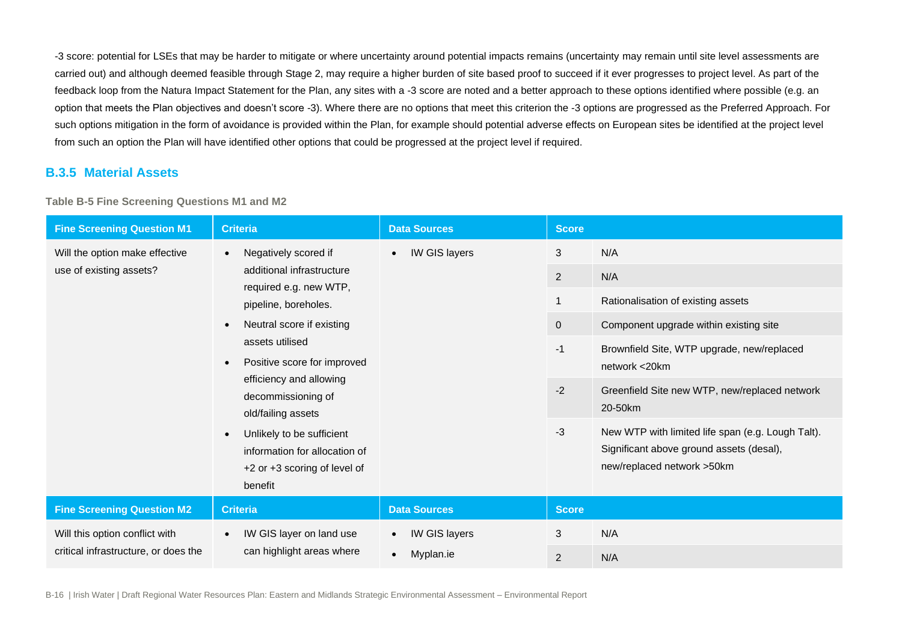-3 score: potential for LSEs that may be harder to mitigate or where uncertainty around potential impacts remains (uncertainty may remain until site level assessments are carried out) and although deemed feasible through Stage 2, may require a higher burden of site based proof to succeed if it ever progresses to project level. As part of the feedback loop from the Natura Impact Statement for the Plan, any sites with a -3 score are noted and a better approach to these options identified where possible (e.g. an option that meets the Plan objectives and doesn't score -3). Where there are no options that meet this criterion the -3 options are progressed as the Preferred Approach. For such options mitigation in the form of avoidance is provided within the Plan, for example should potential adverse effects on European sites be identified at the project level from such an option the Plan will have identified other options that could be progressed at the project level if required.

### B.3.5 Material Assets

**Table B-5 Fine Screening Questions M1 and M2**

| Fine Screening Question M1 | Criteria | Data Sources | Score | |
|---|---|---|---|---|
| Will the option make effective use of existing assets? | • Negatively scored if additional infrastructure required e.g. new WTP, pipeline, boreholes.<br>• Neutral score if existing assets utilised<br>• Positive score for improved efficiency and allowing decommissioning of old/failing assets<br>• Unlikely to be sufficient information for allocation of +2 or +3 scoring of level of benefit | • IW GIS layers | 3 | N/A |
| | | | 2 | N/A |
| | | | 1 | Rationalisation of existing assets |
| | | | 0 | Component upgrade within existing site |
| | | | -1 | Brownfield Site, WTP upgrade, new/replaced network <20km |
| | | | -2 | Greenfield Site new WTP, new/replaced network 20-50km |
| | | | -3 | New WTP with limited life span (e.g. Lough Talt). Significant above ground assets (desal), new/replaced network >50km |
| **Fine Screening Question M2** | **Criteria** | **Data Sources** | **Score** | |
| Will this option conflict with critical infrastructure, or does the | • IW GIS layer on land use can highlight areas where | • IW GIS layers<br>• Myplan.ie | 3 | N/A |
| | | | 2 | N/A |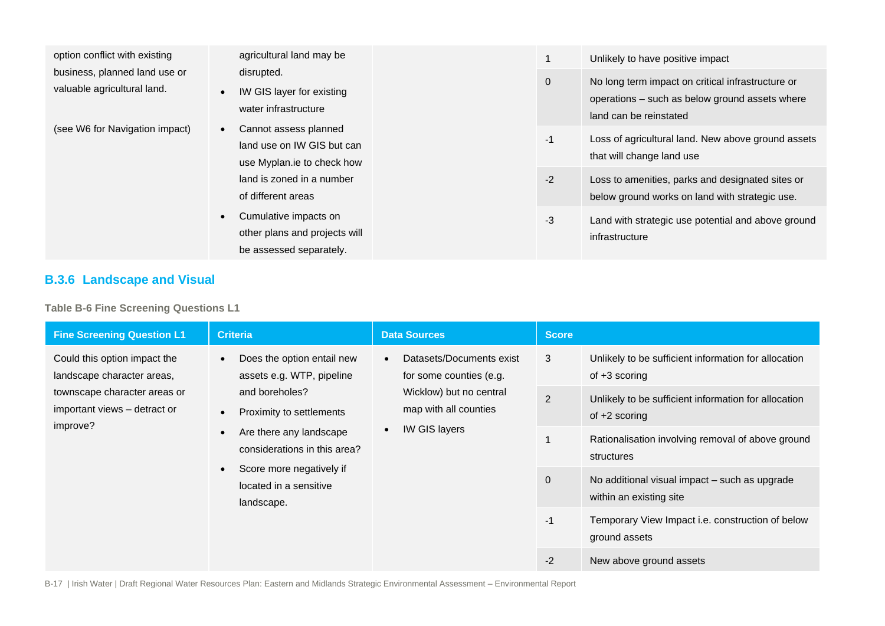| | | | | |
|---|---|---|---|---|
| option conflict with existing business, planned land use or valuable agricultural land.<br><br>(see W6 for Navigation impact) | agricultural land may be disrupted.<br>• IW GIS layer for existing water infrastructure<br>• Cannot assess planned land use on IW GIS but can use Myplan.ie to check how land is zoned in a number of different areas<br>• Cumulative impacts on other plans and projects will be assessed separately. | | 1 | Unlikely to have positive impact |
| | | | 0 | No long term impact on critical infrastructure or operations – such as below ground assets where land can be reinstated |
| | | | -1 | Loss of agricultural land. New above ground assets that will change land use |
| | | | -2 | Loss to amenities, parks and designated sites or below ground works on land with strategic use. |
| | | | -3 | Land with strategic use potential and above ground infrastructure |

### B.3.6 Landscape and Visual

**Table B-6 Fine Screening Questions L1**

| Fine Screening Question L1 | Criteria | Data Sources | Score | |
|---|---|---|---|---|
| Could this option impact the landscape character areas, townscape character areas or important views – detract or improve? | • Does the option entail new assets e.g. WTP, pipeline and boreholes?<br>• Proximity to settlements<br>• Are there any landscape considerations in this area?<br>• Score more negatively if located in a sensitive landscape. | • Datasets/Documents exist for some counties (e.g. Wicklow) but no central map with all counties<br>• IW GIS layers | 3 | Unlikely to be sufficient information for allocation of +3 scoring |
| | | | 2 | Unlikely to be sufficient information for allocation of +2 scoring |
| | | | 1 | Rationalisation involving removal of above ground structures |
| | | | 0 | No additional visual impact – such as upgrade within an existing site |
| | | | -1 | Temporary View Impact i.e. construction of below ground assets |
| | | | -2 | New above ground assets |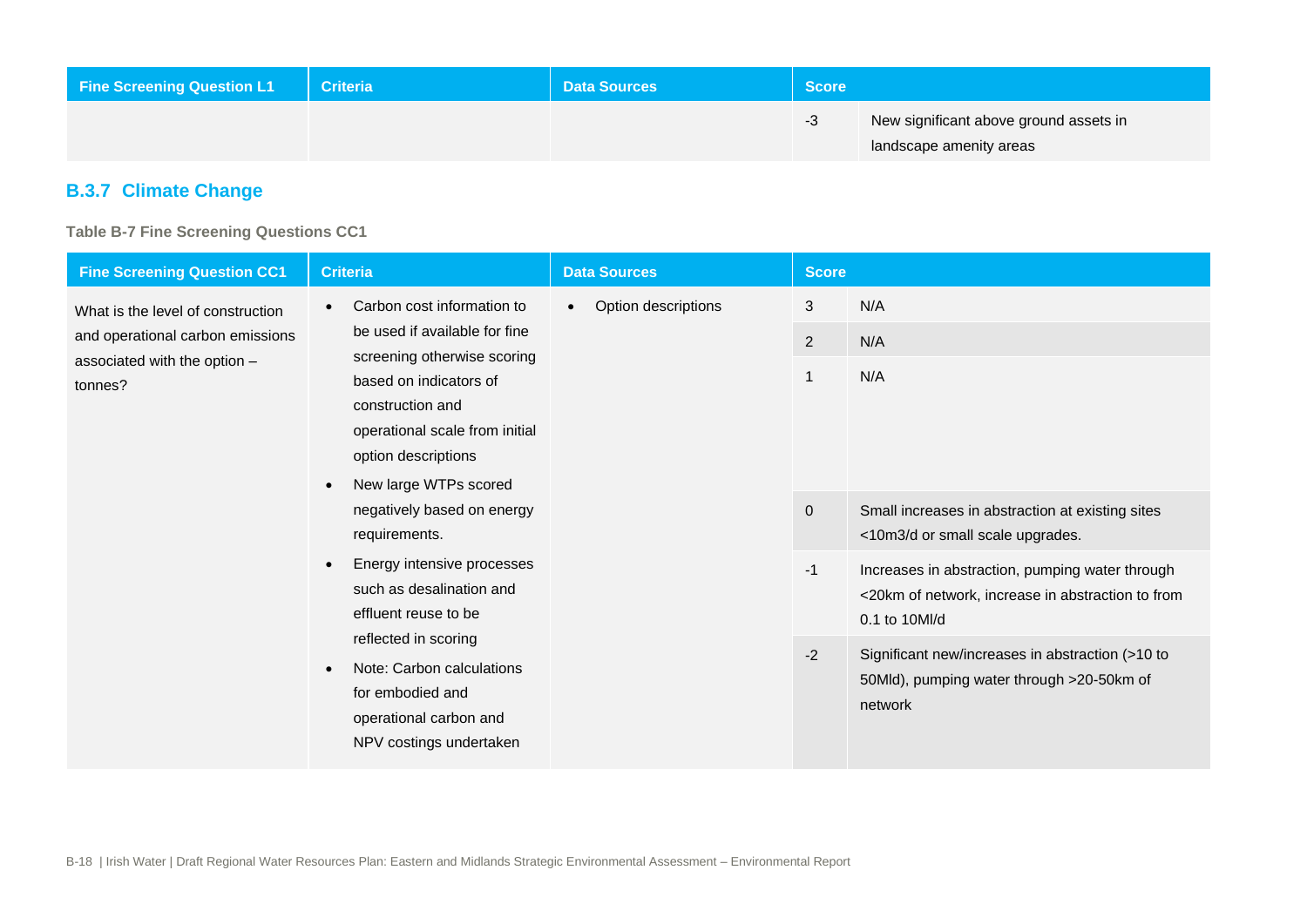| Fine Screening Question L1 | Criteria | Data Sources | Score | |
|---|---|---|---|---|
| | | | -3 | New significant above ground assets in landscape amenity areas |

### B.3.7 Climate Change

**Table B-7 Fine Screening Questions CC1**

| Fine Screening Question CC1 | Criteria | Data Sources | Score | |
|---|---|---|---|---|
| What is the level of construction and operational carbon emissions associated with the option – tonnes? | • Carbon cost information to be used if available for fine screening otherwise scoring based on indicators of construction and operational scale from initial option descriptions<br>• New large WTPs scored negatively based on energy requirements.<br>• Energy intensive processes such as desalination and effluent reuse to be reflected in scoring<br>• Note: Carbon calculations for embodied and operational carbon and NPV costings undertaken | • Option descriptions | 3 | N/A |
| | | | 2 | N/A |
| | | | 1 | N/A |
| | | | 0 | Small increases in abstraction at existing sites <10m3/d or small scale upgrades. |
| | | | -1 | Increases in abstraction, pumping water through <20km of network, increase in abstraction to from 0.1 to 10Ml/d |
| | | | -2 | Significant new/increases in abstraction (>10 to 50Mld), pumping water through >20-50km of network |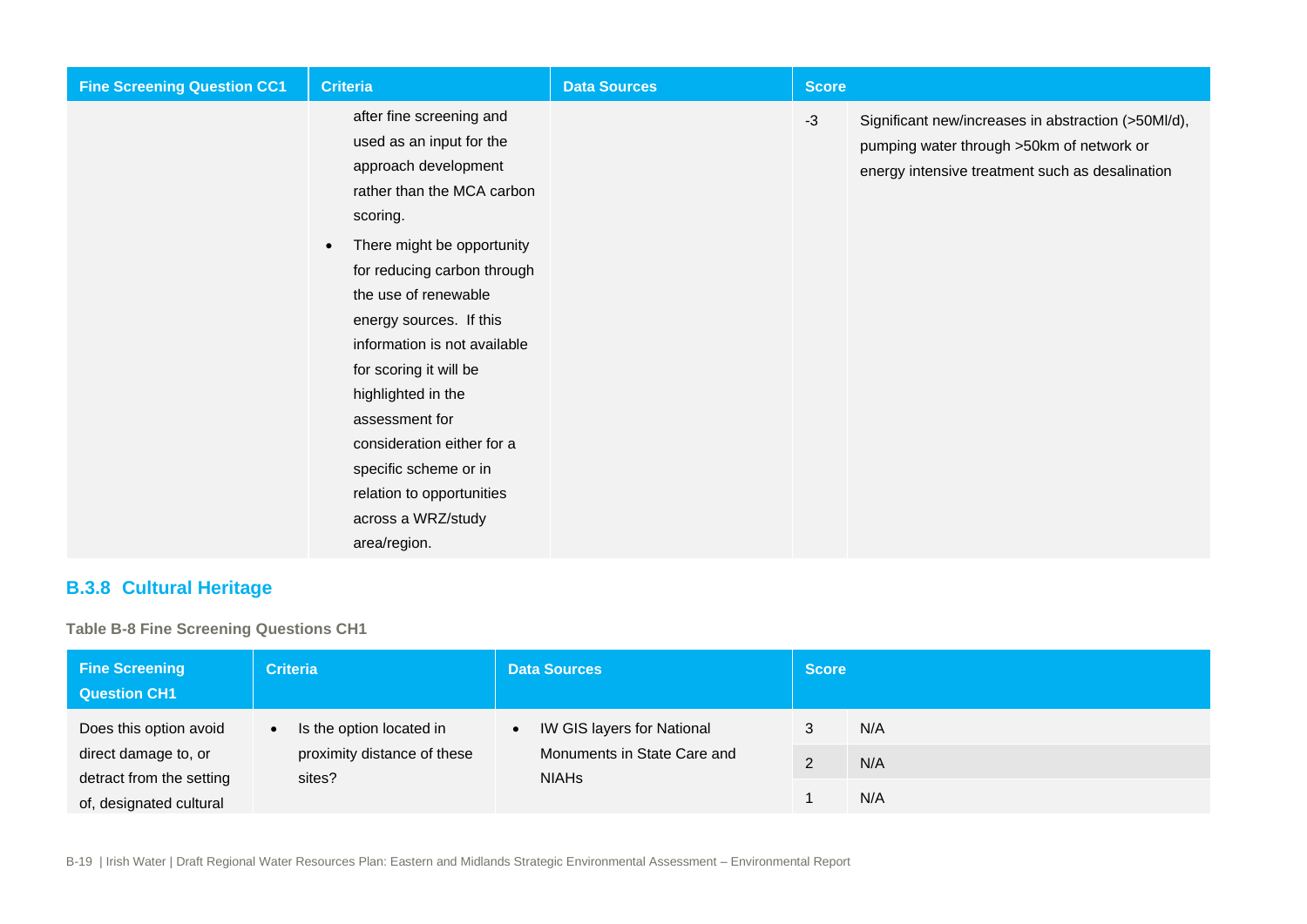| Fine Screening Question CC1 | Criteria | Data Sources | Score | |
|---|---|---|---|---|
| | after fine screening and used as an input for the approach development rather than the MCA carbon scoring.<br>• There might be opportunity for reducing carbon through the use of renewable energy sources. If this information is not available for scoring it will be highlighted in the assessment for consideration either for a specific scheme or in relation to opportunities across a WRZ/study area/region. | | -3 | Significant new/increases in abstraction (>50Ml/d), pumping water through >50km of network or energy intensive treatment such as desalination |

### B.3.8 Cultural Heritage

**Table B-8 Fine Screening Questions CH1**

| Fine Screening Question CH1 | Criteria | Data Sources | Score | |
|---|---|---|---|---|
| Does this option avoid direct damage to, or detract from the setting of, designated cultural | • Is the option located in proximity distance of these sites? | • IW GIS layers for National Monuments in State Care and NIAHs | 3 | N/A |
| | | | 2 | N/A |
| | | | 1 | N/A |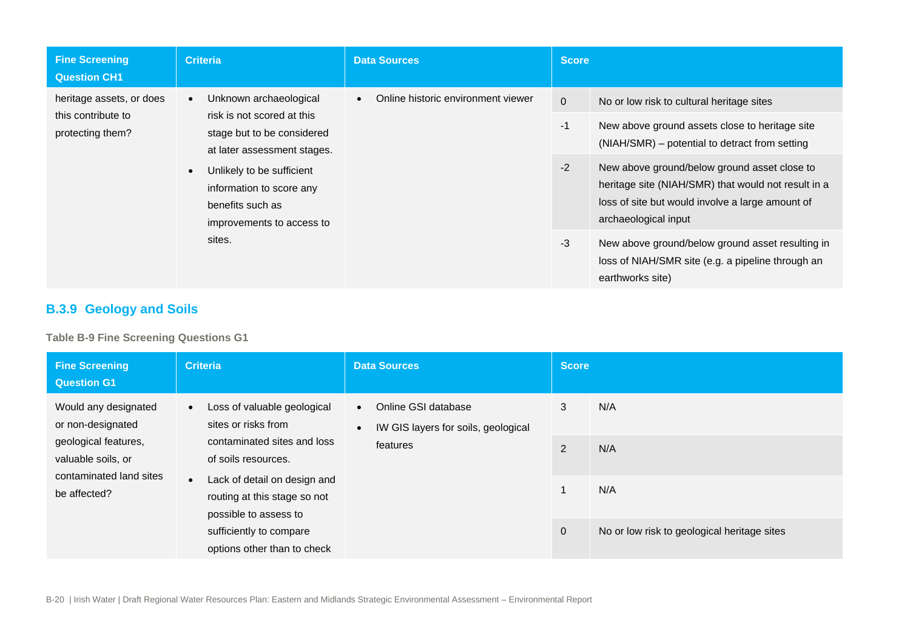| Fine Screening Question CH1 | Criteria | Data Sources | Score | |
|---|---|---|---|---|
| heritage assets, or does this contribute to protecting them? | • Unknown archaeological risk is not scored at this stage but to be considered at later assessment stages.<br>• Unlikely to be sufficient information to score any benefits such as improvements to access to sites. | • Online historic environment viewer | 0 | No or low risk to cultural heritage sites |
| | | | -1 | New above ground assets close to heritage site (NIAH/SMR) – potential to detract from setting |
| | | | -2 | New above ground/below ground asset close to heritage site (NIAH/SMR) that would not result in a loss of site but would involve a large amount of archaeological input |
| | | | -3 | New above ground/below ground asset resulting in loss of NIAH/SMR site (e.g. a pipeline through an earthworks site) |

### B.3.9 Geology and Soils

**Table B-9 Fine Screening Questions G1**

| Fine Screening Question G1 | Criteria | Data Sources | Score | |
|---|---|---|---|---|
| Would any designated or non-designated geological features, valuable soils, or contaminated land sites be affected? | • Loss of valuable geological sites or risks from contaminated sites and loss of soils resources.<br>• Lack of detail on design and routing at this stage so not possible to assess to sufficiently to compare options other than to check | • Online GSI database<br>• IW GIS layers for soils, geological features | 3 | N/A |
| | | | 2 | N/A |
| | | | 1 | N/A |
| | | | 0 | No or low risk to geological heritage sites |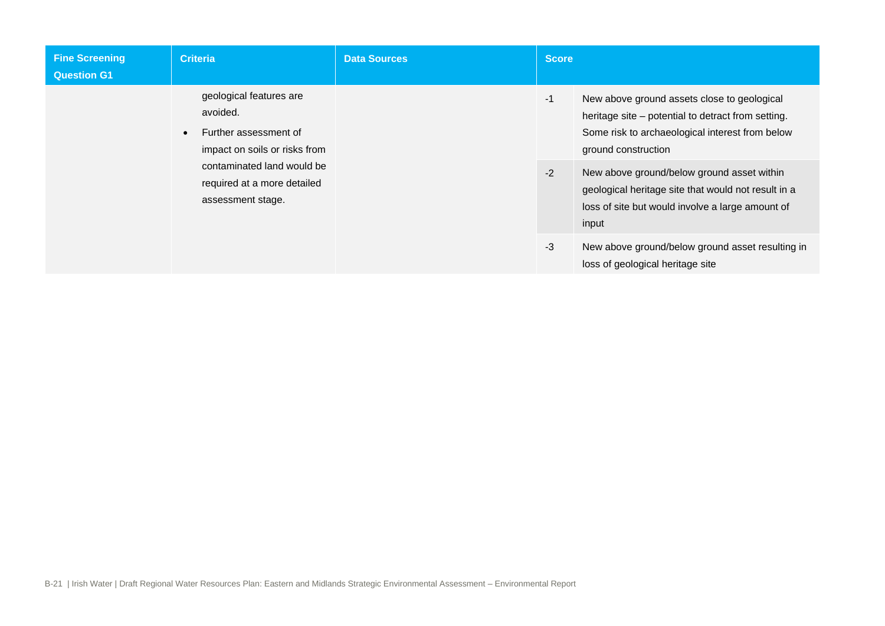| Fine Screening Question G1 | Criteria | Data Sources | Score | |
|---|---|---|---|---|
| | geological features are avoided.<br>• Further assessment of impact on soils or risks from contaminated land would be required at a more detailed assessment stage. | | -1 | New above ground assets close to geological heritage site – potential to detract from setting. Some risk to archaeological interest from below ground construction |
| | | | -2 | New above ground/below ground asset within geological heritage site that would not result in a loss of site but would involve a large amount of input |
| | | | -3 | New above ground/below ground asset resulting in loss of geological heritage site |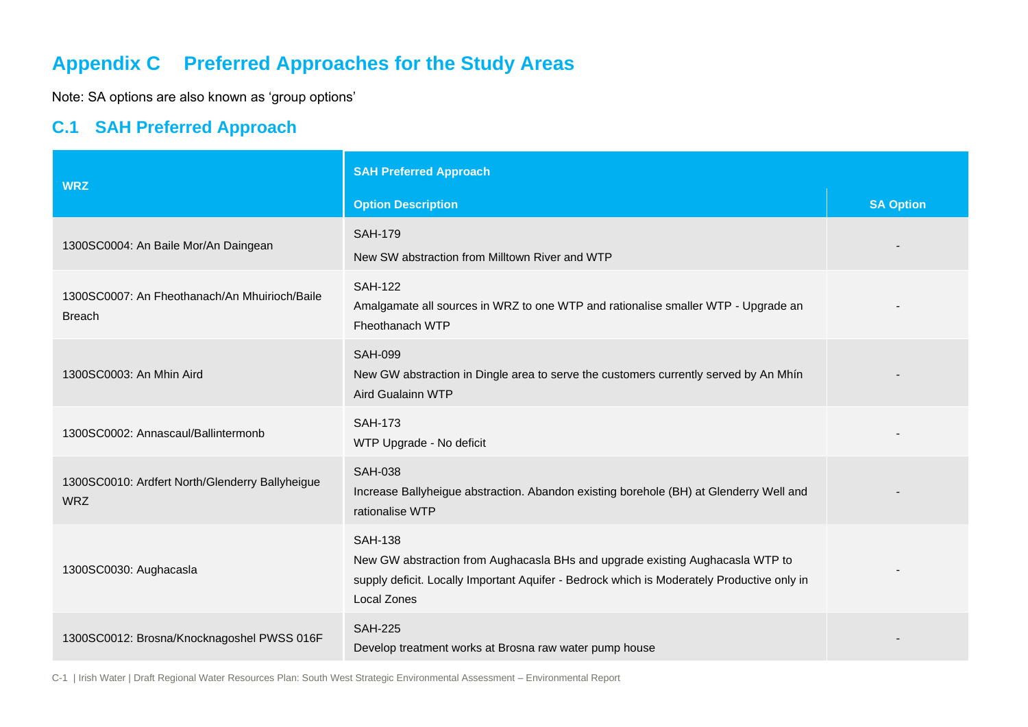# Appendix C Preferred Approaches for the Study Areas

Note: SA options are also known as 'group options'

## C.1 SAH Preferred Approach

| WRZ | SAH Preferred Approach | |
|---|---|---|
| | Option Description | SA Option |
| 1300SC0004: An Baile Mor/An Daingean | SAH-179<br>New SW abstraction from Milltown River and WTP | - |
| 1300SC0007: An Fheothanach/An Mhuirioch/Baile Breach | SAH-122<br>Amalgamate all sources in WRZ to one WTP and rationalise smaller WTP - Upgrade an Fheothanach WTP | - |
| 1300SC0003: An Mhin Aird | SAH-099<br>New GW abstraction in Dingle area to serve the customers currently served by An Mhín Aird Gualainn WTP | - |
| 1300SC0002: Annascaul/Ballintermonb | SAH-173<br>WTP Upgrade - No deficit | - |
| 1300SC0010: Ardfert North/Glenderry Ballyheigue WRZ | SAH-038<br>Increase Ballyheigue abstraction. Abandon existing borehole (BH) at Glenderry Well and rationalise WTP | - |
| 1300SC0030: Aughacasla | SAH-138<br>New GW abstraction from Aughacasla BHs and upgrade existing Aughacasla WTP to supply deficit. Locally Important Aquifer - Bedrock which is Moderately Productive only in Local Zones | - |
| 1300SC0012: Brosna/Knocknagoshel PWSS 016F | SAH-225<br>Develop treatment works at Brosna raw water pump house | - |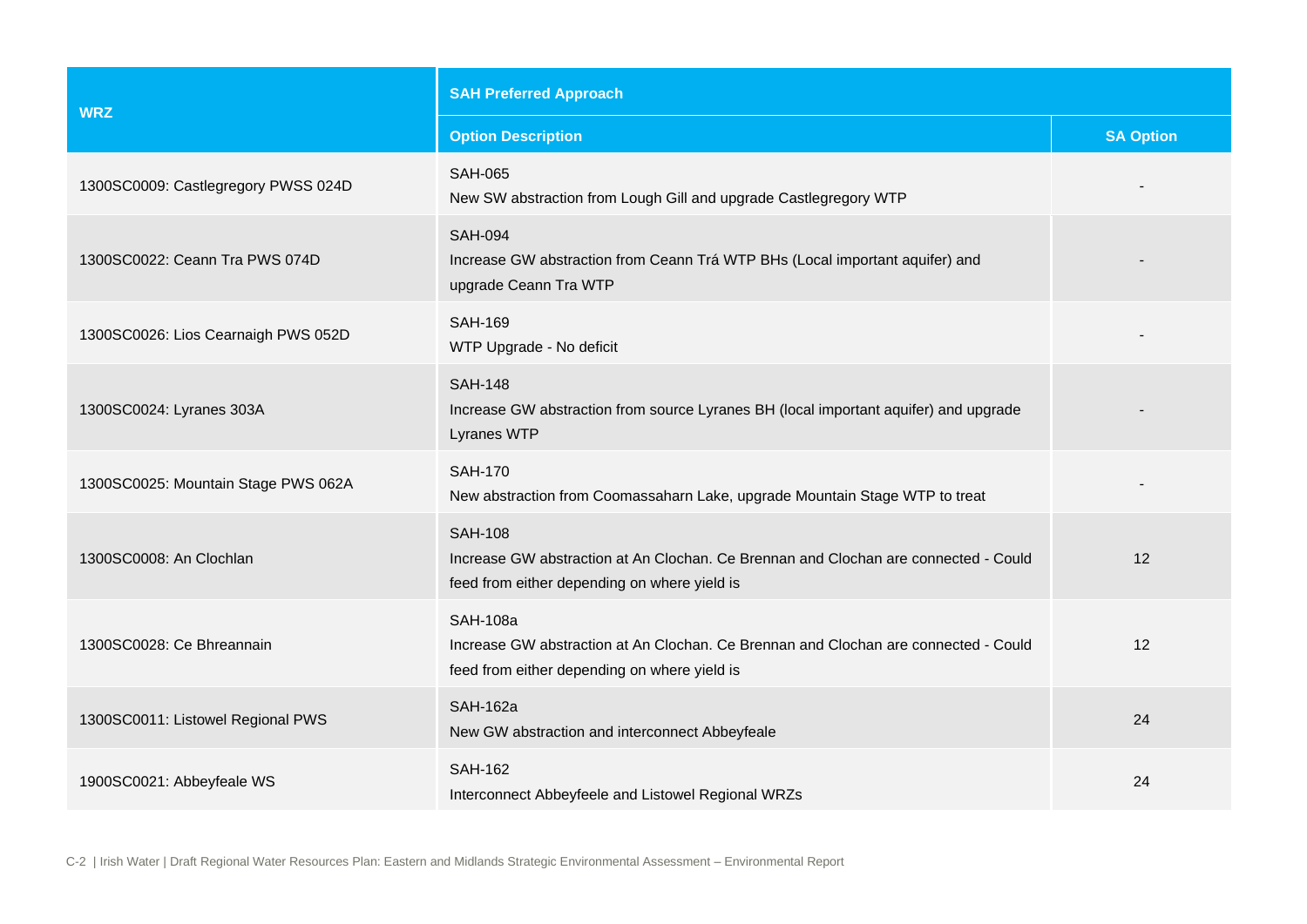| WRZ | SAH Preferred Approach | |
|---|---|---|
| | Option Description | SA Option |
| 1300SC0009: Castlegregory PWSS 024D | SAH-065<br>New SW abstraction from Lough Gill and upgrade Castlegregory WTP | - |
| 1300SC0022: Ceann Tra PWS 074D | SAH-094<br>Increase GW abstraction from Ceann Trá WTP BHs (Local important aquifer) and upgrade Ceann Tra WTP | - |
| 1300SC0026: Lios Cearnaigh PWS 052D | SAH-169<br>WTP Upgrade - No deficit | - |
| 1300SC0024: Lyranes 303A | SAH-148<br>Increase GW abstraction from source Lyranes BH (local important aquifer) and upgrade Lyranes WTP | - |
| 1300SC0025: Mountain Stage PWS 062A | SAH-170<br>New abstraction from Coomassaharn Lake, upgrade Mountain Stage WTP to treat | - |
| 1300SC0008: An Clochlan | SAH-108<br>Increase GW abstraction at An Clochan. Ce Brennan and Clochan are connected - Could feed from either depending on where yield is | 12 |
| 1300SC0028: Ce Bhreannain | SAH-108a<br>Increase GW abstraction at An Clochan. Ce Brennan and Clochan are connected - Could feed from either depending on where yield is | 12 |
| 1300SC0011: Listowel Regional PWS | SAH-162a<br>New GW abstraction and interconnect Abbeyfeale | 24 |
| 1900SC0021: Abbeyfeale WS | SAH-162<br>Interconnect Abbeyfeele and Listowel Regional WRZs | 24 |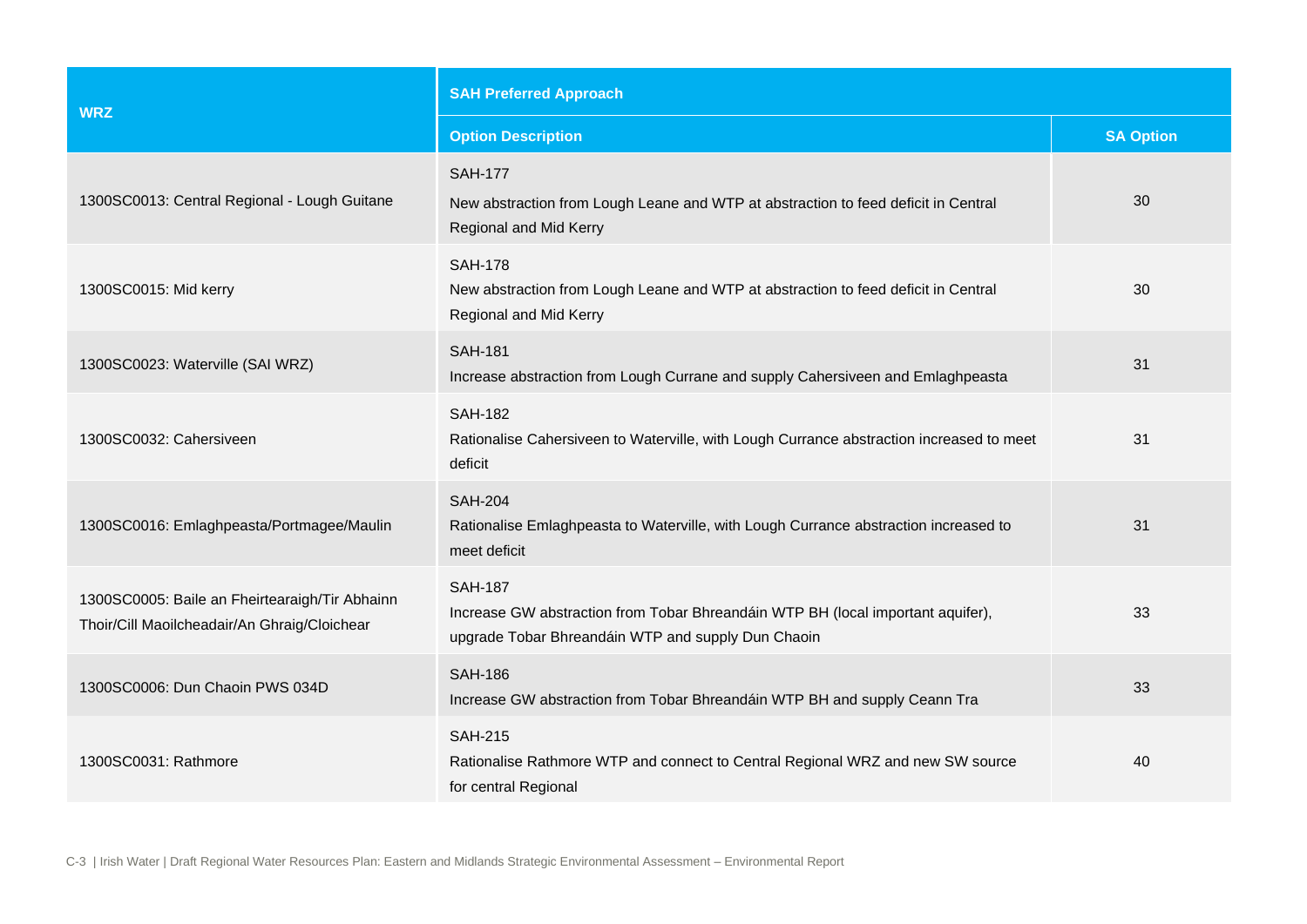| WRZ | SAH Preferred Approach | |
|---|---|---|
| | Option Description | SA Option |
| 1300SC0013: Central Regional - Lough Guitane | SAH-177<br>New abstraction from Lough Leane and WTP at abstraction to feed deficit in Central Regional and Mid Kerry | 30 |
| 1300SC0015: Mid kerry | SAH-178<br>New abstraction from Lough Leane and WTP at abstraction to feed deficit in Central Regional and Mid Kerry | 30 |
| 1300SC0023: Waterville (SAI WRZ) | SAH-181<br>Increase abstraction from Lough Currane and supply Cahersiveen and Emlaghpeasta | 31 |
| 1300SC0032: Cahersiveen | SAH-182<br>Rationalise Cahersiveen to Waterville, with Lough Currance abstraction increased to meet deficit | 31 |
| 1300SC0016: Emlaghpeasta/Portmagee/Maulin | SAH-204<br>Rationalise Emlaghpeasta to Waterville, with Lough Currance abstraction increased to meet deficit | 31 |
| 1300SC0005: Baile an Fheirtearaigh/Tir Abhainn Thoir/Cill Maoilcheadair/An Ghraig/Cloichear | SAH-187<br>Increase GW abstraction from Tobar Bhreandáin WTP BH (local important aquifer), upgrade Tobar Bhreandáin WTP and supply Dun Chaoin | 33 |
| 1300SC0006: Dun Chaoin PWS 034D | SAH-186<br>Increase GW abstraction from Tobar Bhreandáin WTP BH and supply Ceann Tra | 33 |
| 1300SC0031: Rathmore | SAH-215<br>Rationalise Rathmore WTP and connect to Central Regional WRZ and new SW source for central Regional | 40 |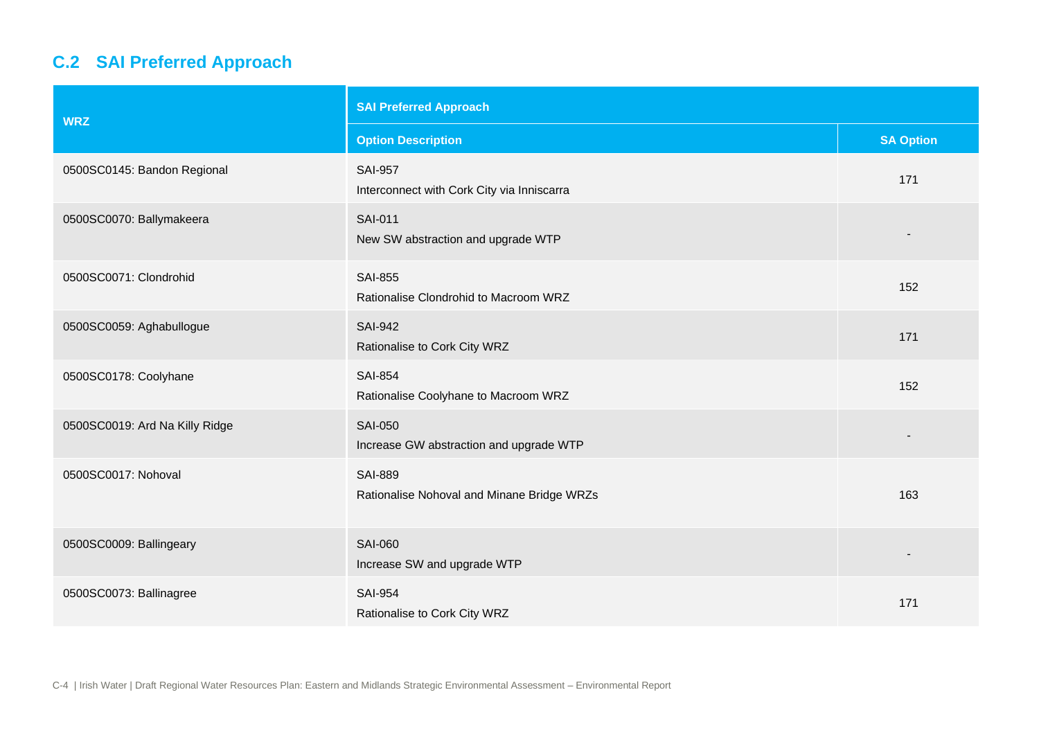## C.2 SAI Preferred Approach

| WRZ | SAI Preferred Approach | |
|---|---|---|
| | Option Description | SA Option |
| 0500SC0145: Bandon Regional | SAI-957<br>Interconnect with Cork City via Inniscarra | 171 |
| 0500SC0070: Ballymakeera | SAI-011<br>New SW abstraction and upgrade WTP | - |
| 0500SC0071: Clondrohid | SAI-855<br>Rationalise Clondrohid to Macroom WRZ | 152 |
| 0500SC0059: Aghabullogue | SAI-942<br>Rationalise to Cork City WRZ | 171 |
| 0500SC0178: Coolyhane | SAI-854<br>Rationalise Coolyhane to Macroom WRZ | 152 |
| 0500SC0019: Ard Na Killy Ridge | SAI-050<br>Increase GW abstraction and upgrade WTP | - |
| 0500SC0017: Nohoval | SAI-889<br>Rationalise Nohoval and Minane Bridge WRZs | 163 |
| 0500SC0009: Ballingeary | SAI-060<br>Increase SW and upgrade WTP | - |
| 0500SC0073: Ballinagree | SAI-954<br>Rationalise to Cork City WRZ | 171 |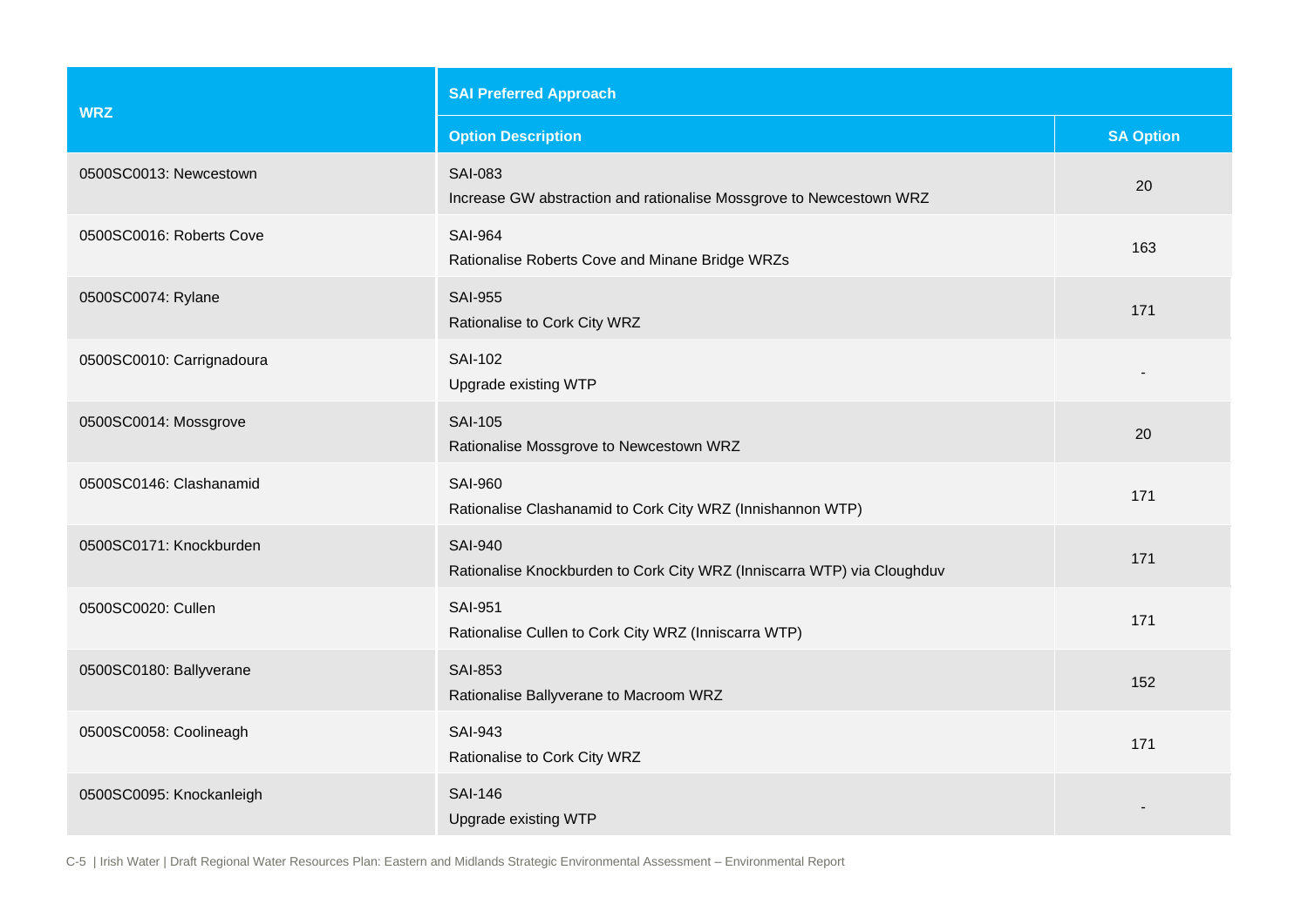| WRZ | SAI Preferred Approach | |
|---|---|---|
| | Option Description | SA Option |
| 0500SC0013: Newcestown | SAI-083<br>Increase GW abstraction and rationalise Mossgrove to Newcestown WRZ | 20 |
| 0500SC0016: Roberts Cove | SAI-964<br>Rationalise Roberts Cove and Minane Bridge WRZs | 163 |
| 0500SC0074: Rylane | SAI-955<br>Rationalise to Cork City WRZ | 171 |
| 0500SC0010: Carrignadoura | SAI-102<br>Upgrade existing WTP | - |
| 0500SC0014: Mossgrove | SAI-105<br>Rationalise Mossgrove to Newcestown WRZ | 20 |
| 0500SC0146: Clashanamid | SAI-960<br>Rationalise Clashanamid to Cork City WRZ (Innishannon WTP) | 171 |
| 0500SC0171: Knockburden | SAI-940<br>Rationalise Knockburden to Cork City WRZ (Inniscarra WTP) via Cloughduv | 171 |
| 0500SC0020: Cullen | SAI-951<br>Rationalise Cullen to Cork City WRZ (Inniscarra WTP) | 171 |
| 0500SC0180: Ballyverane | SAI-853<br>Rationalise Ballyverane to Macroom WRZ | 152 |
| 0500SC0058: Coolineagh | SAI-943<br>Rationalise to Cork City WRZ | 171 |
| 0500SC0095: Knockanleigh | SAI-146<br>Upgrade existing WTP | - |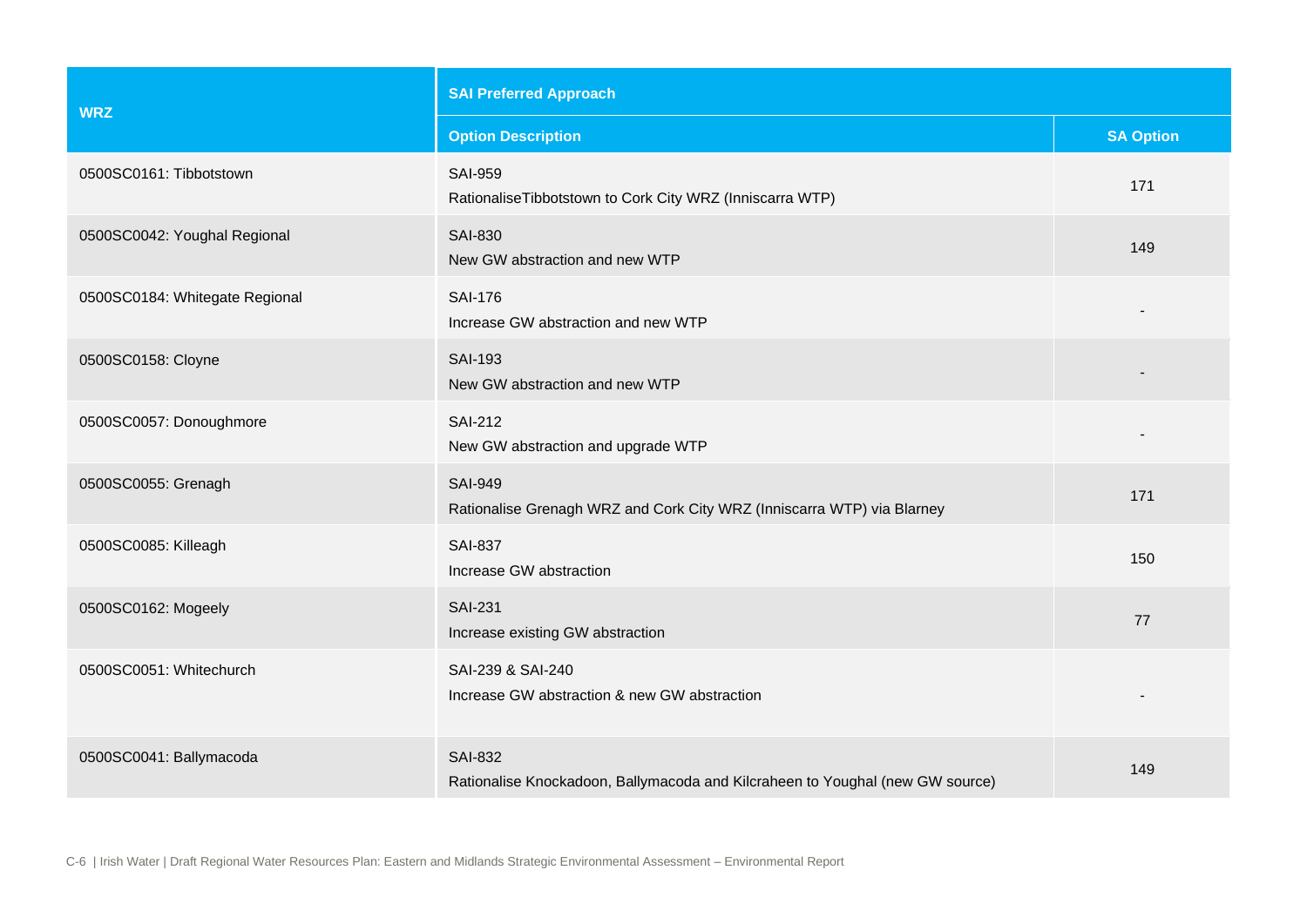| WRZ | SAI Preferred Approach | |
|---|---|---|
| | Option Description | SA Option |
| 0500SC0161: Tibbotstown | SAI-959<br>RationaliseTibbotstown to Cork City WRZ (Inniscarra WTP) | 171 |
| 0500SC0042: Youghal Regional | SAI-830<br>New GW abstraction and new WTP | 149 |
| 0500SC0184: Whitegate Regional | SAI-176<br>Increase GW abstraction and new WTP | - |
| 0500SC0158: Cloyne | SAI-193<br>New GW abstraction and new WTP | - |
| 0500SC0057: Donoughmore | SAI-212<br>New GW abstraction and upgrade WTP | - |
| 0500SC0055: Grenagh | SAI-949<br>Rationalise Grenagh WRZ and Cork City WRZ (Inniscarra WTP) via Blarney | 171 |
| 0500SC0085: Killeagh | SAI-837<br>Increase GW abstraction | 150 |
| 0500SC0162: Mogeely | SAI-231<br>Increase existing GW abstraction | 77 |
| 0500SC0051: Whitechurch | SAI-239 & SAI-240<br>Increase GW abstraction & new GW abstraction | - |
| 0500SC0041: Ballymacoda | SAI-832<br>Rationalise Knockadoon, Ballymacoda and Kilcraheen to Youghal (new GW source) | 149 |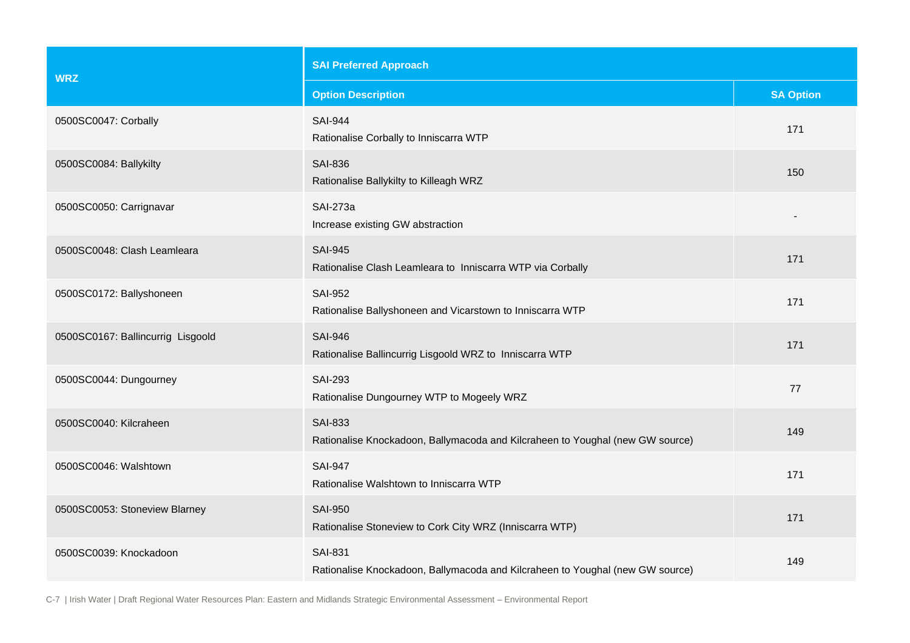| WRZ | SAI Preferred Approach | |
|---|---|---|
| | Option Description | SA Option |
| 0500SC0047: Corbally | SAI-944<br>Rationalise Corbally to Inniscarra WTP | 171 |
| 0500SC0084: Ballykilty | SAI-836<br>Rationalise Ballykilty to Killeagh WRZ | 150 |
| 0500SC0050: Carrignavar | SAI-273a<br>Increase existing GW abstraction | - |
| 0500SC0048: Clash Leamleara | SAI-945<br>Rationalise Clash Leamleara to Inniscarra WTP via Corbally | 171 |
| 0500SC0172: Ballyshoneen | SAI-952<br>Rationalise Ballyshoneen and Vicarstown to Inniscarra WTP | 171 |
| 0500SC0167: Ballincurrig Lisgoold | SAI-946<br>Rationalise Ballincurrig Lisgoold WRZ to Inniscarra WTP | 171 |
| 0500SC0044: Dungourney | SAI-293<br>Rationalise Dungourney WTP to Mogeely WRZ | 77 |
| 0500SC0040: Kilcraheen | SAI-833<br>Rationalise Knockadoon, Ballymacoda and Kilcraheen to Youghal (new GW source) | 149 |
| 0500SC0046: Walshtown | SAI-947<br>Rationalise Walshtown to Inniscarra WTP | 171 |
| 0500SC0053: Stoneview Blarney | SAI-950<br>Rationalise Stoneview to Cork City WRZ (Inniscarra WTP) | 171 |
| 0500SC0039: Knockadoon | SAI-831<br>Rationalise Knockadoon, Ballymacoda and Kilcraheen to Youghal (new GW source) | 149 |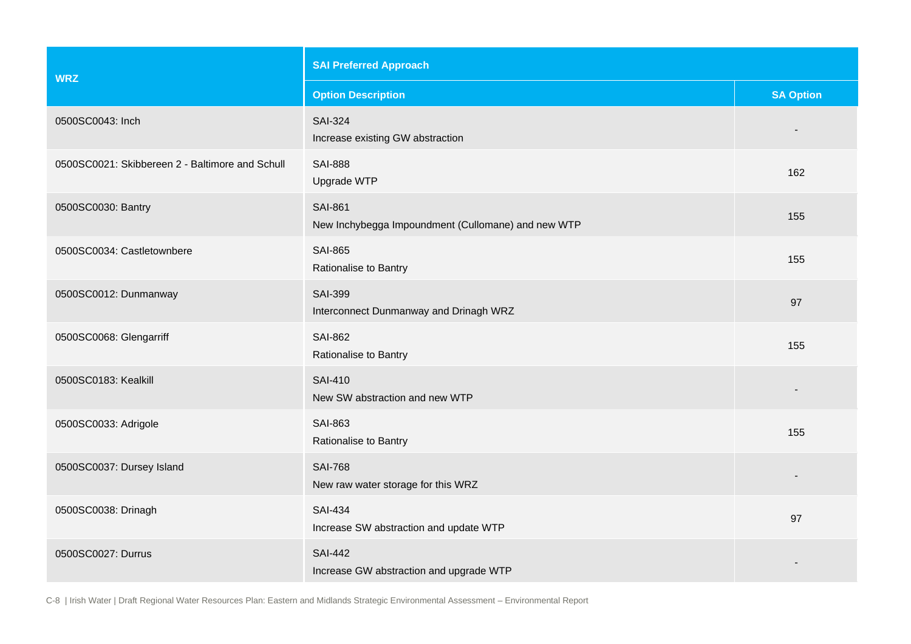| WRZ | SAI Preferred Approach | |
|---|---|---|
| | Option Description | SA Option |
| 0500SC0043: Inch | SAI-324<br>Increase existing GW abstraction | - |
| 0500SC0021: Skibbereen 2 - Baltimore and Schull | SAI-888<br>Upgrade WTP | 162 |
| 0500SC0030: Bantry | SAI-861<br>New Inchybegga Impoundment (Cullomane) and new WTP | 155 |
| 0500SC0034: Castletownbere | SAI-865<br>Rationalise to Bantry | 155 |
| 0500SC0012: Dunmanway | SAI-399<br>Interconnect Dunmanway and Drinagh WRZ | 97 |
| 0500SC0068: Glengarriff | SAI-862<br>Rationalise to Bantry | 155 |
| 0500SC0183: Kealkill | SAI-410<br>New SW abstraction and new WTP | - |
| 0500SC0033: Adrigole | SAI-863<br>Rationalise to Bantry | 155 |
| 0500SC0037: Dursey Island | SAI-768<br>New raw water storage for this WRZ | - |
| 0500SC0038: Drinagh | SAI-434<br>Increase SW abstraction and update WTP | 97 |
| 0500SC0027: Durrus | SAI-442<br>Increase GW abstraction and upgrade WTP | - |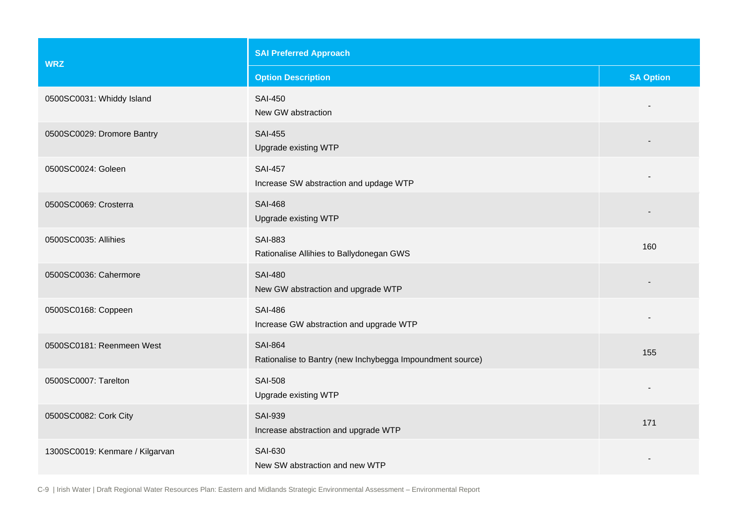| WRZ | SAI Preferred Approach | |
|---|---|---|
| | Option Description | SA Option |
| 0500SC0031: Whiddy Island | SAI-450<br>New GW abstraction | - |
| 0500SC0029: Dromore Bantry | SAI-455<br>Upgrade existing WTP | - |
| 0500SC0024: Goleen | SAI-457<br>Increase SW abstraction and updage WTP | - |
| 0500SC0069: Crosterra | SAI-468<br>Upgrade existing WTP | - |
| 0500SC0035: Allihies | SAI-883<br>Rationalise Allihies to Ballydonegan GWS | 160 |
| 0500SC0036: Cahermore | SAI-480<br>New GW abstraction and upgrade WTP | - |
| 0500SC0168: Coppeen | SAI-486<br>Increase GW abstraction and upgrade WTP | - |
| 0500SC0181: Reenmeen West | SAI-864<br>Rationalise to Bantry (new Inchybegga Impoundment source) | 155 |
| 0500SC0007: Tarelton | SAI-508<br>Upgrade existing WTP | - |
| 0500SC0082: Cork City | SAI-939<br>Increase abstraction and upgrade WTP | 171 |
| 1300SC0019: Kenmare / Kilgarvan | SAI-630<br>New SW abstraction and new WTP | - |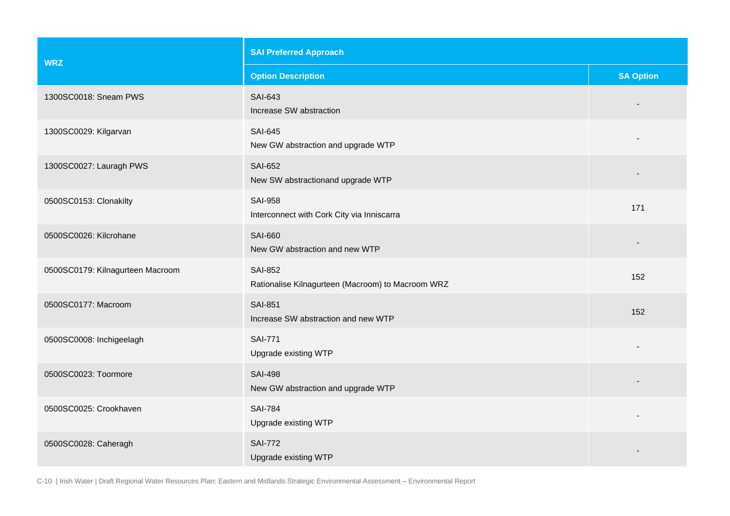| WRZ | SAI Preferred Approach | |
|---|---|---|
| | Option Description | SA Option |
| 1300SC0018: Sneam PWS | SAI-643<br>Increase SW abstraction | - |
| 1300SC0029: Kilgarvan | SAI-645<br>New GW abstraction and upgrade WTP | - |
| 1300SC0027: Lauragh PWS | SAI-652<br>New SW abstractionand upgrade WTP | - |
| 0500SC0153: Clonakilty | SAI-958<br>Interconnect with Cork City via Inniscarra | 171 |
| 0500SC0026: Kilcrohane | SAI-660<br>New GW abstraction and new WTP | - |
| 0500SC0179: Kilnagurteen Macroom | SAI-852<br>Rationalise Kilnagurteen (Macroom) to Macroom WRZ | 152 |
| 0500SC0177: Macroom | SAI-851<br>Increase SW abstraction and new WTP | 152 |
| 0500SC0008: Inchigeelagh | SAI-771<br>Upgrade existing WTP | - |
| 0500SC0023: Toormore | SAI-498<br>New GW abstraction and upgrade WTP | - |
| 0500SC0025: Crookhaven | SAI-784<br>Upgrade existing WTP | - |
| 0500SC0028: Caheragh | SAI-772<br>Upgrade existing WTP | - |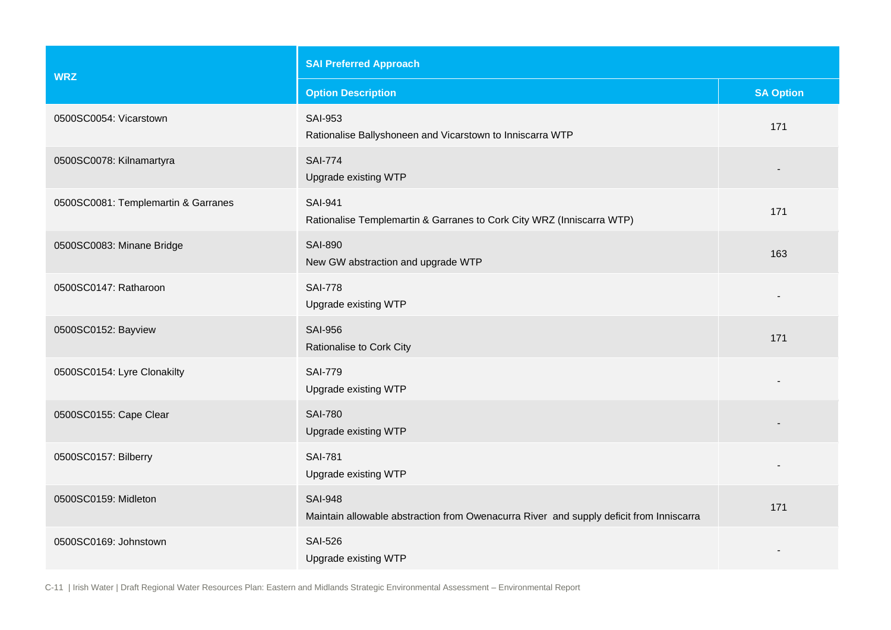| WRZ | SAI Preferred Approach | |
|---|---|---|
| | Option Description | SA Option |
| 0500SC0054: Vicarstown | SAI-953<br>Rationalise Ballyshoneen and Vicarstown to Inniscarra WTP | 171 |
| 0500SC0078: Kilnamartyra | SAI-774<br>Upgrade existing WTP | - |
| 0500SC0081: Templemartin & Garranes | SAI-941<br>Rationalise Templemartin & Garranes to Cork City WRZ (Inniscarra WTP) | 171 |
| 0500SC0083: Minane Bridge | SAI-890<br>New GW abstraction and upgrade WTP | 163 |
| 0500SC0147: Ratharoon | SAI-778<br>Upgrade existing WTP | - |
| 0500SC0152: Bayview | SAI-956<br>Rationalise to Cork City | 171 |
| 0500SC0154: Lyre Clonakilty | SAI-779<br>Upgrade existing WTP | - |
| 0500SC0155: Cape Clear | SAI-780<br>Upgrade existing WTP | - |
| 0500SC0157: Bilberry | SAI-781<br>Upgrade existing WTP | - |
| 0500SC0159: Midleton | SAI-948<br>Maintain allowable abstraction from Owenacurra River and supply deficit from Inniscarra | 171 |
| 0500SC0169: Johnstown | SAI-526<br>Upgrade existing WTP | - |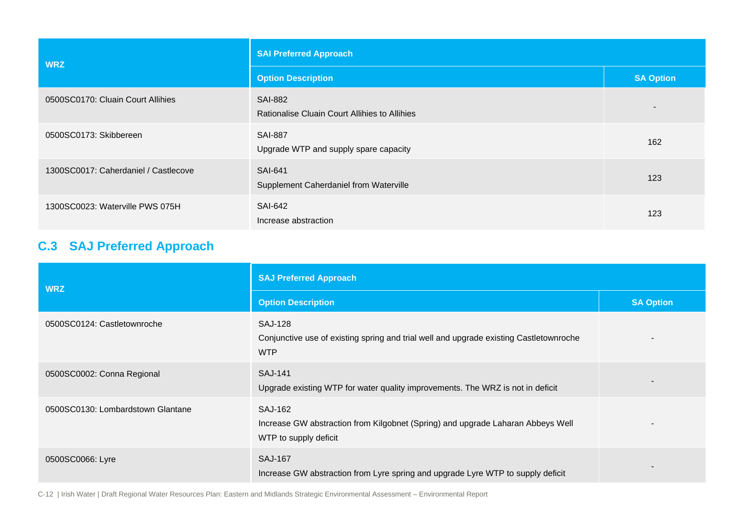| WRZ | SAI Preferred Approach | |
|---|---|---|
| | Option Description | SA Option |
| 0500SC0170: Cluain Court Allihies | SAI-882<br>Rationalise Cluain Court Allihies to Allihies | - |
| 0500SC0173: Skibbereen | SAI-887<br>Upgrade WTP and supply spare capacity | 162 |
| 1300SC0017: Caherdaniel / Castlecove | SAI-641<br>Supplement Caherdaniel from Waterville | 123 |
| 1300SC0023: Waterville PWS 075H | SAI-642<br>Increase abstraction | 123 |

## C.3 SAJ Preferred Approach

| WRZ | SAJ Preferred Approach | |
|---|---|---|
| | Option Description | SA Option |
| 0500SC0124: Castletownroche | SAJ-128<br>Conjunctive use of existing spring and trial well and upgrade existing Castletownroche WTP | - |
| 0500SC0002: Conna Regional | SAJ-141<br>Upgrade existing WTP for water quality improvements. The WRZ is not in deficit | - |
| 0500SC0130: Lombardstown Glantane | SAJ-162<br>Increase GW abstraction from Kilgobnet (Spring) and upgrade Laharan Abbeys Well WTP to supply deficit | - |
| 0500SC0066: Lyre | SAJ-167<br>Increase GW abstraction from Lyre spring and upgrade Lyre WTP to supply deficit | - |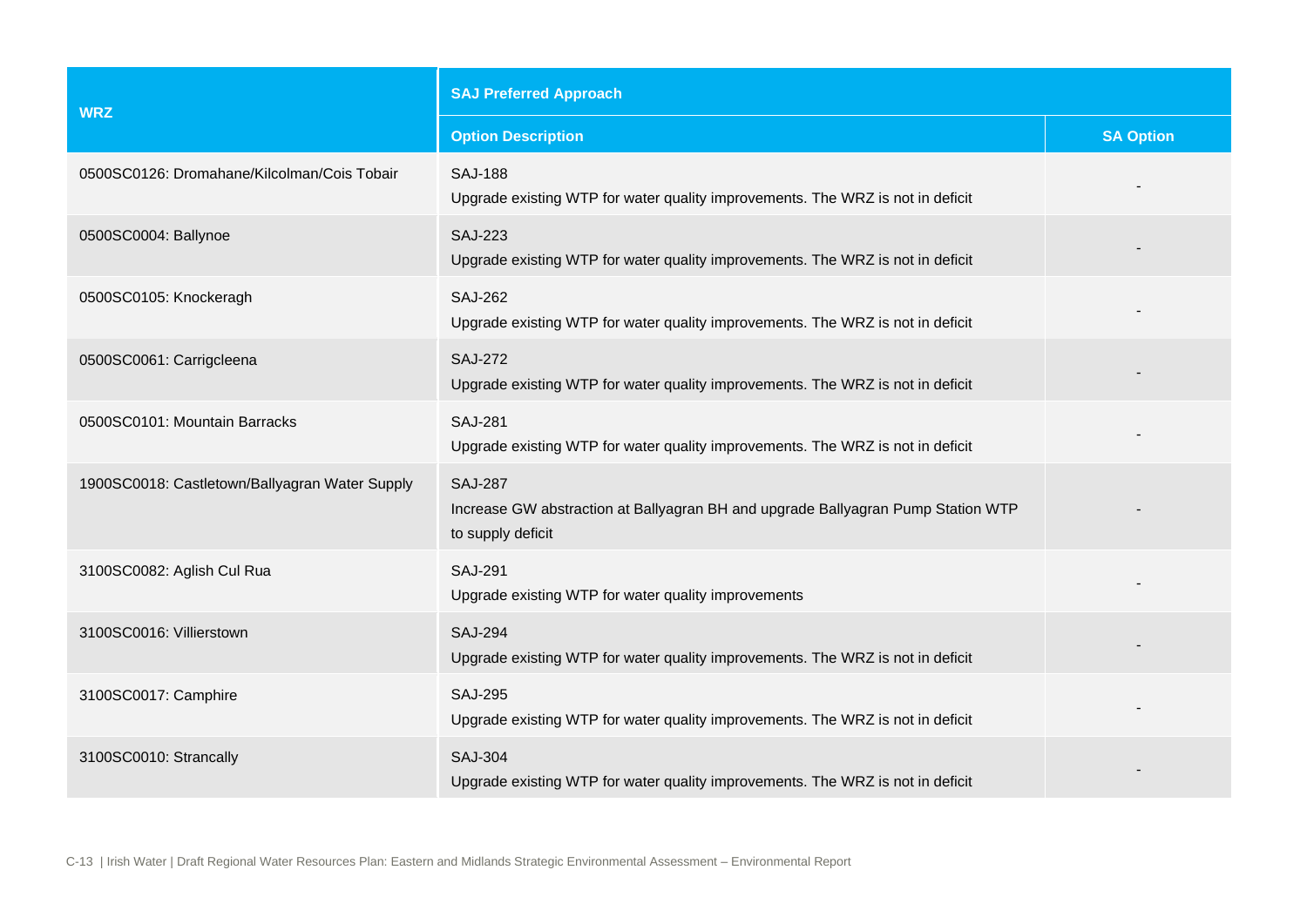| WRZ | SAJ Preferred Approach | |
|---|---|---|
| | Option Description | SA Option |
| 0500SC0126: Dromahane/Kilcolman/Cois Tobair | SAJ-188<br>Upgrade existing WTP for water quality improvements. The WRZ is not in deficit | - |
| 0500SC0004: Ballynoe | SAJ-223<br>Upgrade existing WTP for water quality improvements. The WRZ is not in deficit | - |
| 0500SC0105: Knockeragh | SAJ-262<br>Upgrade existing WTP for water quality improvements. The WRZ is not in deficit | - |
| 0500SC0061: Carrigcleena | SAJ-272<br>Upgrade existing WTP for water quality improvements. The WRZ is not in deficit | - |
| 0500SC0101: Mountain Barracks | SAJ-281<br>Upgrade existing WTP for water quality improvements. The WRZ is not in deficit | - |
| 1900SC0018: Castletown/Ballyagran Water Supply | SAJ-287<br>Increase GW abstraction at Ballyagran BH and upgrade Ballyagran Pump Station WTP to supply deficit | - |
| 3100SC0082: Aglish Cul Rua | SAJ-291<br>Upgrade existing WTP for water quality improvements | - |
| 3100SC0016: Villierstown | SAJ-294<br>Upgrade existing WTP for water quality improvements. The WRZ is not in deficit | - |
| 3100SC0017: Camphire | SAJ-295<br>Upgrade existing WTP for water quality improvements. The WRZ is not in deficit | - |
| 3100SC0010: Strancally | SAJ-304<br>Upgrade existing WTP for water quality improvements. The WRZ is not in deficit | - |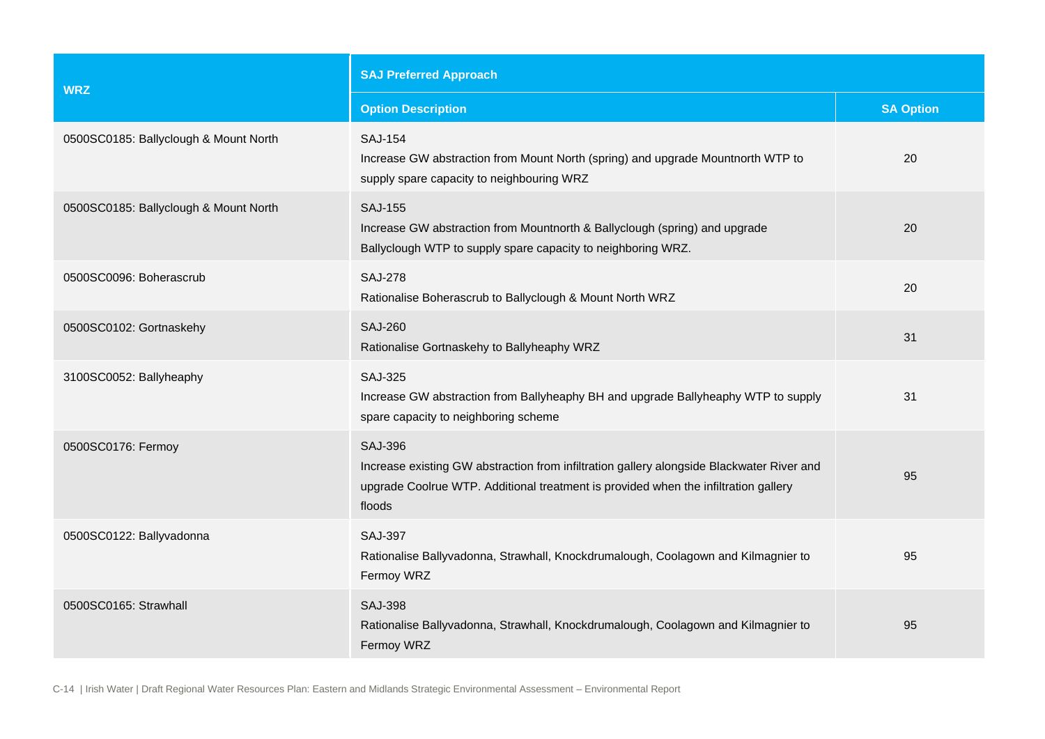| WRZ | SAJ Preferred Approach | |
|---|---|---|
| | Option Description | SA Option |
| 0500SC0185: Ballyclough & Mount North | SAJ-154<br>Increase GW abstraction from Mount North (spring) and upgrade Mountnorth WTP to supply spare capacity to neighbouring WRZ | 20 |
| 0500SC0185: Ballyclough & Mount North | SAJ-155<br>Increase GW abstraction from Mountnorth & Ballyclough (spring) and upgrade Ballyclough WTP to supply spare capacity to neighboring WRZ. | 20 |
| 0500SC0096: Boherascrub | SAJ-278<br>Rationalise Boherascrub to Ballyclough & Mount North WRZ | 20 |
| 0500SC0102: Gortnaskehy | SAJ-260<br>Rationalise Gortnaskehy to Ballyheaphy WRZ | 31 |
| 3100SC0052: Ballyheaphy | SAJ-325<br>Increase GW abstraction from Ballyheaphy BH and upgrade Ballyheaphy WTP to supply spare capacity to neighboring scheme | 31 |
| 0500SC0176: Fermoy | SAJ-396<br>Increase existing GW abstraction from infiltration gallery alongside Blackwater River and upgrade Coolrue WTP. Additional treatment is provided when the infiltration gallery floods | 95 |
| 0500SC0122: Ballyvadonna | SAJ-397<br>Rationalise Ballyvadonna, Strawhall, Knockdrumalough, Coolagown and Kilmagnier to Fermoy WRZ | 95 |
| 0500SC0165: Strawhall | SAJ-398<br>Rationalise Ballyvadonna, Strawhall, Knockdrumalough, Coolagown and Kilmagnier to Fermoy WRZ | 95 |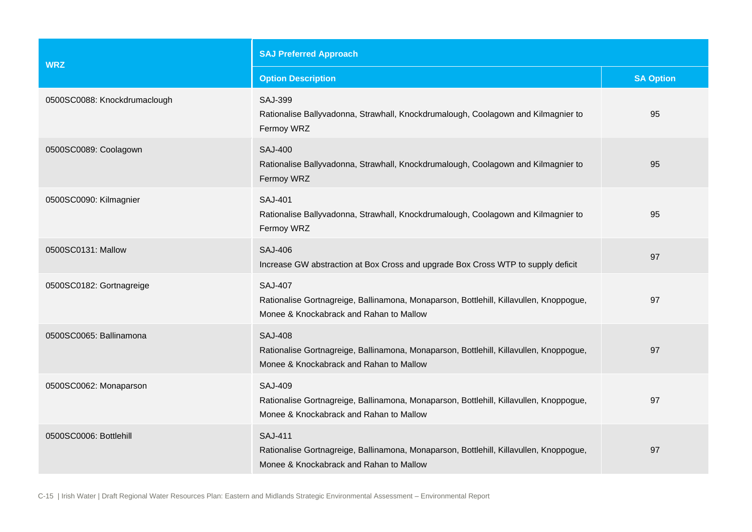| WRZ | SAJ Preferred Approach | |
|---|---|---|
| | Option Description | SA Option |
| 0500SC0088: Knockdrumaclough | SAJ-399<br>Rationalise Ballyvadonna, Strawhall, Knockdrumalough, Coolagown and Kilmagnier to Fermoy WRZ | 95 |
| 0500SC0089: Coolagown | SAJ-400<br>Rationalise Ballyvadonna, Strawhall, Knockdrumalough, Coolagown and Kilmagnier to Fermoy WRZ | 95 |
| 0500SC0090: Kilmagnier | SAJ-401<br>Rationalise Ballyvadonna, Strawhall, Knockdrumalough, Coolagown and Kilmagnier to Fermoy WRZ | 95 |
| 0500SC0131: Mallow | SAJ-406<br>Increase GW abstraction at Box Cross and upgrade Box Cross WTP to supply deficit | 97 |
| 0500SC0182: Gortnagreige | SAJ-407<br>Rationalise Gortnagreige, Ballinamona, Monaparson, Bottlehill, Killavullen, Knoppogue, Monee & Knockabrack and Rahan to Mallow | 97 |
| 0500SC0065: Ballinamona | SAJ-408<br>Rationalise Gortnagreige, Ballinamona, Monaparson, Bottlehill, Killavullen, Knoppogue, Monee & Knockabrack and Rahan to Mallow | 97 |
| 0500SC0062: Monaparson | SAJ-409<br>Rationalise Gortnagreige, Ballinamona, Monaparson, Bottlehill, Killavullen, Knoppogue, Monee & Knockabrack and Rahan to Mallow | 97 |
| 0500SC0006: Bottlehill | SAJ-411<br>Rationalise Gortnagreige, Ballinamona, Monaparson, Bottlehill, Killavullen, Knoppogue, Monee & Knockabrack and Rahan to Mallow | 97 |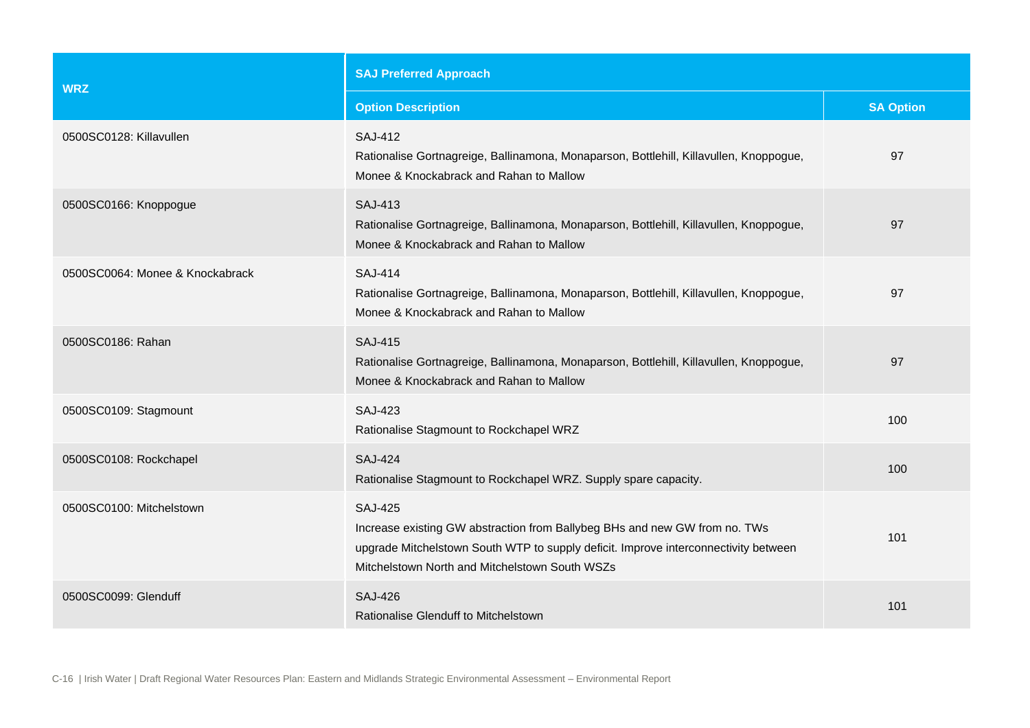| WRZ | SAJ Preferred Approach | |
|---|---|---|
| | Option Description | SA Option |
| 0500SC0128: Killavullen | SAJ-412<br>Rationalise Gortnagreige, Ballinamona, Monaparson, Bottlehill, Killavullen, Knoppogue, Monee & Knockabrack and Rahan to Mallow | 97 |
| 0500SC0166: Knoppogue | SAJ-413<br>Rationalise Gortnagreige, Ballinamona, Monaparson, Bottlehill, Killavullen, Knoppogue, Monee & Knockabrack and Rahan to Mallow | 97 |
| 0500SC0064: Monee & Knockabrack | SAJ-414<br>Rationalise Gortnagreige, Ballinamona, Monaparson, Bottlehill, Killavullen, Knoppogue, Monee & Knockabrack and Rahan to Mallow | 97 |
| 0500SC0186: Rahan | SAJ-415<br>Rationalise Gortnagreige, Ballinamona, Monaparson, Bottlehill, Killavullen, Knoppogue, Monee & Knockabrack and Rahan to Mallow | 97 |
| 0500SC0109: Stagmount | SAJ-423<br>Rationalise Stagmount to Rockchapel WRZ | 100 |
| 0500SC0108: Rockchapel | SAJ-424<br>Rationalise Stagmount to Rockchapel WRZ. Supply spare capacity. | 100 |
| 0500SC0100: Mitchelstown | SAJ-425<br>Increase existing GW abstraction from Ballybeg BHs and new GW from no. TWs upgrade Mitchelstown South WTP to supply deficit. Improve interconnectivity between Mitchelstown North and Mitchelstown South WSZs | 101 |
| 0500SC0099: Glenduff | SAJ-426<br>Rationalise Glenduff to Mitchelstown | 101 |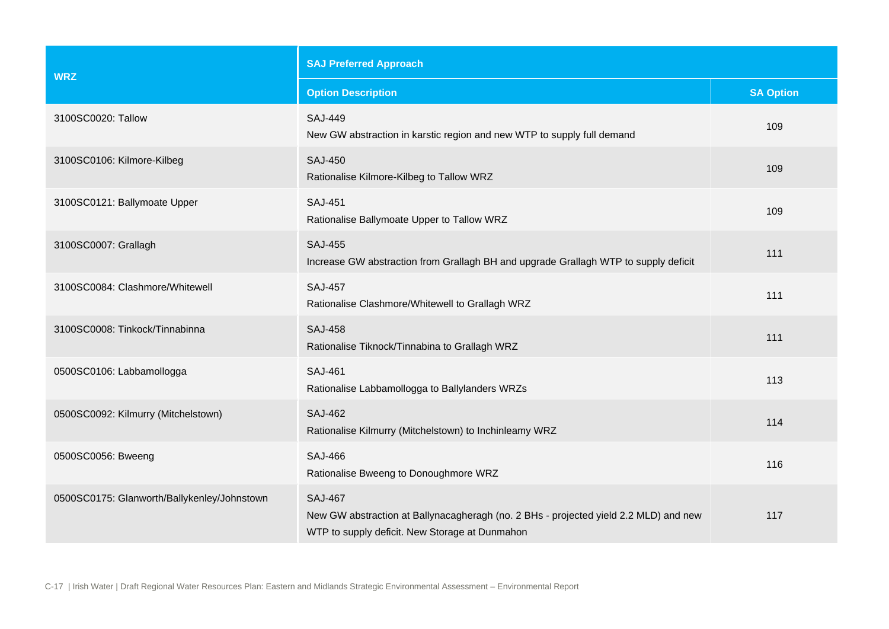| WRZ | SAJ Preferred Approach | |
|---|---|---|
| | Option Description | SA Option |
| 3100SC0020: Tallow | SAJ-449<br>New GW abstraction in karstic region and new WTP to supply full demand | 109 |
| 3100SC0106: Kilmore-Kilbeg | SAJ-450<br>Rationalise Kilmore-Kilbeg to Tallow WRZ | 109 |
| 3100SC0121: Ballymoate Upper | SAJ-451<br>Rationalise Ballymoate Upper to Tallow WRZ | 109 |
| 3100SC0007: Grallagh | SAJ-455<br>Increase GW abstraction from Grallagh BH and upgrade Grallagh WTP to supply deficit | 111 |
| 3100SC0084: Clashmore/Whitewell | SAJ-457<br>Rationalise Clashmore/Whitewell to Grallagh WRZ | 111 |
| 3100SC0008: Tinkock/Tinnabinna | SAJ-458<br>Rationalise Tiknock/Tinnabina to Grallagh WRZ | 111 |
| 0500SC0106: Labbamollogga | SAJ-461<br>Rationalise Labbamollogga to Ballylanders WRZs | 113 |
| 0500SC0092: Kilmurry (Mitchelstown) | SAJ-462<br>Rationalise Kilmurry (Mitchelstown) to Inchinleamy WRZ | 114 |
| 0500SC0056: Bweeng | SAJ-466<br>Rationalise Bweeng to Donoughmore WRZ | 116 |
| 0500SC0175: Glanworth/Ballykenley/Johnstown | SAJ-467<br>New GW abstraction at Ballynacagheragh (no. 2 BHs - projected yield 2.2 MLD) and new WTP to supply deficit. New Storage at Dunmahon | 117 |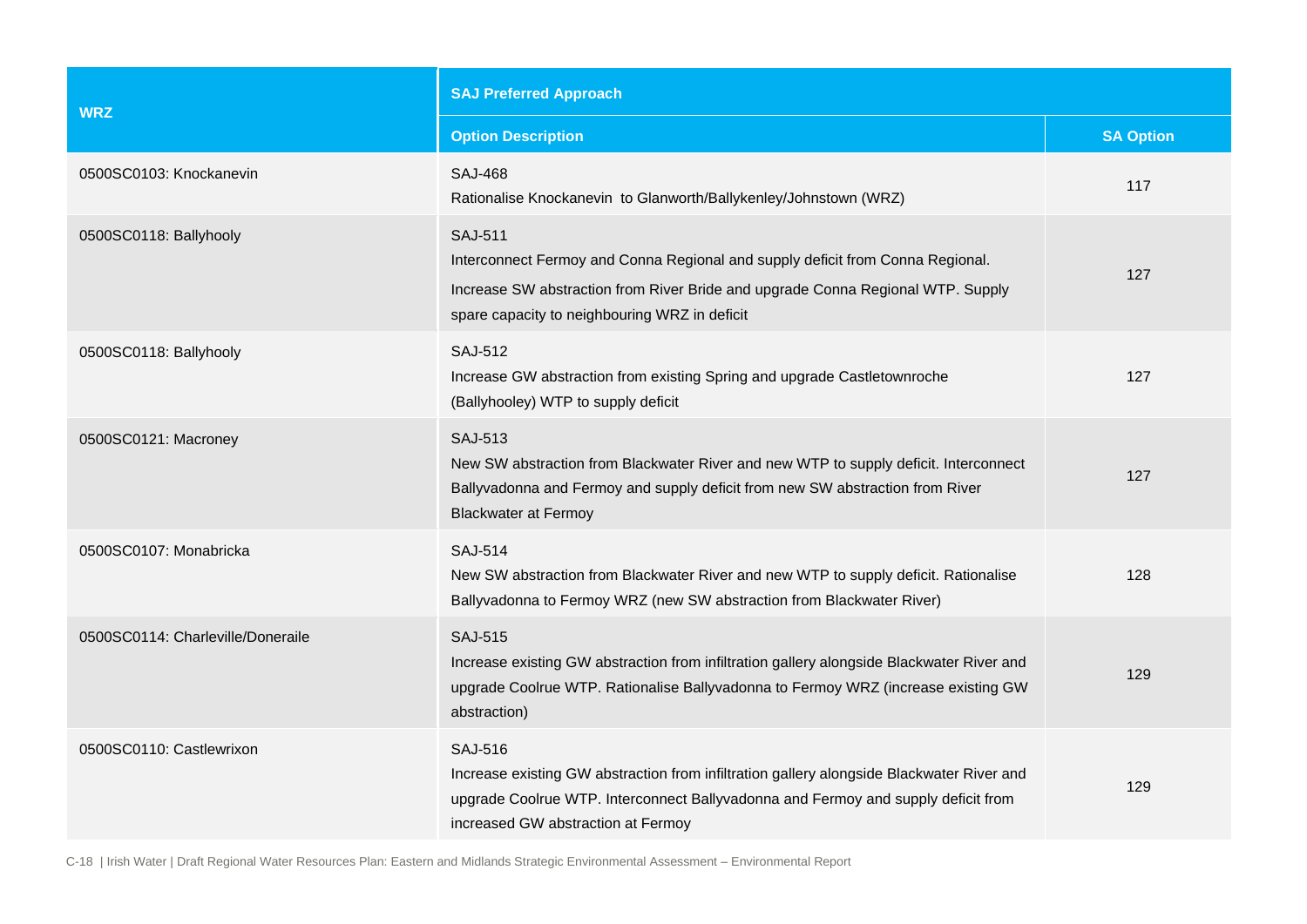| WRZ | SAJ Preferred Approach | |
|---|---|---|
| | Option Description | SA Option |
| 0500SC0103: Knockanevin | SAJ-468<br>Rationalise Knockanevin to Glanworth/Ballykenley/Johnstown (WRZ) | 117 |
| 0500SC0118: Ballyhooly | SAJ-511<br>Interconnect Fermoy and Conna Regional and supply deficit from Conna Regional.<br>Increase SW abstraction from River Bride and upgrade Conna Regional WTP. Supply spare capacity to neighbouring WRZ in deficit | 127 |
| 0500SC0118: Ballyhooly | SAJ-512<br>Increase GW abstraction from existing Spring and upgrade Castletownroche (Ballyhooley) WTP to supply deficit | 127 |
| 0500SC0121: Macroney | SAJ-513<br>New SW abstraction from Blackwater River and new WTP to supply deficit. Interconnect Ballyvadonna and Fermoy and supply deficit from new SW abstraction from River Blackwater at Fermoy | 127 |
| 0500SC0107: Monabricka | SAJ-514<br>New SW abstraction from Blackwater River and new WTP to supply deficit. Rationalise Ballyvadonna to Fermoy WRZ (new SW abstraction from Blackwater River) | 128 |
| 0500SC0114: Charleville/Doneraile | SAJ-515<br>Increase existing GW abstraction from infiltration gallery alongside Blackwater River and upgrade Coolrue WTP. Rationalise Ballyvadonna to Fermoy WRZ (increase existing GW abstraction) | 129 |
| 0500SC0110: Castlewrixon | SAJ-516<br>Increase existing GW abstraction from infiltration gallery alongside Blackwater River and upgrade Coolrue WTP. Interconnect Ballyvadonna and Fermoy and supply deficit from increased GW abstraction at Fermoy | 129 |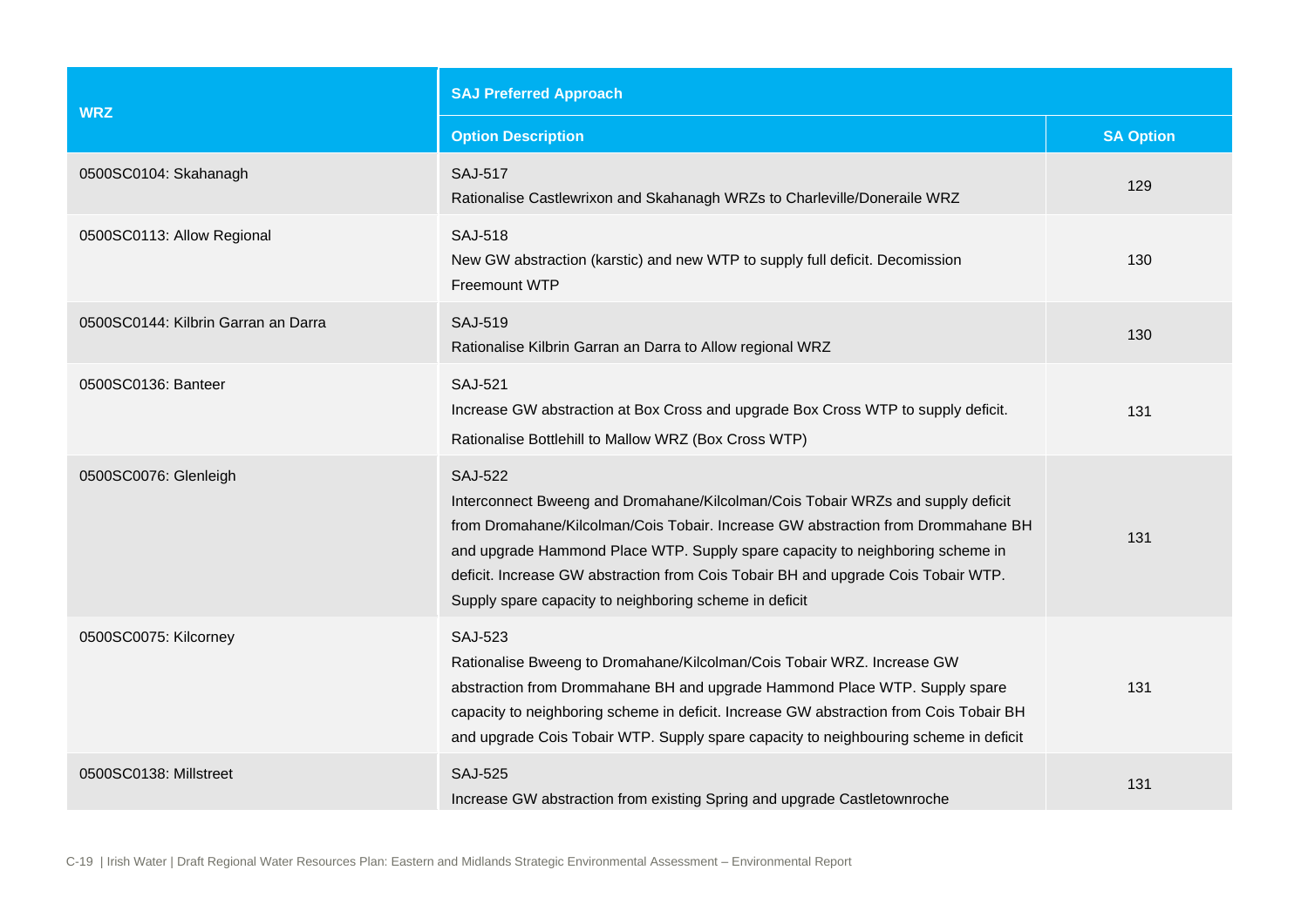| WRZ | SAJ Preferred Approach | |
|---|---|---|
| | Option Description | SA Option |
| 0500SC0104: Skahanagh | SAJ-517<br>Rationalise Castlewrixon and Skahanagh WRZs to Charleville/Doneraile WRZ | 129 |
| 0500SC0113: Allow Regional | SAJ-518<br>New GW abstraction (karstic) and new WTP to supply full deficit. Decomission Freemount WTP | 130 |
| 0500SC0144: Kilbrin Garran an Darra | SAJ-519<br>Rationalise Kilbrin Garran an Darra to Allow regional WRZ | 130 |
| 0500SC0136: Banteer | SAJ-521<br>Increase GW abstraction at Box Cross and upgrade Box Cross WTP to supply deficit.<br>Rationalise Bottlehill to Mallow WRZ (Box Cross WTP) | 131 |
| 0500SC0076: Glenleigh | SAJ-522<br>Interconnect Bweeng and Dromahane/Kilcolman/Cois Tobair WRZs and supply deficit from Dromahane/Kilcolman/Cois Tobair. Increase GW abstraction from Drommahane BH and upgrade Hammond Place WTP. Supply spare capacity to neighboring scheme in deficit. Increase GW abstraction from Cois Tobair BH and upgrade Cois Tobair WTP. Supply spare capacity to neighboring scheme in deficit | 131 |
| 0500SC0075: Kilcorney | SAJ-523<br>Rationalise Bweeng to Dromahane/Kilcolman/Cois Tobair WRZ. Increase GW abstraction from Drommahane BH and upgrade Hammond Place WTP. Supply spare capacity to neighboring scheme in deficit. Increase GW abstraction from Cois Tobair BH and upgrade Cois Tobair WTP. Supply spare capacity to neighbouring scheme in deficit | 131 |
| 0500SC0138: Millstreet | SAJ-525<br>Increase GW abstraction from existing Spring and upgrade Castletownroche | 131 |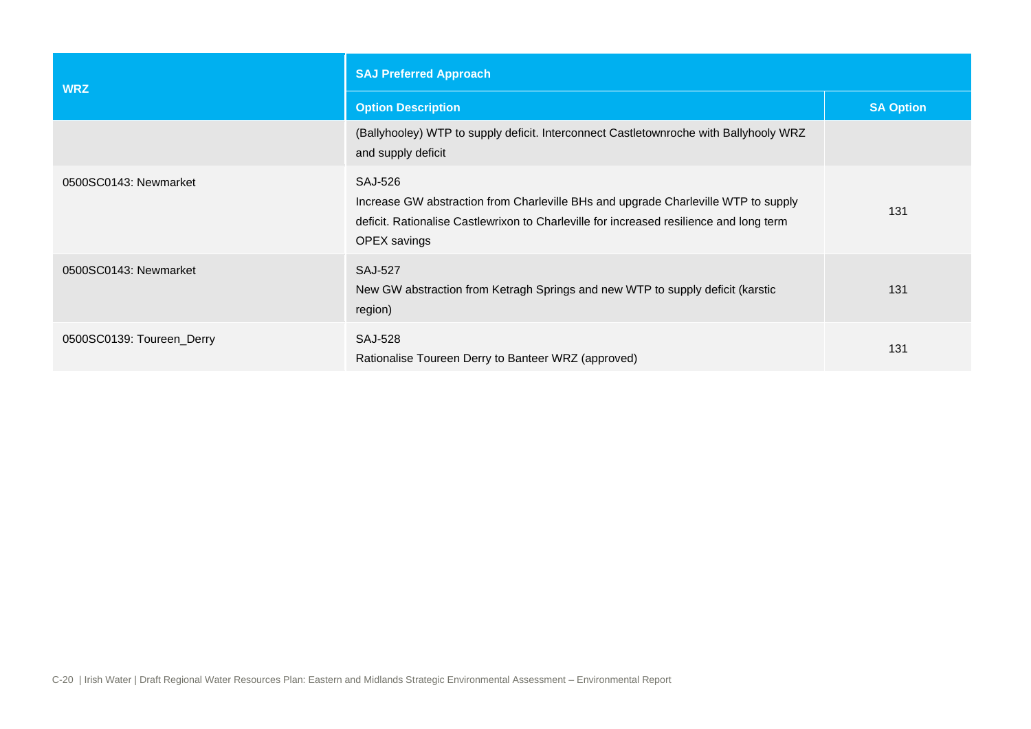| WRZ | SAJ Preferred Approach | |
|---|---|---|
| | Option Description | SA Option |
| | (Ballyhooley) WTP to supply deficit. Interconnect Castletownroche with Ballyhooly WRZ and supply deficit | |
| 0500SC0143: Newmarket | SAJ-526<br>Increase GW abstraction from Charleville BHs and upgrade Charleville WTP to supply deficit. Rationalise Castlewrixon to Charleville for increased resilience and long term OPEX savings | 131 |
| 0500SC0143: Newmarket | SAJ-527<br>New GW abstraction from Ketragh Springs and new WTP to supply deficit (karstic region) | 131 |
| 0500SC0139: Toureen_Derry | SAJ-528<br>Rationalise Toureen Derry to Banteer WRZ (approved) | 131 |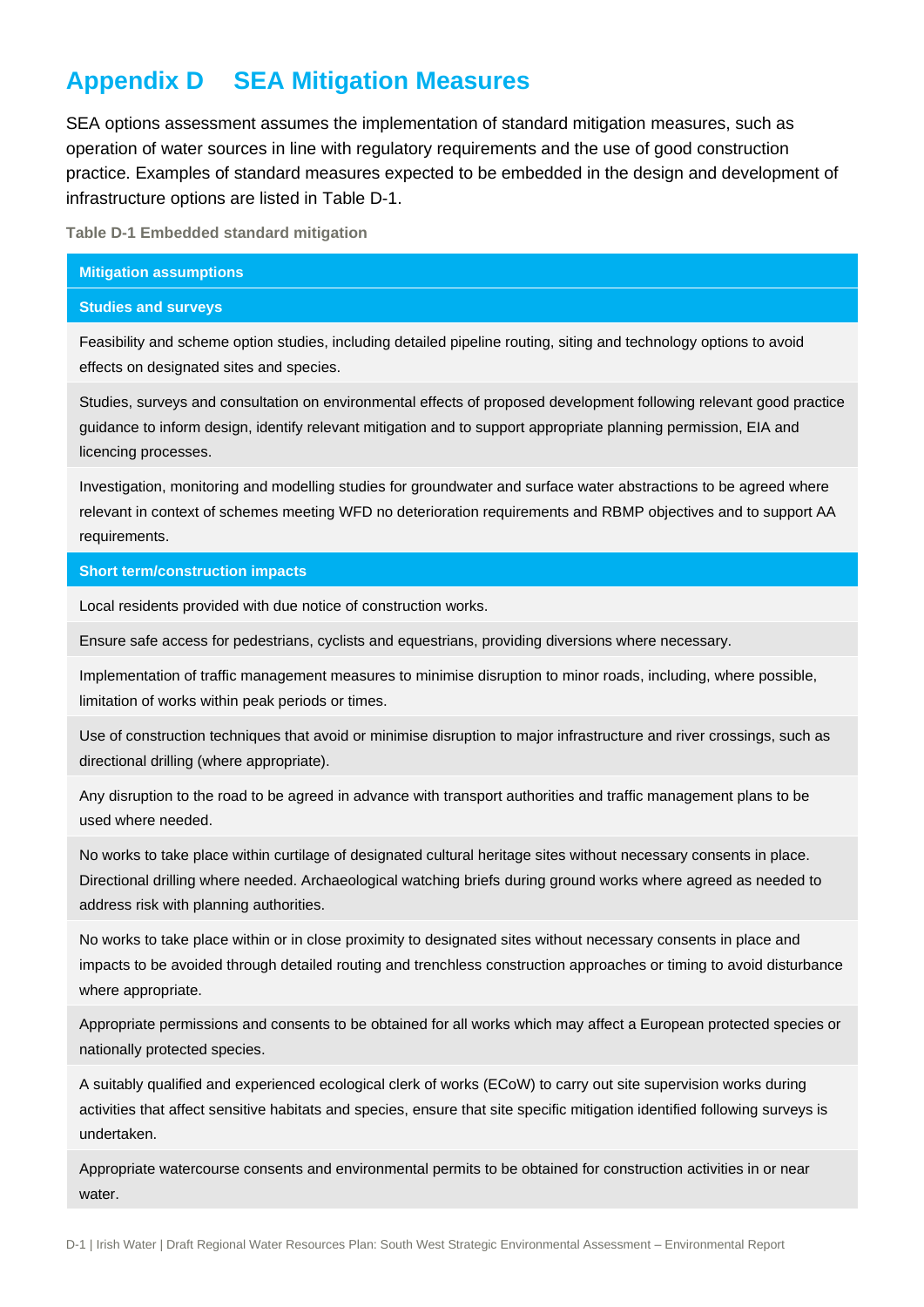# Appendix D SEA Mitigation Measures

SEA options assessment assumes the implementation of standard mitigation measures, such as operation of water sources in line with regulatory requirements and the use of good construction practice. Examples of standard measures expected to be embedded in the design and development of infrastructure options are listed in Table D-1.

**Table D-1 Embedded standard mitigation**

| Mitigation assumptions |
|---|
| **Studies and surveys** |
| Feasibility and scheme option studies, including detailed pipeline routing, siting and technology options to avoid effects on designated sites and species. |
| Studies, surveys and consultation on environmental effects of proposed development following relevant good practice guidance to inform design, identify relevant mitigation and to support appropriate planning permission, EIA and licencing processes. |
| Investigation, monitoring and modelling studies for groundwater and surface water abstractions to be agreed where relevant in context of schemes meeting WFD no deterioration requirements and RBMP objectives and to support AA requirements. |
| **Short term/construction impacts** |
| Local residents provided with due notice of construction works. |
| Ensure safe access for pedestrians, cyclists and equestrians, providing diversions where necessary. |
| Implementation of traffic management measures to minimise disruption to minor roads, including, where possible, limitation of works within peak periods or times. |
| Use of construction techniques that avoid or minimise disruption to major infrastructure and river crossings, such as directional drilling (where appropriate). |
| Any disruption to the road to be agreed in advance with transport authorities and traffic management plans to be used where needed. |
| No works to take place within curtilage of designated cultural heritage sites without necessary consents in place. Directional drilling where needed. Archaeological watching briefs during ground works where agreed as needed to address risk with planning authorities. |
| No works to take place within or in close proximity to designated sites without necessary consents in place and impacts to be avoided through detailed routing and trenchless construction approaches or timing to avoid disturbance where appropriate. |
| Appropriate permissions and consents to be obtained for all works which may affect a European protected species or nationally protected species. |
| A suitably qualified and experienced ecological clerk of works (ECoW) to carry out site supervision works during activities that affect sensitive habitats and species, ensure that site specific mitigation identified following surveys is undertaken. |
| Appropriate watercourse consents and environmental permits to be obtained for construction activities in or near water. |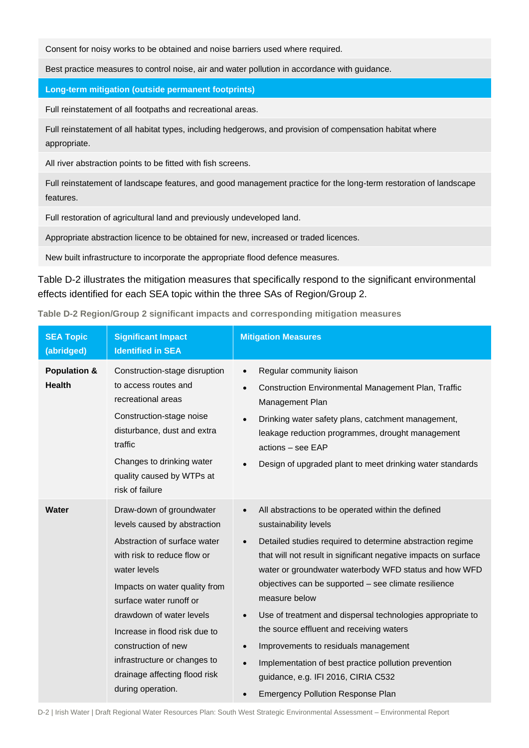| |
|---|
| Consent for noisy works to be obtained and noise barriers used where required. |
| Best practice measures to control noise, air and water pollution in accordance with guidance. |
| **Long-term mitigation (outside permanent footprints)** |
| Full reinstatement of all footpaths and recreational areas. |
| Full reinstatement of all habitat types, including hedgerows, and provision of compensation habitat where appropriate. |
| All river abstraction points to be fitted with fish screens. |
| Full reinstatement of landscape features, and good management practice for the long-term restoration of landscape features. |
| Full restoration of agricultural land and previously undeveloped land. |
| Appropriate abstraction licence to be obtained for new, increased or traded licences. |
| New built infrastructure to incorporate the appropriate flood defence measures. |

Table D-2 illustrates the mitigation measures that specifically respond to the significant environmental effects identified for each SEA topic within the three SAs of Region/Group 2.

**Table D-2 Region/Group 2 significant impacts and corresponding mitigation measures**

| SEA Topic (abridged) | Significant Impact Identified in SEA | Mitigation Measures |
|---|---|---|
| **Population & Health** | Construction-stage disruption to access routes and recreational areas<br>Construction-stage noise disturbance, dust and extra traffic<br>Changes to drinking water quality caused by WTPs at risk of failure | • Regular community liaison<br>• Construction Environmental Management Plan, Traffic Management Plan<br>• Drinking water safety plans, catchment management, leakage reduction programmes, drought management actions – see EAP<br>• Design of upgraded plant to meet drinking water standards |
| **Water** | Draw-down of groundwater levels caused by abstraction<br>Abstraction of surface water with risk to reduce flow or water levels<br>Impacts on water quality from surface water runoff or drawdown of water levels<br>Increase in flood risk due to construction of new infrastructure or changes to drainage affecting flood risk during operation. | • All abstractions to be operated within the defined sustainability levels<br>• Detailed studies required to determine abstraction regime that will not result in significant negative impacts on surface water or groundwater waterbody WFD status and how WFD objectives can be supported – see climate resilience measure below<br>• Use of treatment and dispersal technologies appropriate to the source effluent and receiving waters<br>• Improvements to residuals management<br>• Implementation of best practice pollution prevention guidance, e.g. IFI 2016, CIRIA C532<br>• Emergency Pollution Response Plan |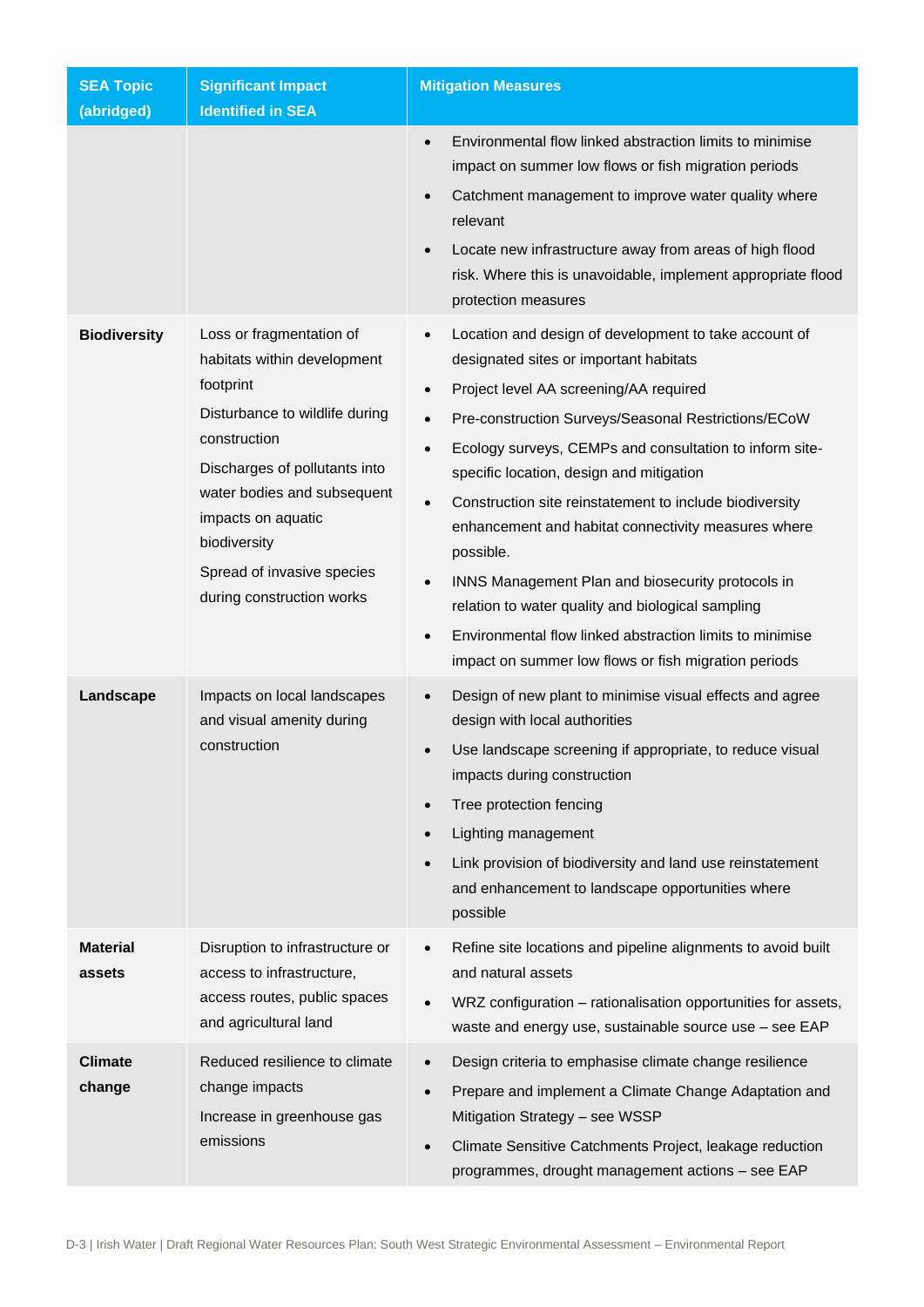| SEA Topic (abridged) | Significant Impact Identified in SEA | Mitigation Measures |
|---|---|---|
| | | • Environmental flow linked abstraction limits to minimise impact on summer low flows or fish migration periods<br>• Catchment management to improve water quality where relevant<br>• Locate new infrastructure away from areas of high flood risk. Where this is unavoidable, implement appropriate flood protection measures |
| **Biodiversity** | Loss or fragmentation of habitats within development footprint<br>Disturbance to wildlife during construction<br>Discharges of pollutants into water bodies and subsequent impacts on aquatic biodiversity<br>Spread of invasive species during construction works | • Location and design of development to take account of designated sites or important habitats<br>• Project level AA screening/AA required<br>• Pre-construction Surveys/Seasonal Restrictions/ECoW<br>• Ecology surveys, CEMPs and consultation to inform site-specific location, design and mitigation<br>• Construction site reinstatement to include biodiversity enhancement and habitat connectivity measures where possible.<br>• INNS Management Plan and biosecurity protocols in relation to water quality and biological sampling<br>• Environmental flow linked abstraction limits to minimise impact on summer low flows or fish migration periods |
| **Landscape** | Impacts on local landscapes and visual amenity during construction | • Design of new plant to minimise visual effects and agree design with local authorities<br>• Use landscape screening if appropriate, to reduce visual impacts during construction<br>• Tree protection fencing<br>• Lighting management<br>• Link provision of biodiversity and land use reinstatement and enhancement to landscape opportunities where possible |
| **Material assets** | Disruption to infrastructure or access to infrastructure, access routes, public spaces and agricultural land | • Refine site locations and pipeline alignments to avoid built and natural assets<br>• WRZ configuration – rationalisation opportunities for assets, waste and energy use, sustainable source use – see EAP |
| **Climate change** | Reduced resilience to climate change impacts<br>Increase in greenhouse gas emissions | • Design criteria to emphasise climate change resilience<br>• Prepare and implement a Climate Change Adaptation and Mitigation Strategy – see WSSP<br>• Climate Sensitive Catchments Project, leakage reduction programmes, drought management actions – see EAP |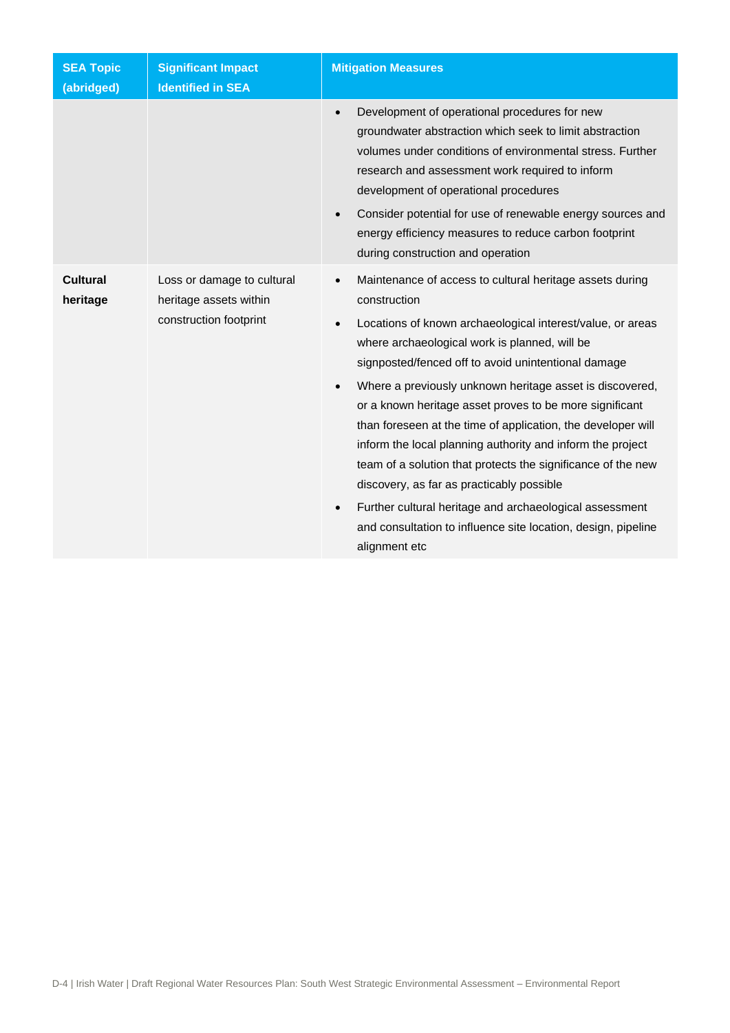| SEA Topic (abridged) | Significant Impact Identified in SEA | Mitigation Measures |
|---|---|---|
| | | • Development of operational procedures for new groundwater abstraction which seek to limit abstraction volumes under conditions of environmental stress. Further research and assessment work required to inform development of operational procedures<br>• Consider potential for use of renewable energy sources and energy efficiency measures to reduce carbon footprint during construction and operation |
| **Cultural heritage** | Loss or damage to cultural heritage assets within construction footprint | • Maintenance of access to cultural heritage assets during construction<br>• Locations of known archaeological interest/value, or areas where archaeological work is planned, will be signposted/fenced off to avoid unintentional damage<br>• Where a previously unknown heritage asset is discovered, or a known heritage asset proves to be more significant than foreseen at the time of application, the developer will inform the local planning authority and inform the project team of a solution that protects the significance of the new discovery, as far as practicably possible<br>• Further cultural heritage and archaeological assessment and consultation to influence site location, design, pipeline alignment etc |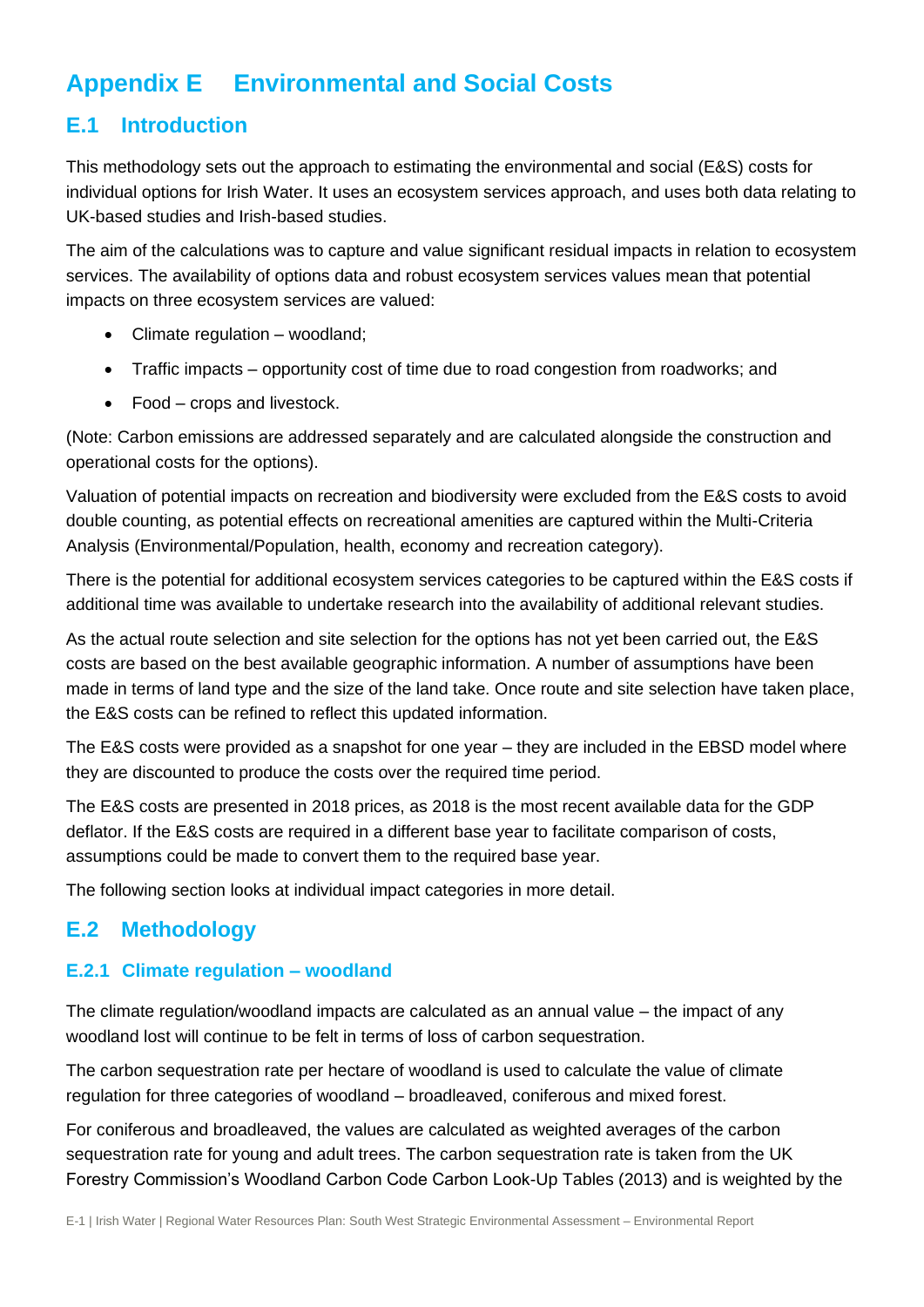# Appendix E Environmental and Social Costs

## E.1 Introduction

This methodology sets out the approach to estimating the environmental and social (E&S) costs for individual options for Irish Water. It uses an ecosystem services approach, and uses both data relating to UK-based studies and Irish-based studies.

The aim of the calculations was to capture and value significant residual impacts in relation to ecosystem services. The availability of options data and robust ecosystem services values mean that potential impacts on three ecosystem services are valued:

- Climate regulation – woodland;
- Traffic impacts – opportunity cost of time due to road congestion from roadworks; and
- Food – crops and livestock.

(Note: Carbon emissions are addressed separately and are calculated alongside the construction and operational costs for the options).

Valuation of potential impacts on recreation and biodiversity were excluded from the E&S costs to avoid double counting, as potential effects on recreational amenities are captured within the Multi-Criteria Analysis (Environmental/Population, health, economy and recreation category).

There is the potential for additional ecosystem services categories to be captured within the E&S costs if additional time was available to undertake research into the availability of additional relevant studies.

As the actual route selection and site selection for the options has not yet been carried out, the E&S costs are based on the best available geographic information. A number of assumptions have been made in terms of land type and the size of the land take. Once route and site selection have taken place, the E&S costs can be refined to reflect this updated information.

The E&S costs were provided as a snapshot for one year – they are included in the EBSD model where they are discounted to produce the costs over the required time period.

The E&S costs are presented in 2018 prices, as 2018 is the most recent available data for the GDP deflator. If the E&S costs are required in a different base year to facilitate comparison of costs, assumptions could be made to convert them to the required base year.

The following section looks at individual impact categories in more detail.

## E.2 Methodology

### E.2.1 Climate regulation – woodland

The climate regulation/woodland impacts are calculated as an annual value – the impact of any woodland lost will continue to be felt in terms of loss of carbon sequestration.

The carbon sequestration rate per hectare of woodland is used to calculate the value of climate regulation for three categories of woodland – broadleaved, coniferous and mixed forest.

For coniferous and broadleaved, the values are calculated as weighted averages of the carbon sequestration rate for young and adult trees. The carbon sequestration rate is taken from the UK Forestry Commission's Woodland Carbon Code Carbon Look-Up Tables (2013) and is weighted by the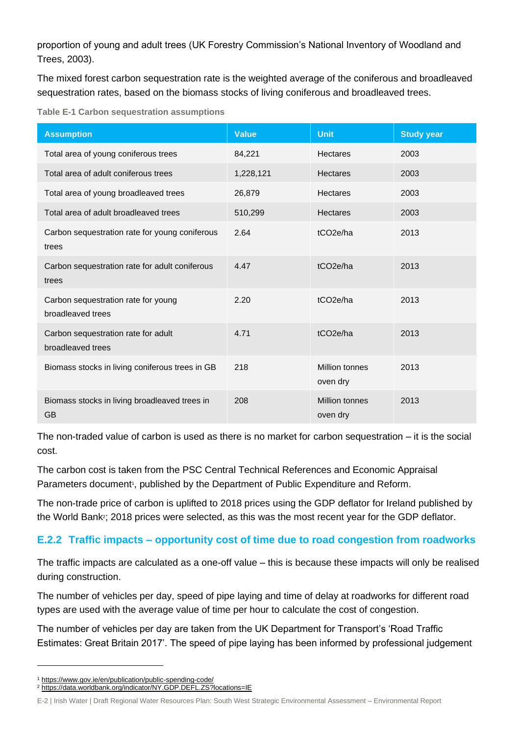proportion of young and adult trees (UK Forestry Commission's National Inventory of Woodland and Trees, 2003).

The mixed forest carbon sequestration rate is the weighted average of the coniferous and broadleaved sequestration rates, based on the biomass stocks of living coniferous and broadleaved trees.

**Table E-1 Carbon sequestration assumptions**

| Assumption | Value | Unit | Study year |
|---|---|---|---|
| Total area of young coniferous trees | 84,221 | Hectares | 2003 |
| Total area of adult coniferous trees | 1,228,121 | Hectares | 2003 |
| Total area of young broadleaved trees | 26,879 | Hectares | 2003 |
| Total area of adult broadleaved trees | 510,299 | Hectares | 2003 |
| Carbon sequestration rate for young coniferous trees | 2.64 | tCO2e/ha | 2013 |
| Carbon sequestration rate for adult coniferous trees | 4.47 | tCO2e/ha | 2013 |
| Carbon sequestration rate for young broadleaved trees | 2.20 | tCO2e/ha | 2013 |
| Carbon sequestration rate for adult broadleaved trees | 4.71 | tCO2e/ha | 2013 |
| Biomass stocks in living coniferous trees in GB | 218 | Million tonnes oven dry | 2013 |
| Biomass stocks in living broadleaved trees in GB | 208 | Million tonnes oven dry | 2013 |

The non-traded value of carbon is used as there is no market for carbon sequestration – it is the social cost.

The carbon cost is taken from the PSC Central Technical References and Economic Appraisal Parameters document[1], published by the Department of Public Expenditure and Reform.

The non-trade price of carbon is uplifted to 2018 prices using the GDP deflator for Ireland published by the World Bank[2]; 2018 prices were selected, as this was the most recent year for the GDP deflator.

### E.2.2 Traffic impacts – opportunity cost of time due to road congestion from roadworks

The traffic impacts are calculated as a one-off value – this is because these impacts will only be realised during construction.

The number of vehicles per day, speed of pipe laying and time of delay at roadworks for different road types are used with the average value of time per hour to calculate the cost of congestion.

The number of vehicles per day are taken from the UK Department for Transport's 'Road Traffic Estimates: Great Britain 2017'. The speed of pipe laying has been informed by professional judgement

---

[1] https://www.gov.ie/en/publication/public-spending-code/

[2] https://data.worldbank.org/indicator/NY.GDP.DEFL.ZS?locations=IE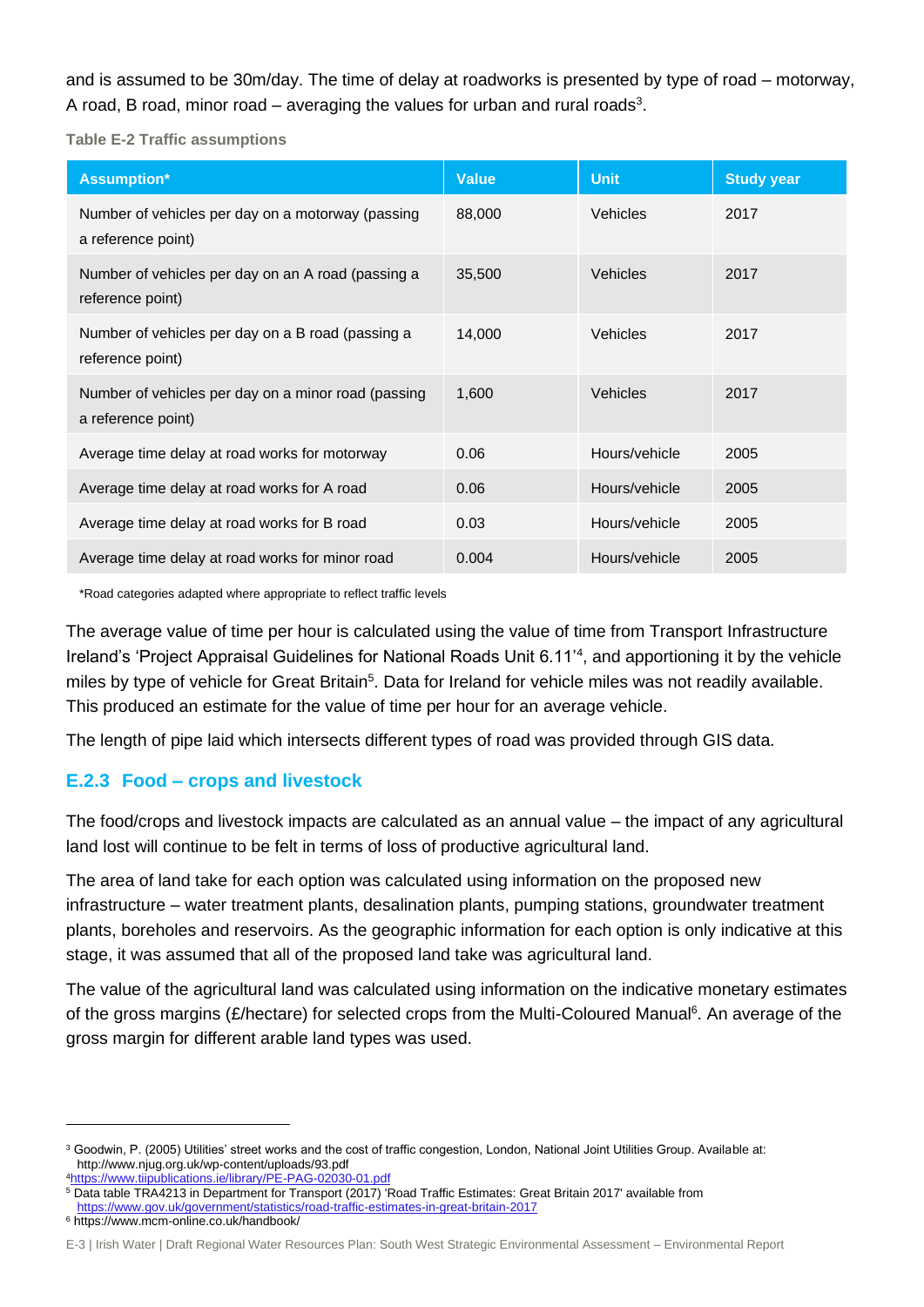and is assumed to be 30m/day. The time of delay at roadworks is presented by type of road – motorway, A road, B road, minor road – averaging the values for urban and rural roads[3].

Table E-2 Traffic assumptions

| Assumption* | Value | Unit | Study year |
|---|---|---|---|
| Number of vehicles per day on a motorway (passing a reference point) | 88,000 | Vehicles | 2017 |
| Number of vehicles per day on an A road (passing a reference point) | 35,500 | Vehicles | 2017 |
| Number of vehicles per day on a B road (passing a reference point) | 14,000 | Vehicles | 2017 |
| Number of vehicles per day on a minor road (passing a reference point) | 1,600 | Vehicles | 2017 |
| Average time delay at road works for motorway | 0.06 | Hours/vehicle | 2005 |
| Average time delay at road works for A road | 0.06 | Hours/vehicle | 2005 |
| Average time delay at road works for B road | 0.03 | Hours/vehicle | 2005 |
| Average time delay at road works for minor road | 0.004 | Hours/vehicle | 2005 |

*Road categories adapted where appropriate to reflect traffic levels

The average value of time per hour is calculated using the value of time from Transport Infrastructure Ireland's 'Project Appraisal Guidelines for National Roads Unit 6.11'[4], and apportioning it by the vehicle miles by type of vehicle for Great Britain[5]. Data for Ireland for vehicle miles was not readily available. This produced an estimate for the value of time per hour for an average vehicle.

The length of pipe laid which intersects different types of road was provided through GIS data.

### E.2.3 Food – crops and livestock

The food/crops and livestock impacts are calculated as an annual value – the impact of any agricultural land lost will continue to be felt in terms of loss of productive agricultural land.

The area of land take for each option was calculated using information on the proposed new infrastructure – water treatment plants, desalination plants, pumping stations, groundwater treatment plants, boreholes and reservoirs. As the geographic information for each option is only indicative at this stage, it was assumed that all of the proposed land take was agricultural land.

The value of the agricultural land was calculated using information on the indicative monetary estimates of the gross margins (£/hectare) for selected crops from the Multi-Coloured Manual[6]. An average of the gross margin for different arable land types was used.

---

[3] Goodwin, P. (2005) Utilities' street works and the cost of traffic congestion, London, National Joint Utilities Group. Available at: http://www.njug.org.uk/wp-content/uploads/93.pdf

[4] https://www.tiipublications.ie/library/PE-PAG-02030-01.pdf

[5] Data table TRA4213 in Department for Transport (2017) 'Road Traffic Estimates: Great Britain 2017' available from https://www.gov.uk/government/statistics/road-traffic-estimates-in-great-britain-2017

[6] https://www.mcm-online.co.uk/handbook/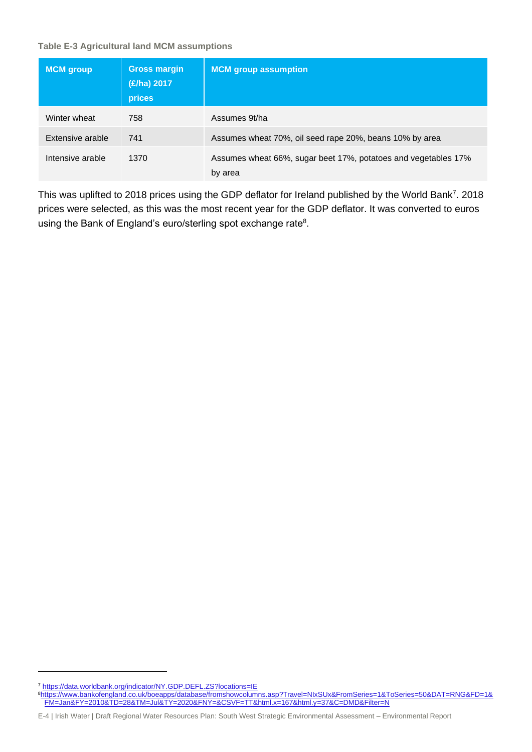**Table E-3 Agricultural land MCM assumptions**

| MCM group | Gross margin (£/ha) 2017 prices | MCM group assumption |
|---|---|---|
| Winter wheat | 758 | Assumes 9t/ha |
| Extensive arable | 741 | Assumes wheat 70%, oil seed rape 20%, beans 10% by area |
| Intensive arable | 1370 | Assumes wheat 66%, sugar beet 17%, potatoes and vegetables 17% by area |

This was uplifted to 2018 prices using the GDP deflator for Ireland published by the World Bank[7]. 2018 prices were selected, as this was the most recent year for the GDP deflator. It was converted to euros using the Bank of England's euro/sterling spot exchange rate[8].

---

[7] https://data.worldbank.org/indicator/NY.GDP.DEFL.ZS?locations=IE

[8] https://www.bankofengland.co.uk/boeapps/database/fromshowcolumns.asp?Travel=NIxSUx&FromSeries=1&ToSeries=50&DAT=RNG&FD=1&FM=Jan&FY=2010&TD=28&TM=Jul&TY=2020&FNY=&CSVF=TT&html.x=167&html.y=37&C=DMD&Filter=N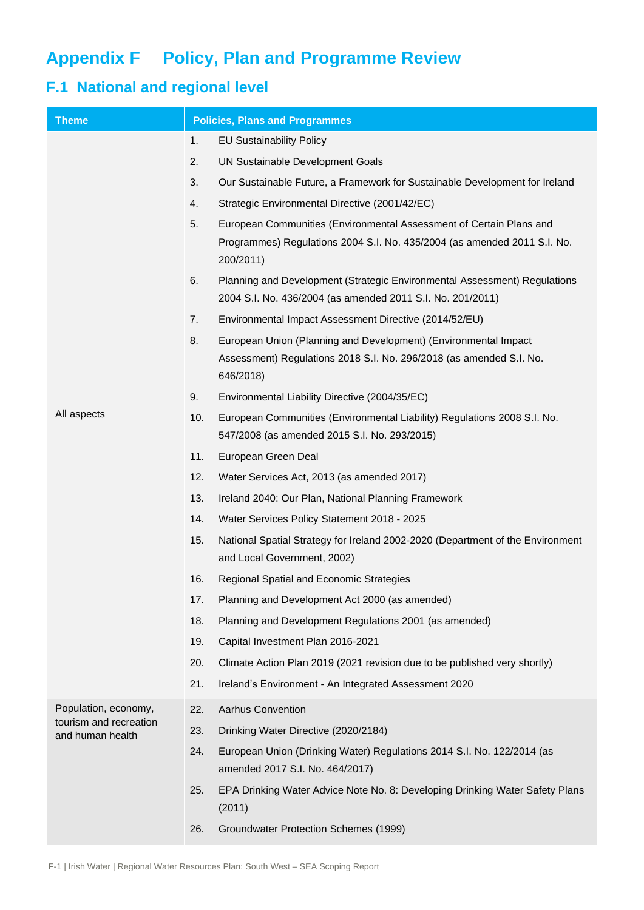# Appendix F Policy, Plan and Programme Review

## F.1 National and regional level

| Theme | Policies, Plans and Programmes |
| --- | --- |
| All aspects | 1. EU Sustainability Policy |
| | 2. UN Sustainable Development Goals |
| | 3. Our Sustainable Future, a Framework for Sustainable Development for Ireland |
| | 4. Strategic Environmental Directive (2001/42/EC) |
| | 5. European Communities (Environmental Assessment of Certain Plans and Programmes) Regulations 2004 S.I. No. 435/2004 (as amended 2011 S.I. No. 200/2011) |
| | 6. Planning and Development (Strategic Environmental Assessment) Regulations 2004 S.I. No. 436/2004 (as amended 2011 S.I. No. 201/2011) |
| | 7. Environmental Impact Assessment Directive (2014/52/EU) |
| | 8. European Union (Planning and Development) (Environmental Impact Assessment) Regulations 2018 S.I. No. 296/2018 (as amended S.I. No. 646/2018) |
| | 9. Environmental Liability Directive (2004/35/EC) |
| | 10. European Communities (Environmental Liability) Regulations 2008 S.I. No. 547/2008 (as amended 2015 S.I. No. 293/2015) |
| | 11. European Green Deal |
| | 12. Water Services Act, 2013 (as amended 2017) |
| | 13. Ireland 2040: Our Plan, National Planning Framework |
| | 14. Water Services Policy Statement 2018 - 2025 |
| | 15. National Spatial Strategy for Ireland 2002-2020 (Department of the Environment and Local Government, 2002) |
| | 16. Regional Spatial and Economic Strategies |
| | 17. Planning and Development Act 2000 (as amended) |
| | 18. Planning and Development Regulations 2001 (as amended) |
| | 19. Capital Investment Plan 2016-2021 |
| | 20. Climate Action Plan 2019 (2021 revision due to be published very shortly) |
| | 21. Ireland's Environment - An Integrated Assessment 2020 |
| Population, economy, tourism and recreation and human health | 22. Aarhus Convention |
| | 23. Drinking Water Directive (2020/2184) |
| | 24. European Union (Drinking Water) Regulations 2014 S.I. No. 122/2014 (as amended 2017 S.I. No. 464/2017) |
| | 25. EPA Drinking Water Advice Note No. 8: Developing Drinking Water Safety Plans (2011) |
| | 26. Groundwater Protection Schemes (1999) |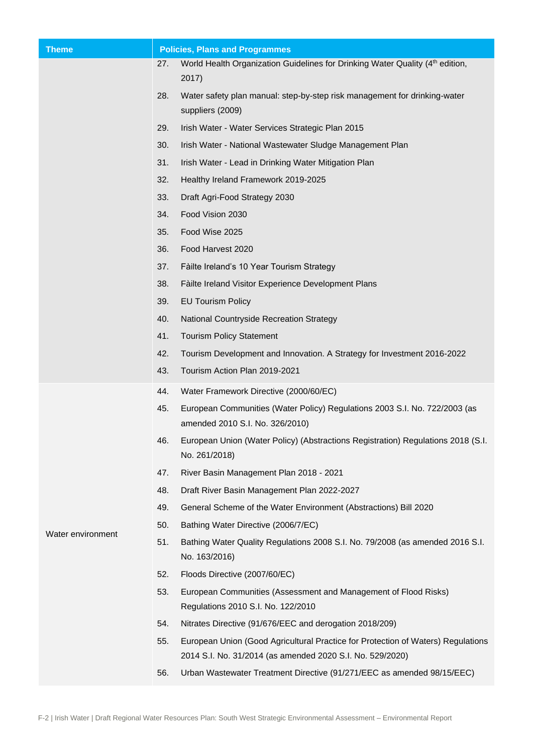| Theme | Policies, Plans and Programmes |
| --- | --- |
| | 27. World Health Organization Guidelines for Drinking Water Quality (4th edition, 2017) |
| | 28. Water safety plan manual: step-by-step risk management for drinking-water suppliers (2009) |
| | 29. Irish Water - Water Services Strategic Plan 2015 |
| | 30. Irish Water - National Wastewater Sludge Management Plan |
| | 31. Irish Water - Lead in Drinking Water Mitigation Plan |
| | 32. Healthy Ireland Framework 2019-2025 |
| | 33. Draft Agri-Food Strategy 2030 |
| | 34. Food Vision 2030 |
| | 35. Food Wise 2025 |
| | 36. Food Harvest 2020 |
| | 37. Fàilte Ireland's 10 Year Tourism Strategy |
| | 38. Fàilte Ireland Visitor Experience Development Plans |
| | 39. EU Tourism Policy |
| | 40. National Countryside Recreation Strategy |
| | 41. Tourism Policy Statement |
| | 42. Tourism Development and Innovation. A Strategy for Investment 2016-2022 |
| | 43. Tourism Action Plan 2019-2021 |
| Water environment | 44. Water Framework Directive (2000/60/EC) |
| | 45. European Communities (Water Policy) Regulations 2003 S.I. No. 722/2003 (as amended 2010 S.I. No. 326/2010) |
| | 46. European Union (Water Policy) (Abstractions Registration) Regulations 2018 (S.I. No. 261/2018) |
| | 47. River Basin Management Plan 2018 - 2021 |
| | 48. Draft River Basin Management Plan 2022-2027 |
| | 49. General Scheme of the Water Environment (Abstractions) Bill 2020 |
| | 50. Bathing Water Directive (2006/7/EC) |
| | 51. Bathing Water Quality Regulations 2008 S.I. No. 79/2008 (as amended 2016 S.I. No. 163/2016) |
| | 52. Floods Directive (2007/60/EC) |
| | 53. European Communities (Assessment and Management of Flood Risks) Regulations 2010 S.I. No. 122/2010 |
| | 54. Nitrates Directive (91/676/EEC and derogation 2018/209) |
| | 55. European Union (Good Agricultural Practice for Protection of Waters) Regulations 2014 S.I. No. 31/2014 (as amended 2020 S.I. No. 529/2020) |
| | 56. Urban Wastewater Treatment Directive (91/271/EEC as amended 98/15/EEC) |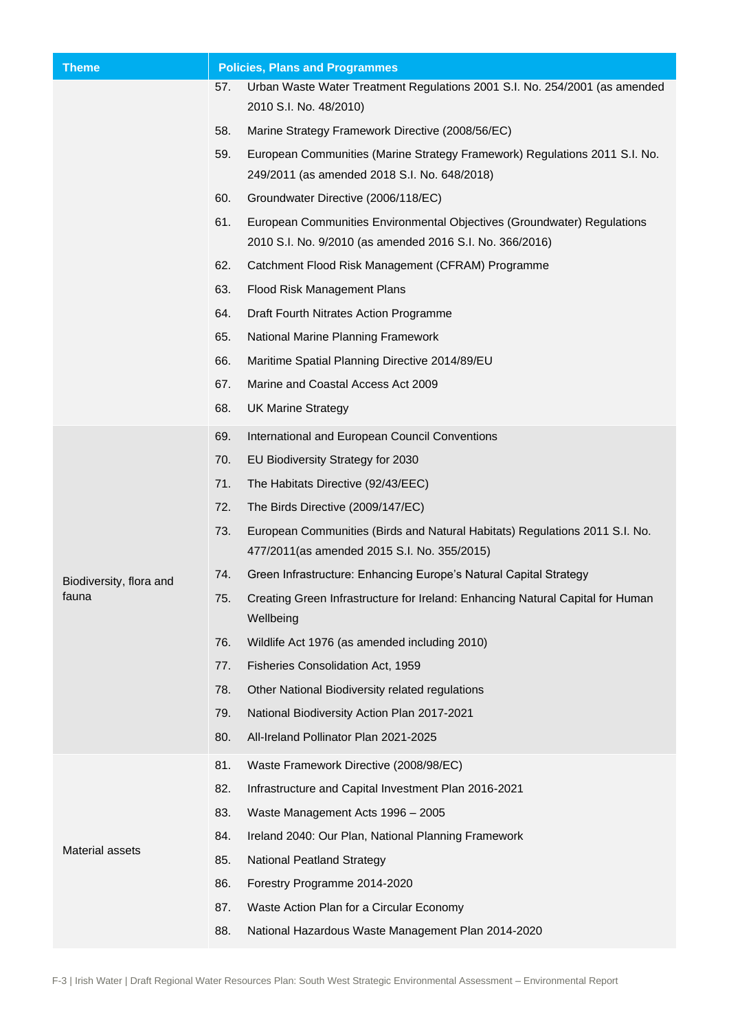| Theme | Policies, Plans and Programmes |
|---|---|
| | 57. Urban Waste Water Treatment Regulations 2001 S.I. No. 254/2001 (as amended 2010 S.I. No. 48/2010)<br>58. Marine Strategy Framework Directive (2008/56/EC)<br>59. European Communities (Marine Strategy Framework) Regulations 2011 S.I. No. 249/2011 (as amended 2018 S.I. No. 648/2018)<br>60. Groundwater Directive (2006/118/EC)<br>61. European Communities Environmental Objectives (Groundwater) Regulations 2010 S.I. No. 9/2010 (as amended 2016 S.I. No. 366/2016)<br>62. Catchment Flood Risk Management (CFRAM) Programme<br>63. Flood Risk Management Plans<br>64. Draft Fourth Nitrates Action Programme<br>65. National Marine Planning Framework<br>66. Maritime Spatial Planning Directive 2014/89/EU<br>67. Marine and Coastal Access Act 2009<br>68. UK Marine Strategy |
| Biodiversity, flora and fauna | 69. International and European Council Conventions<br>70. EU Biodiversity Strategy for 2030<br>71. The Habitats Directive (92/43/EEC)<br>72. The Birds Directive (2009/147/EC)<br>73. European Communities (Birds and Natural Habitats) Regulations 2011 S.I. No. 477/2011(as amended 2015 S.I. No. 355/2015)<br>74. Green Infrastructure: Enhancing Europe's Natural Capital Strategy<br>75. Creating Green Infrastructure for Ireland: Enhancing Natural Capital for Human Wellbeing<br>76. Wildlife Act 1976 (as amended including 2010)<br>77. Fisheries Consolidation Act, 1959<br>78. Other National Biodiversity related regulations<br>79. National Biodiversity Action Plan 2017-2021<br>80. All-Ireland Pollinator Plan 2021-2025 |
| Material assets | 81. Waste Framework Directive (2008/98/EC)<br>82. Infrastructure and Capital Investment Plan 2016-2021<br>83. Waste Management Acts 1996 – 2005<br>84. Ireland 2040: Our Plan, National Planning Framework<br>85. National Peatland Strategy<br>86. Forestry Programme 2014-2020<br>87. Waste Action Plan for a Circular Economy<br>88. National Hazardous Waste Management Plan 2014-2020 |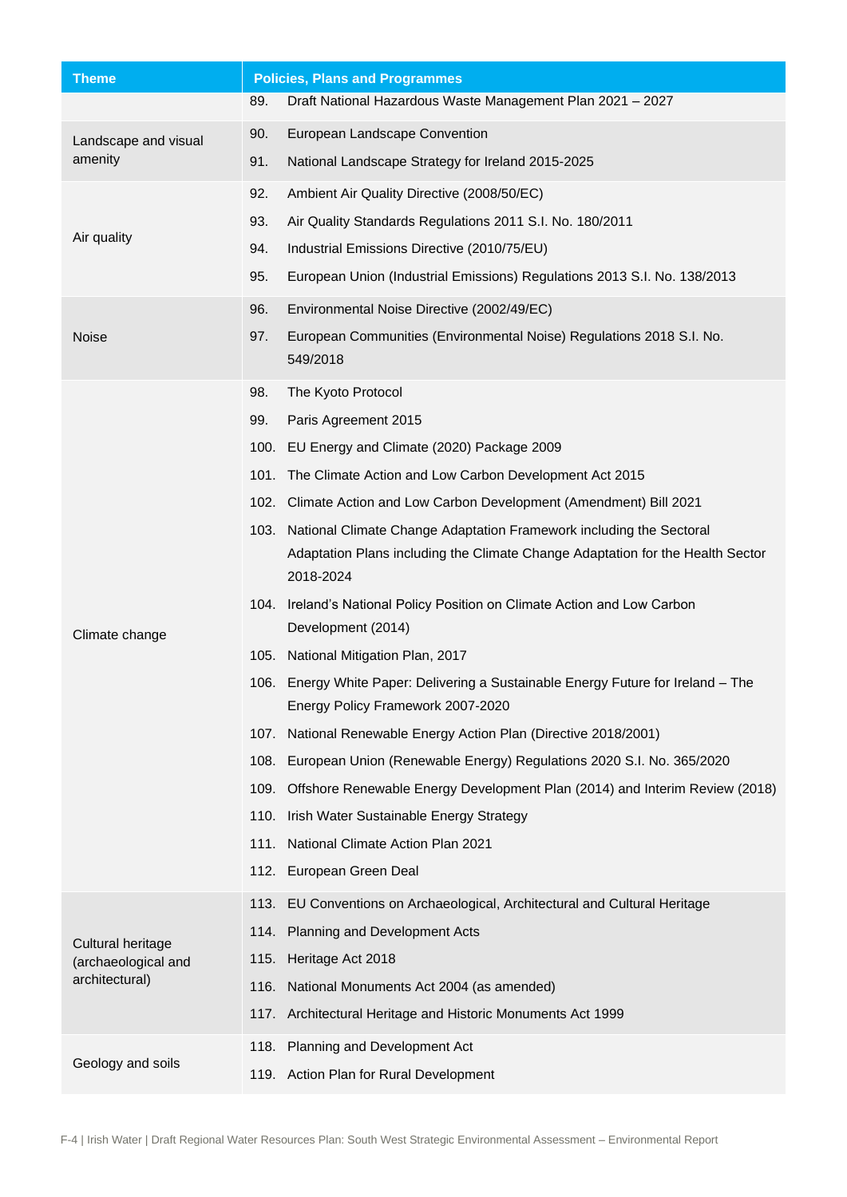| Theme | Policies, Plans and Programmes |
|---|---|
| | 89. Draft National Hazardous Waste Management Plan 2021 – 2027 |
| Landscape and visual amenity | 90. European Landscape Convention |
| | 91. National Landscape Strategy for Ireland 2015-2025 |
| Air quality | 92. Ambient Air Quality Directive (2008/50/EC) |
| | 93. Air Quality Standards Regulations 2011 S.I. No. 180/2011 |
| | 94. Industrial Emissions Directive (2010/75/EU) |
| | 95. European Union (Industrial Emissions) Regulations 2013 S.I. No. 138/2013 |
| Noise | 96. Environmental Noise Directive (2002/49/EC) |
| | 97. European Communities (Environmental Noise) Regulations 2018 S.I. No. 549/2018 |
| Climate change | 98. The Kyoto Protocol |
| | 99. Paris Agreement 2015 |
| | 100. EU Energy and Climate (2020) Package 2009 |
| | 101. The Climate Action and Low Carbon Development Act 2015 |
| | 102. Climate Action and Low Carbon Development (Amendment) Bill 2021 |
| | 103. National Climate Change Adaptation Framework including the Sectoral Adaptation Plans including the Climate Change Adaptation for the Health Sector 2018-2024 |
| | 104. Ireland's National Policy Position on Climate Action and Low Carbon Development (2014) |
| | 105. National Mitigation Plan, 2017 |
| | 106. Energy White Paper: Delivering a Sustainable Energy Future for Ireland – The Energy Policy Framework 2007-2020 |
| | 107. National Renewable Energy Action Plan (Directive 2018/2001) |
| | 108. European Union (Renewable Energy) Regulations 2020 S.I. No. 365/2020 |
| | 109. Offshore Renewable Energy Development Plan (2014) and Interim Review (2018) |
| | 110. Irish Water Sustainable Energy Strategy |
| | 111. National Climate Action Plan 2021 |
| | 112. European Green Deal |
| Cultural heritage (archaeological and architectural) | 113. EU Conventions on Archaeological, Architectural and Cultural Heritage |
| | 114. Planning and Development Acts |
| | 115. Heritage Act 2018 |
| | 116. National Monuments Act 2004 (as amended) |
| | 117. Architectural Heritage and Historic Monuments Act 1999 |
| Geology and soils | 118. Planning and Development Act |
| | 119. Action Plan for Rural Development |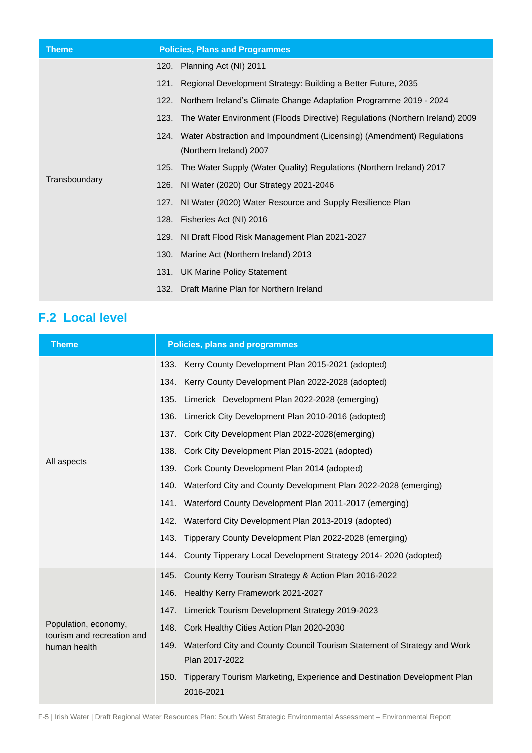| Theme | Policies, Plans and Programmes |
|---|---|
| Transboundary | 120. Planning Act (NI) 2011<br>121. Regional Development Strategy: Building a Better Future, 2035<br>122. Northern Ireland's Climate Change Adaptation Programme 2019 - 2024<br>123. The Water Environment (Floods Directive) Regulations (Northern Ireland) 2009<br>124. Water Abstraction and Impoundment (Licensing) (Amendment) Regulations (Northern Ireland) 2007<br>125. The Water Supply (Water Quality) Regulations (Northern Ireland) 2017<br>126. NI Water (2020) Our Strategy 2021-2046<br>127. NI Water (2020) Water Resource and Supply Resilience Plan<br>128. Fisheries Act (NI) 2016<br>129. NI Draft Flood Risk Management Plan 2021-2027<br>130. Marine Act (Northern Ireland) 2013<br>131. UK Marine Policy Statement<br>132. Draft Marine Plan for Northern Ireland |

## F.2 Local level

| Theme | Policies, plans and programmes |
|---|---|
| All aspects | 133. Kerry County Development Plan 2015-2021 (adopted)<br>134. Kerry County Development Plan 2022-2028 (adopted)<br>135. Limerick Development Plan 2022-2028 (emerging)<br>136. Limerick City Development Plan 2010-2016 (adopted)<br>137. Cork City Development Plan 2022-2028(emerging)<br>138. Cork City Development Plan 2015-2021 (adopted)<br>139. Cork County Development Plan 2014 (adopted)<br>140. Waterford City and County Development Plan 2022-2028 (emerging)<br>141. Waterford County Development Plan 2011-2017 (emerging)<br>142. Waterford City Development Plan 2013-2019 (adopted)<br>143. Tipperary County Development Plan 2022-2028 (emerging)<br>144. County Tipperary Local Development Strategy 2014- 2020 (adopted) |
| Population, economy, tourism and recreation and human health | 145. County Kerry Tourism Strategy & Action Plan 2016-2022<br>146. Healthy Kerry Framework 2021-2027<br>147. Limerick Tourism Development Strategy 2019-2023<br>148. Cork Healthy Cities Action Plan 2020-2030<br>149. Waterford City and County Council Tourism Statement of Strategy and Work Plan 2017-2022<br>150. Tipperary Tourism Marketing, Experience and Destination Development Plan 2016-2021 |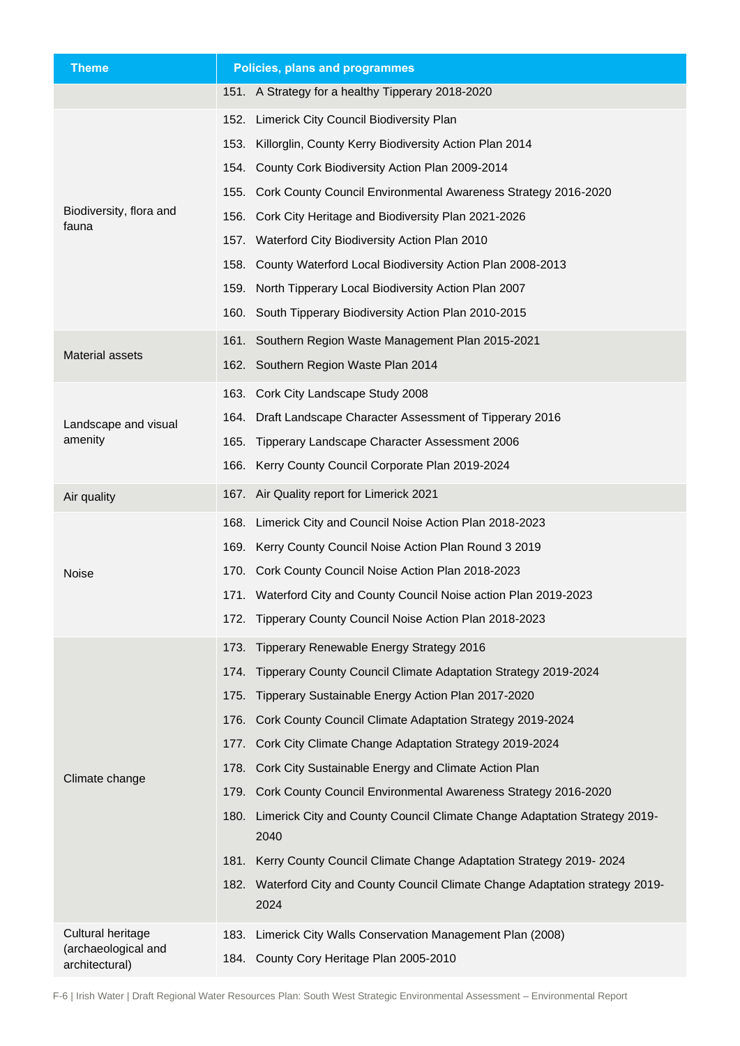| Theme | Policies, plans and programmes |
|---|---|
| | 151. A Strategy for a healthy Tipperary 2018-2020 |
| Biodiversity, flora and fauna | 152. Limerick City Council Biodiversity Plan<br>153. Killorglin, County Kerry Biodiversity Action Plan 2014<br>154. County Cork Biodiversity Action Plan 2009-2014<br>155. Cork County Council Environmental Awareness Strategy 2016-2020<br>156. Cork City Heritage and Biodiversity Plan 2021-2026<br>157. Waterford City Biodiversity Action Plan 2010<br>158. County Waterford Local Biodiversity Action Plan 2008-2013<br>159. North Tipperary Local Biodiversity Action Plan 2007<br>160. South Tipperary Biodiversity Action Plan 2010-2015 |
| Material assets | 161. Southern Region Waste Management Plan 2015-2021<br>162. Southern Region Waste Plan 2014 |
| Landscape and visual amenity | 163. Cork City Landscape Study 2008<br>164. Draft Landscape Character Assessment of Tipperary 2016<br>165. Tipperary Landscape Character Assessment 2006<br>166. Kerry County Council Corporate Plan 2019-2024 |
| Air quality | 167. Air Quality report for Limerick 2021 |
| Noise | 168. Limerick City and Council Noise Action Plan 2018-2023<br>169. Kerry County Council Noise Action Plan Round 3 2019<br>170. Cork County Council Noise Action Plan 2018-2023<br>171. Waterford City and County Council Noise action Plan 2019-2023<br>172. Tipperary County Council Noise Action Plan 2018-2023 |
| Climate change | 173. Tipperary Renewable Energy Strategy 2016<br>174. Tipperary County Council Climate Adaptation Strategy 2019-2024<br>175. Tipperary Sustainable Energy Action Plan 2017-2020<br>176. Cork County Council Climate Adaptation Strategy 2019-2024<br>177. Cork City Climate Change Adaptation Strategy 2019-2024<br>178. Cork City Sustainable Energy and Climate Action Plan<br>179. Cork County Council Environmental Awareness Strategy 2016-2020<br>180. Limerick City and County Council Climate Change Adaptation Strategy 2019-2040<br>181. Kerry County Council Climate Change Adaptation Strategy 2019- 2024<br>182. Waterford City and County Council Climate Change Adaptation strategy 2019-2024 |
| Cultural heritage (archaeological and architectural) | 183. Limerick City Walls Conservation Management Plan (2008)<br>184. County Cory Heritage Plan 2005-2010 |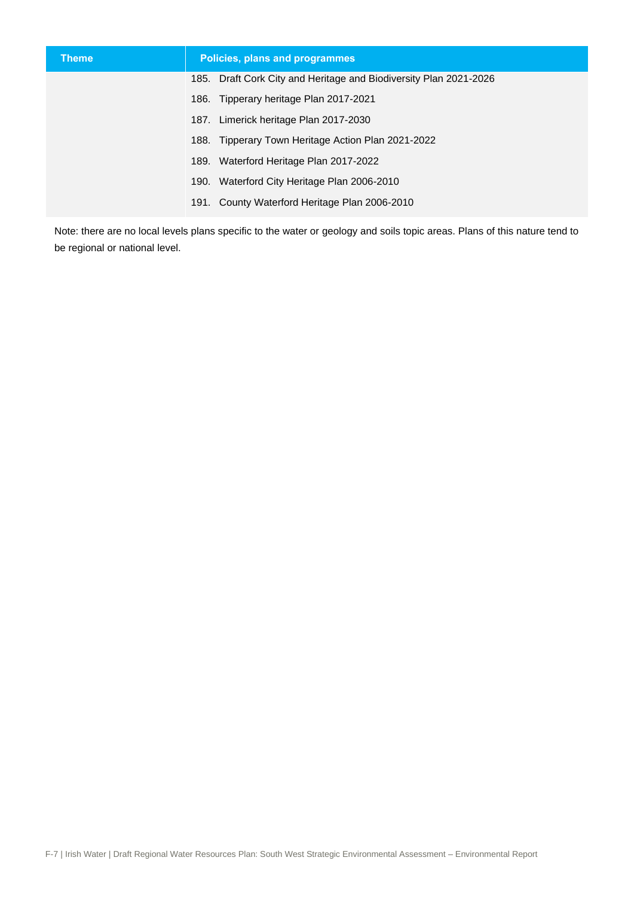| Theme | Policies, plans and programmes |
|---|---|
| | 185. Draft Cork City and Heritage and Biodiversity Plan 2021-2026<br>186. Tipperary heritage Plan 2017-2021<br>187. Limerick heritage Plan 2017-2030<br>188. Tipperary Town Heritage Action Plan 2021-2022<br>189. Waterford Heritage Plan 2017-2022<br>190. Waterford City Heritage Plan 2006-2010<br>191. County Waterford Heritage Plan 2006-2010 |

Note: there are no local levels plans specific to the water or geology and soils topic areas. Plans of this nature tend to be regional or national level.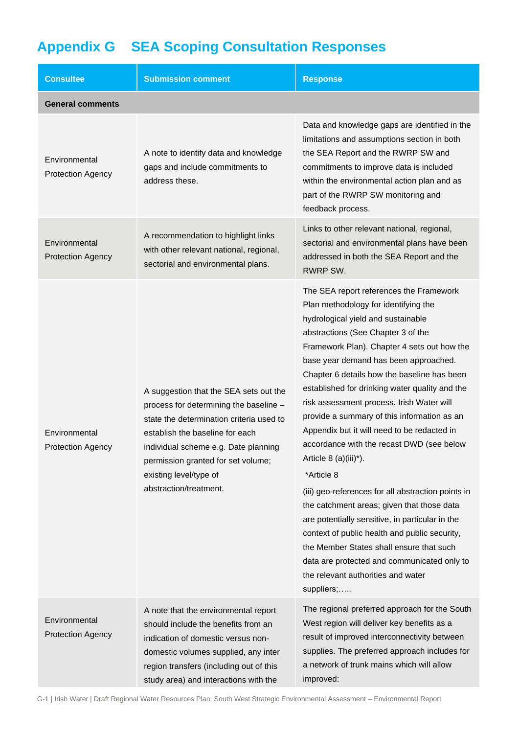# Appendix G SEA Scoping Consultation Responses

| Consultee | Submission comment | Response |
|---|---|---|
| **General comments** | | |
| Environmental Protection Agency | A note to identify data and knowledge gaps and include commitments to address these. | Data and knowledge gaps are identified in the limitations and assumptions section in both the SEA Report and the RWRP SW and commitments to improve data is included within the environmental action plan and as part of the RWRP SW monitoring and feedback process. |
| Environmental Protection Agency | A recommendation to highlight links with other relevant national, regional, sectorial and environmental plans. | Links to other relevant national, regional, sectorial and environmental plans have been addressed in both the SEA Report and the RWRP SW. |
| Environmental Protection Agency | A suggestion that the SEA sets out the process for determining the baseline – state the determination criteria used to establish the baseline for each individual scheme e.g. Date planning permission granted for set volume; existing level/type of abstraction/treatment. | The SEA report references the Framework Plan methodology for identifying the hydrological yield and sustainable abstractions (See Chapter 3 of the Framework Plan). Chapter 4 sets out how the base year demand has been approached. Chapter 6 details how the baseline has been established for drinking water quality and the risk assessment process. Irish Water will provide a summary of this information as an Appendix but it will need to be redacted in accordance with the recast DWD (see below Article 8 (a)(iii)*).<br><br>*Article 8<br><br>(iii) geo-references for all abstraction points in the catchment areas; given that those data are potentially sensitive, in particular in the context of public health and public security, the Member States shall ensure that such data are protected and communicated only to the relevant authorities and water suppliers;….. |
| Environmental Protection Agency | A note that the environmental report should include the benefits from an indication of domestic versus non-domestic volumes supplied, any inter region transfers (including out of this study area) and interactions with the | The regional preferred approach for the South West region will deliver key benefits as a result of improved interconnectivity between supplies. The preferred approach includes for a network of trunk mains which will allow improved: |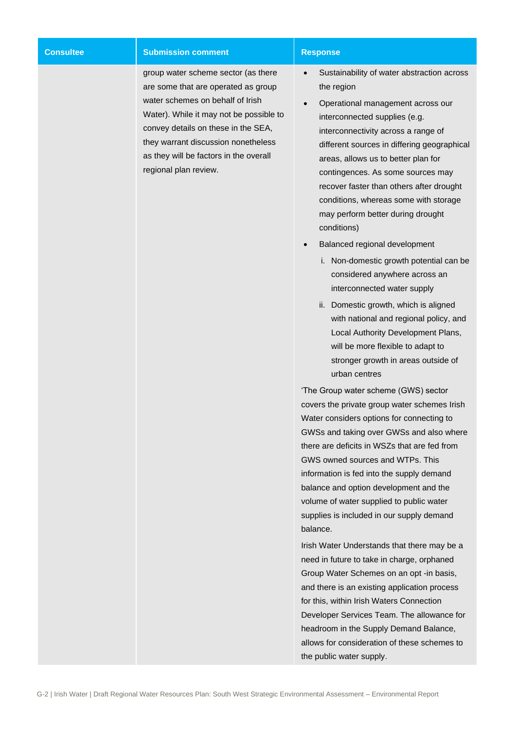| Consultee | Submission comment | Response |
|---|---|---|
| | group water scheme sector (as there are some that are operated as group water schemes on behalf of Irish Water). While it may not be possible to convey details on these in the SEA, they warrant discussion nonetheless as they will be factors in the overall regional plan review. | • Sustainability of water abstraction across the region<br>• Operational management across our interconnected supplies (e.g. interconnectivity across a range of different sources in differing geographical areas, allows us to better plan for contingences. As some sources may recover faster than others after drought conditions, whereas some with storage may perform better during drought conditions)<br>• Balanced regional development<br>i. Non-domestic growth potential can be considered anywhere across an interconnected water supply<br>ii. Domestic growth, which is aligned with national and regional policy, and Local Authority Development Plans, will be more flexible to adapt to stronger growth in areas outside of urban centres<br><br>'The Group water scheme (GWS) sector covers the private group water schemes Irish Water considers options for connecting to GWSs and taking over GWSs and also where there are deficits in WSZs that are fed from GWS owned sources and WTPs. This information is fed into the supply demand balance and option development and the volume of water supplied to public water supplies is included in our supply demand balance.<br><br>Irish Water Understands that there may be a need in future to take in charge, orphaned Group Water Schemes on an opt -in basis, and there is an existing application process for this, within Irish Waters Connection Developer Services Team. The allowance for headroom in the Supply Demand Balance, allows for consideration of these schemes to the public water supply. |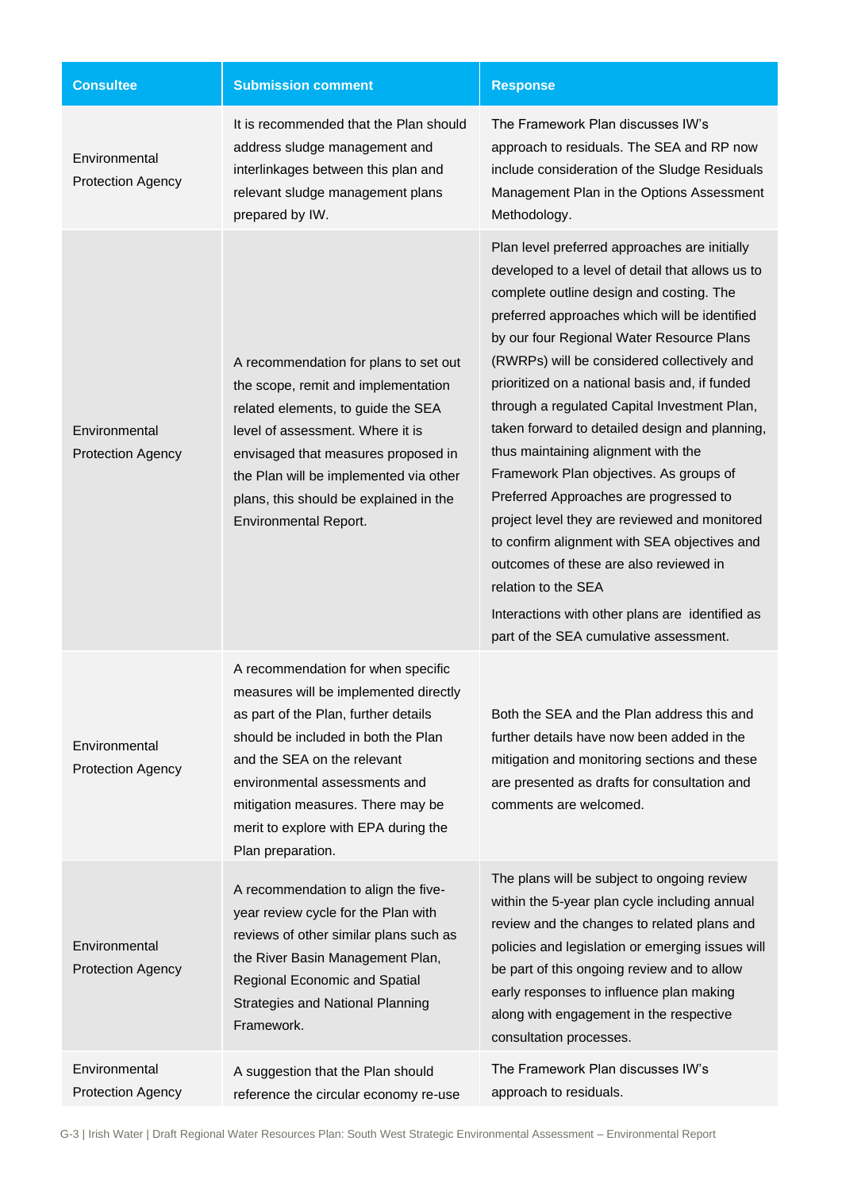| Consultee | Submission comment | Response |
|---|---|---|
| Environmental Protection Agency | It is recommended that the Plan should address sludge management and interlinkages between this plan and relevant sludge management plans prepared by IW. | The Framework Plan discusses IW's approach to residuals. The SEA and RP now include consideration of the Sludge Residuals Management Plan in the Options Assessment Methodology. |
| Environmental Protection Agency | A recommendation for plans to set out the scope, remit and implementation related elements, to guide the SEA level of assessment. Where it is envisaged that measures proposed in the Plan will be implemented via other plans, this should be explained in the Environmental Report. | Plan level preferred approaches are initially developed to a level of detail that allows us to complete outline design and costing. The preferred approaches which will be identified by our four Regional Water Resource Plans (RWRPs) will be considered collectively and prioritized on a national basis and, if funded through a regulated Capital Investment Plan, taken forward to detailed design and planning, thus maintaining alignment with the Framework Plan objectives. As groups of Preferred Approaches are progressed to project level they are reviewed and monitored to confirm alignment with SEA objectives and outcomes of these are also reviewed in relation to the SEA<br><br>Interactions with other plans are identified as part of the SEA cumulative assessment. |
| Environmental Protection Agency | A recommendation for when specific measures will be implemented directly as part of the Plan, further details should be included in both the Plan and the SEA on the relevant environmental assessments and mitigation measures. There may be merit to explore with EPA during the Plan preparation. | Both the SEA and the Plan address this and further details have now been added in the mitigation and monitoring sections and these are presented as drafts for consultation and comments are welcomed. |
| Environmental Protection Agency | A recommendation to align the five-year review cycle for the Plan with reviews of other similar plans such as the River Basin Management Plan, Regional Economic and Spatial Strategies and National Planning Framework. | The plans will be subject to ongoing review within the 5-year plan cycle including annual review and the changes to related plans and policies and legislation or emerging issues will be part of this ongoing review and to allow early responses to influence plan making along with engagement in the respective consultation processes. |
| Environmental Protection Agency | A suggestion that the Plan should reference the circular economy re-use | The Framework Plan discusses IW's approach to residuals. |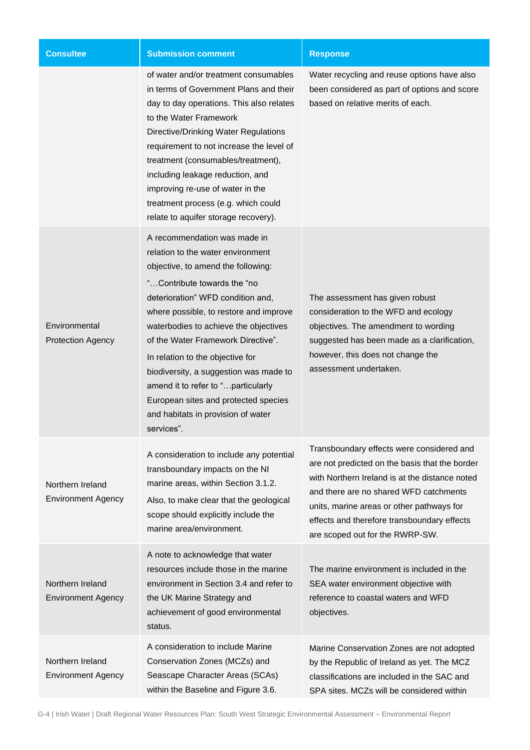| Consultee | Submission comment | Response |
| --- | --- | --- |
| | of water and/or treatment consumables in terms of Government Plans and their day to day operations. This also relates to the Water Framework Directive/Drinking Water Regulations requirement to not increase the level of treatment (consumables/treatment), including leakage reduction, and improving re-use of water in the treatment process (e.g. which could relate to aquifer storage recovery). | Water recycling and reuse options have also been considered as part of options and score based on relative merits of each. |
| Environmental Protection Agency | A recommendation was made in relation to the water environment objective, to amend the following: "…Contribute towards the "no deterioration" WFD condition and, where possible, to restore and improve waterbodies to achieve the objectives of the Water Framework Directive". In relation to the objective for biodiversity, a suggestion was made to amend it to refer to "…particularly European sites and protected species and habitats in provision of water services". | The assessment has given robust consideration to the WFD and ecology objectives. The amendment to wording suggested has been made as a clarification, however, this does not change the assessment undertaken. |
| Northern Ireland Environment Agency | A consideration to include any potential transboundary impacts on the NI marine areas, within Section 3.1.2. Also, to make clear that the geological scope should explicitly include the marine area/environment. | Transboundary effects were considered and are not predicted on the basis that the border with Northern Ireland is at the distance noted and there are no shared WFD catchments units, marine areas or other pathways for effects and therefore transboundary effects are scoped out for the RWRP-SW. |
| Northern Ireland Environment Agency | A note to acknowledge that water resources include those in the marine environment in Section 3.4 and refer to the UK Marine Strategy and achievement of good environmental status. | The marine environment is included in the SEA water environment objective with reference to coastal waters and WFD objectives. |
| Northern Ireland Environment Agency | A consideration to include Marine Conservation Zones (MCZs) and Seascape Character Areas (SCAs) within the Baseline and Figure 3.6. | Marine Conservation Zones are not adopted by the Republic of Ireland as yet. The MCZ classifications are included in the SAC and SPA sites. MCZs will be considered within |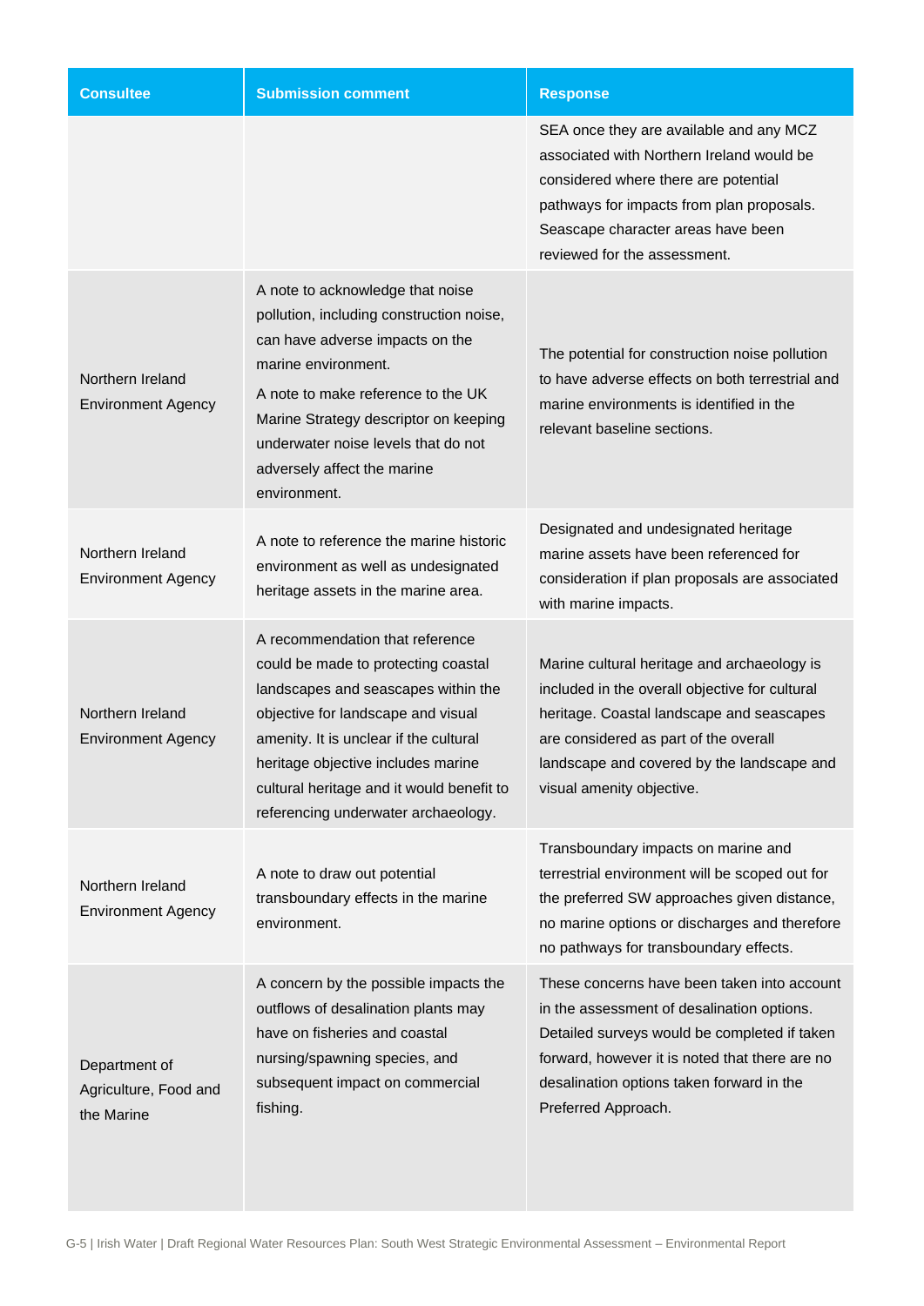| Consultee | Submission comment | Response |
|---|---|---|
| | | SEA once they are available and any MCZ associated with Northern Ireland would be considered where there are potential pathways for impacts from plan proposals. Seascape character areas have been reviewed for the assessment. |
| Northern Ireland Environment Agency | A note to acknowledge that noise pollution, including construction noise, can have adverse impacts on the marine environment. A note to make reference to the UK Marine Strategy descriptor on keeping underwater noise levels that do not adversely affect the marine environment. | The potential for construction noise pollution to have adverse effects on both terrestrial and marine environments is identified in the relevant baseline sections. |
| Northern Ireland Environment Agency | A note to reference the marine historic environment as well as undesignated heritage assets in the marine area. | Designated and undesignated heritage marine assets have been referenced for consideration if plan proposals are associated with marine impacts. |
| Northern Ireland Environment Agency | A recommendation that reference could be made to protecting coastal landscapes and seascapes within the objective for landscape and visual amenity. It is unclear if the cultural heritage objective includes marine cultural heritage and it would benefit to referencing underwater archaeology. | Marine cultural heritage and archaeology is included in the overall objective for cultural heritage. Coastal landscape and seascapes are considered as part of the overall landscape and covered by the landscape and visual amenity objective. |
| Northern Ireland Environment Agency | A note to draw out potential transboundary effects in the marine environment. | Transboundary impacts on marine and terrestrial environment will be scoped out for the preferred SW approaches given distance, no marine options or discharges and therefore no pathways for transboundary effects. |
| Department of Agriculture, Food and the Marine | A concern by the possible impacts the outflows of desalination plants may have on fisheries and coastal nursing/spawning species, and subsequent impact on commercial fishing. | These concerns have been taken into account in the assessment of desalination options. Detailed surveys would be completed if taken forward, however it is noted that there are no desalination options taken forward in the Preferred Approach. |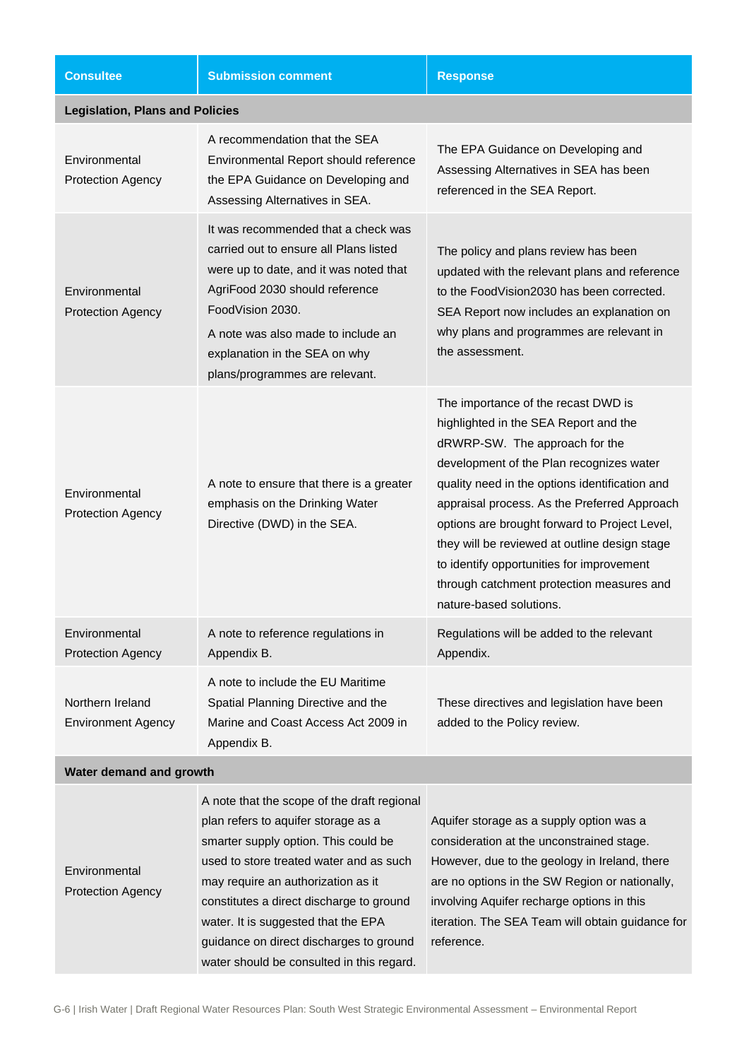| Consultee | Submission comment | Response |
|---|---|---|
| **Legislation, Plans and Policies** | | |
| Environmental Protection Agency | A recommendation that the SEA Environmental Report should reference the EPA Guidance on Developing and Assessing Alternatives in SEA. | The EPA Guidance on Developing and Assessing Alternatives in SEA has been referenced in the SEA Report. |
| Environmental Protection Agency | It was recommended that a check was carried out to ensure all Plans listed were up to date, and it was noted that AgriFood 2030 should reference FoodVision 2030. A note was also made to include an explanation in the SEA on why plans/programmes are relevant. | The policy and plans review has been updated with the relevant plans and reference to the FoodVision2030 has been corrected. SEA Report now includes an explanation on why plans and programmes are relevant in the assessment. |
| Environmental Protection Agency | A note to ensure that there is a greater emphasis on the Drinking Water Directive (DWD) in the SEA. | The importance of the recast DWD is highlighted in the SEA Report and the dRWRP-SW. The approach for the development of the Plan recognizes water quality need in the options identification and appraisal process. As the Preferred Approach options are brought forward to Project Level, they will be reviewed at outline design stage to identify opportunities for improvement through catchment protection measures and nature-based solutions. |
| Environmental Protection Agency | A note to reference regulations in Appendix B. | Regulations will be added to the relevant Appendix. |
| Northern Ireland Environment Agency | A note to include the EU Maritime Spatial Planning Directive and the Marine and Coast Access Act 2009 in Appendix B. | These directives and legislation have been added to the Policy review. |
| **Water demand and growth** | | |
| Environmental Protection Agency | A note that the scope of the draft regional plan refers to aquifer storage as a smarter supply option. This could be used to store treated water and as such may require an authorization as it constitutes a direct discharge to ground water. It is suggested that the EPA guidance on direct discharges to ground water should be consulted in this regard. | Aquifer storage as a supply option was a consideration at the unconstrained stage. However, due to the geology in Ireland, there are no options in the SW Region or nationally, involving Aquifer recharge options in this iteration. The SEA Team will obtain guidance for reference. |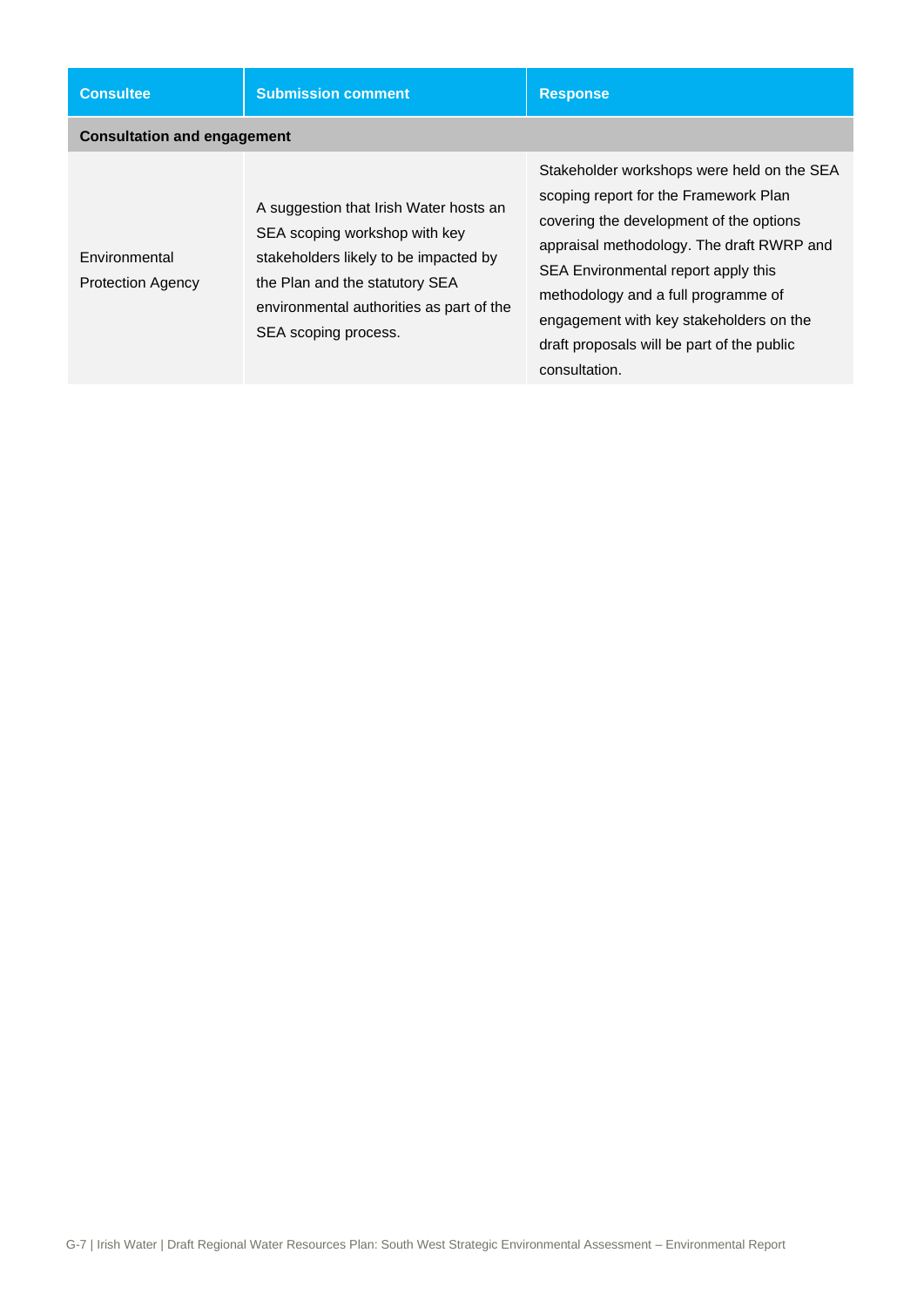| Consultee | Submission comment | Response |
|---|---|---|
| **Consultation and engagement** | | |
| Environmental Protection Agency | A suggestion that Irish Water hosts an SEA scoping workshop with key stakeholders likely to be impacted by the Plan and the statutory SEA environmental authorities as part of the SEA scoping process. | Stakeholder workshops were held on the SEA scoping report for the Framework Plan covering the development of the options appraisal methodology. The draft RWRP and SEA Environmental report apply this methodology and a full programme of engagement with key stakeholders on the draft proposals will be part of the public consultation. |